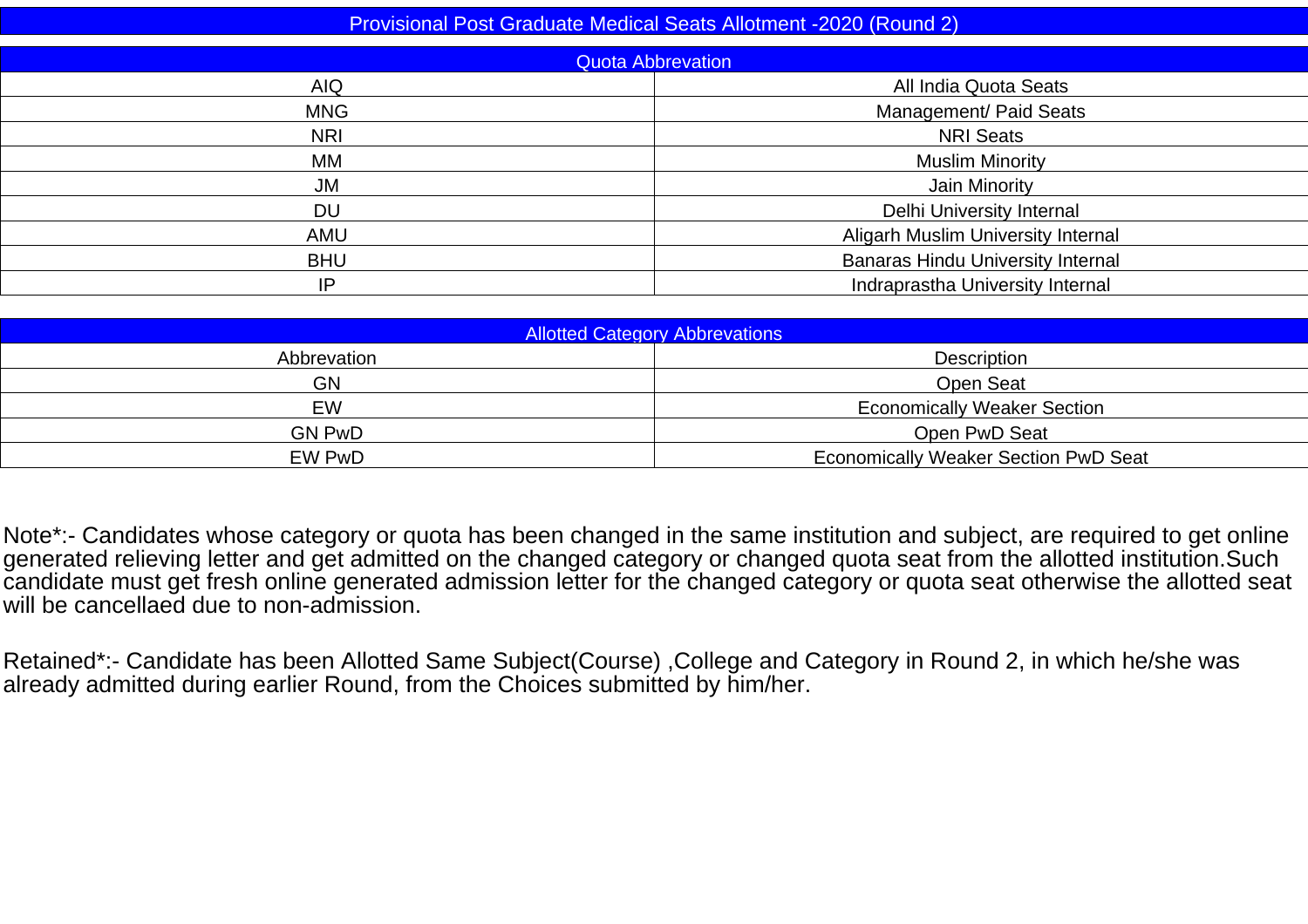# Provisional Post Graduate Medical Seats Allotment -2020 (Round 2)

| Quota Abbreviation | |
|---|---|
| AIQ | All India Quota Seats |
| MNG | Management/ Paid Seats |
| NRI | NRI Seats |
| MM | Muslim Minority |
| JM | Jain Minority |
| DU | Delhi University Internal |
| AMU | Aligarh Muslim University Internal |
| BHU | Banaras Hindu University Internal |
| IP | Indraprastha University Internal |

| Allotted Category Abbrevations | |
|---|---|
| Abbrevation | Description |
| GN | Open Seat |
| EW | Economically Weaker Section |
| GN PwD | Open PwD Seat |
| EW PwD | Economically Weaker Section PwD Seat |

Note*:- Candidates whose category or quota has been changed in the same institution and subject, are required to get online generated relieving letter and get admitted on the changed category or changed quota seat from the allotted institution.Such candidate must get fresh online generated admission letter for the changed category or quota seat otherwise the allotted seat will be cancellaed due to non-admission.

Retained*:- Candidate has been Allotted Same Subject(Course) ,College and Category in Round 2, in which he/she was already admitted during earlier Round, from the Choices submitted by him/her.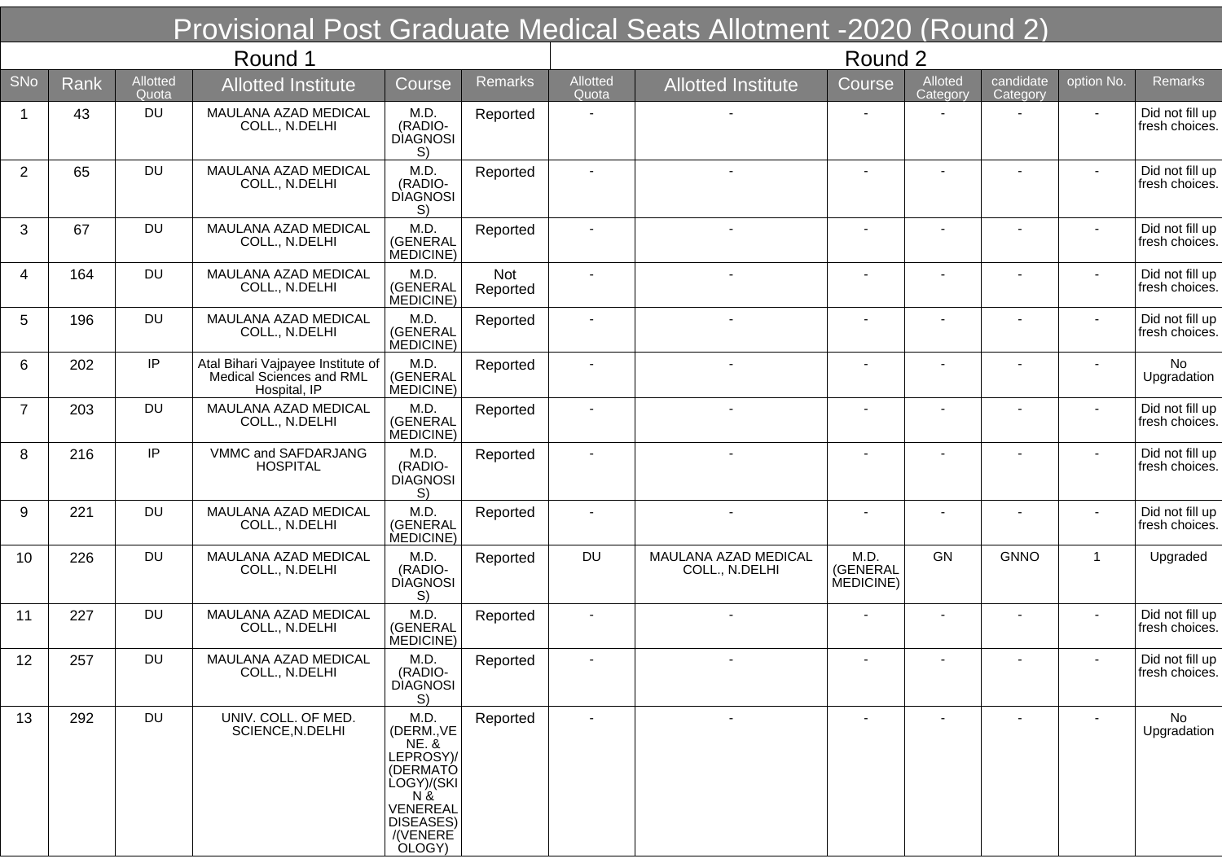# Provisional Post Graduate Medical Seats Allotment -2020 (Round 2)

| | Round 1 | | | | | Round 2 | | | | | | |
|---|---|---|---|---|---|---|---|---|---|---|---|---|
| SNo | Rank | Allotted Quota | Allotted Institute | Course | Remarks | Allotted Quota | Allotted Institute | Course | Alloted Category | candidate Category | option No. | Remarks |
| 1 | 43 | DU | MAULANA AZAD MEDICAL COLL., N.DELHI | M.D. (RADIO-DIAGNOSIS) | Reported | - | - | - | - | - | - | Did not fill up fresh choices. |
| 2 | 65 | DU | MAULANA AZAD MEDICAL COLL., N.DELHI | M.D. (RADIO-DIAGNOSIS) | Reported | - | - | - | - | - | - | Did not fill up fresh choices. |
| 3 | 67 | DU | MAULANA AZAD MEDICAL COLL., N.DELHI | M.D. (GENERAL MEDICINE) | Reported | - | - | - | - | - | - | Did not fill up fresh choices. |
| 4 | 164 | DU | MAULANA AZAD MEDICAL COLL., N.DELHI | M.D. (GENERAL MEDICINE) | Not Reported | - | - | - | - | - | - | Did not fill up fresh choices. |
| 5 | 196 | DU | MAULANA AZAD MEDICAL COLL., N.DELHI | M.D. (GENERAL MEDICINE) | Reported | - | - | - | - | - | - | Did not fill up fresh choices. |
| 6 | 202 | IP | Atal Bihari Vajpayee Institute of Medical Sciences and RML Hospital, IP | M.D. (GENERAL MEDICINE) | Reported | - | - | - | - | - | - | No Upgradation |
| 7 | 203 | DU | MAULANA AZAD MEDICAL COLL., N.DELHI | M.D. (GENERAL MEDICINE) | Reported | - | - | - | - | - | - | Did not fill up fresh choices. |
| 8 | 216 | IP | VMMC and SAFDARJANG HOSPITAL | M.D. (RADIO-DIAGNOSIS) | Reported | - | - | - | - | - | - | Did not fill up fresh choices. |
| 9 | 221 | DU | MAULANA AZAD MEDICAL COLL., N.DELHI | M.D. (GENERAL MEDICINE) | Reported | - | - | - | - | - | - | Did not fill up fresh choices. |
| 10 | 226 | DU | MAULANA AZAD MEDICAL COLL., N.DELHI | M.D. (RADIO-DIAGNOSIS) | Reported | DU | MAULANA AZAD MEDICAL COLL., N.DELHI | M.D. (GENERAL MEDICINE) | GN | GNNO | 1 | Upgraded |
| 11 | 227 | DU | MAULANA AZAD MEDICAL COLL., N.DELHI | M.D. (GENERAL MEDICINE) | Reported | - | - | - | - | - | - | Did not fill up fresh choices. |
| 12 | 257 | DU | MAULANA AZAD MEDICAL COLL., N.DELHI | M.D. (RADIO-DIAGNOSIS) | Reported | - | - | - | - | - | - | Did not fill up fresh choices. |
| 13 | 292 | DU | UNIV. COLL. OF MED. SCIENCE,N.DELHI | M.D. (DERM.,VENE. & LEPROSY)/(DERMATOLOGY)/(SKIN & VENEREAL DISEASES)/(VENEREOLOGY) | Reported | - | - | - | - | - | - | No Upgradation |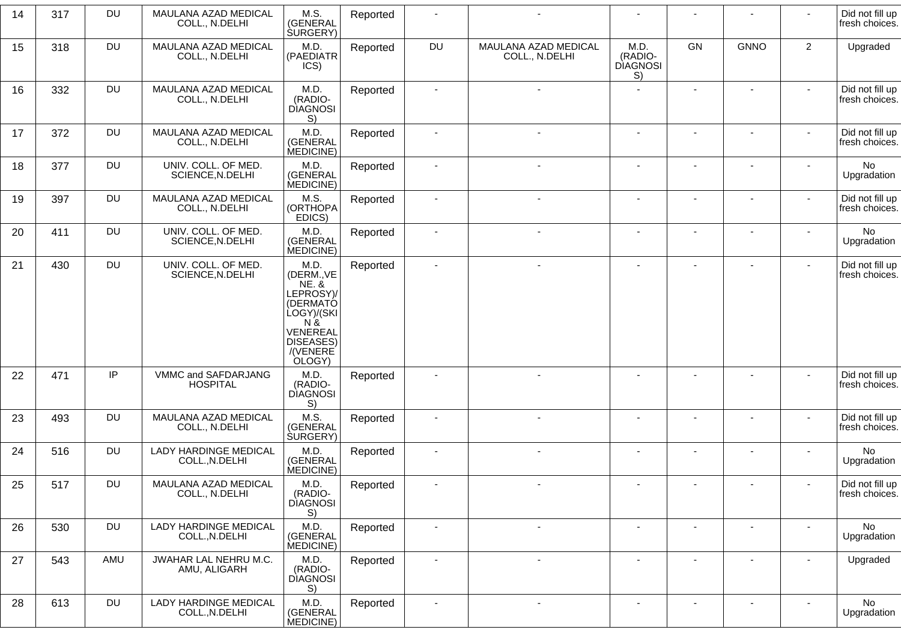| 14 | 317 | DU | MAULANA AZAD MEDICAL COLL., N.DELHI | M.S. (GENERAL SURGERY) | Reported | - | - | - | - | - | - | Did not fill up fresh choices. |
|---|---|---|---|---|---|---|---|---|---|---|---|---|
| 15 | 318 | DU | MAULANA AZAD MEDICAL COLL., N.DELHI | M.D. (PAEDIATRICS) | Reported | DU | MAULANA AZAD MEDICAL COLL., N.DELHI | M.D. (RADIO-DIAGNOSIS) | GN | GNNO | 2 | Upgraded |
| 16 | 332 | DU | MAULANA AZAD MEDICAL COLL., N.DELHI | M.D. (RADIO-DIAGNOSIS) | Reported | - | - | - | - | - | - | Did not fill up fresh choices. |
| 17 | 372 | DU | MAULANA AZAD MEDICAL COLL., N.DELHI | M.D. (GENERAL MEDICINE) | Reported | - | - | - | - | - | - | Did not fill up fresh choices. |
| 18 | 377 | DU | UNIV. COLL. OF MED. SCIENCE,N.DELHI | M.D. (GENERAL MEDICINE) | Reported | - | - | - | - | - | - | No Upgradation |
| 19 | 397 | DU | MAULANA AZAD MEDICAL COLL., N.DELHI | M.S. (ORTHOPAEDICS) | Reported | - | - | - | - | - | - | Did not fill up fresh choices. |
| 20 | 411 | DU | UNIV. COLL. OF MED. SCIENCE,N.DELHI | M.D. (GENERAL MEDICINE) | Reported | - | - | - | - | - | - | No Upgradation |
| 21 | 430 | DU | UNIV. COLL. OF MED. SCIENCE,N.DELHI | M.D. (DERM.,VENE. & LEPROSY)/(DERMATOLOGY)/(SKIN & VENEREAL DISEASES)/(VENEREOLOGY) | Reported | - | - | - | - | - | - | Did not fill up fresh choices. |
| 22 | 471 | IP | VMMC and SAFDARJANG HOSPITAL | M.D. (RADIO-DIAGNOSIS) | Reported | - | - | - | - | - | - | Did not fill up fresh choices. |
| 23 | 493 | DU | MAULANA AZAD MEDICAL COLL., N.DELHI | M.S. (GENERAL SURGERY) | Reported | - | - | - | - | - | - | Did not fill up fresh choices. |
| 24 | 516 | DU | LADY HARDINGE MEDICAL COLL.,N.DELHI | M.D. (GENERAL MEDICINE) | Reported | - | - | - | - | - | - | No Upgradation |
| 25 | 517 | DU | MAULANA AZAD MEDICAL COLL., N.DELHI | M.D. (RADIO-DIAGNOSIS) | Reported | - | - | - | - | - | - | Did not fill up fresh choices. |
| 26 | 530 | DU | LADY HARDINGE MEDICAL COLL.,N.DELHI | M.D. (GENERAL MEDICINE) | Reported | - | - | - | - | - | - | No Upgradation |
| 27 | 543 | AMU | JWAHAR LAL NEHRU M.C. AMU, ALIGARH | M.D. (RADIO-DIAGNOSIS) | Reported | - | - | - | - | - | - | Upgraded |
| 28 | 613 | DU | LADY HARDINGE MEDICAL COLL.,N.DELHI | M.D. (GENERAL MEDICINE) | Reported | - | - | - | - | - | - | No Upgradation |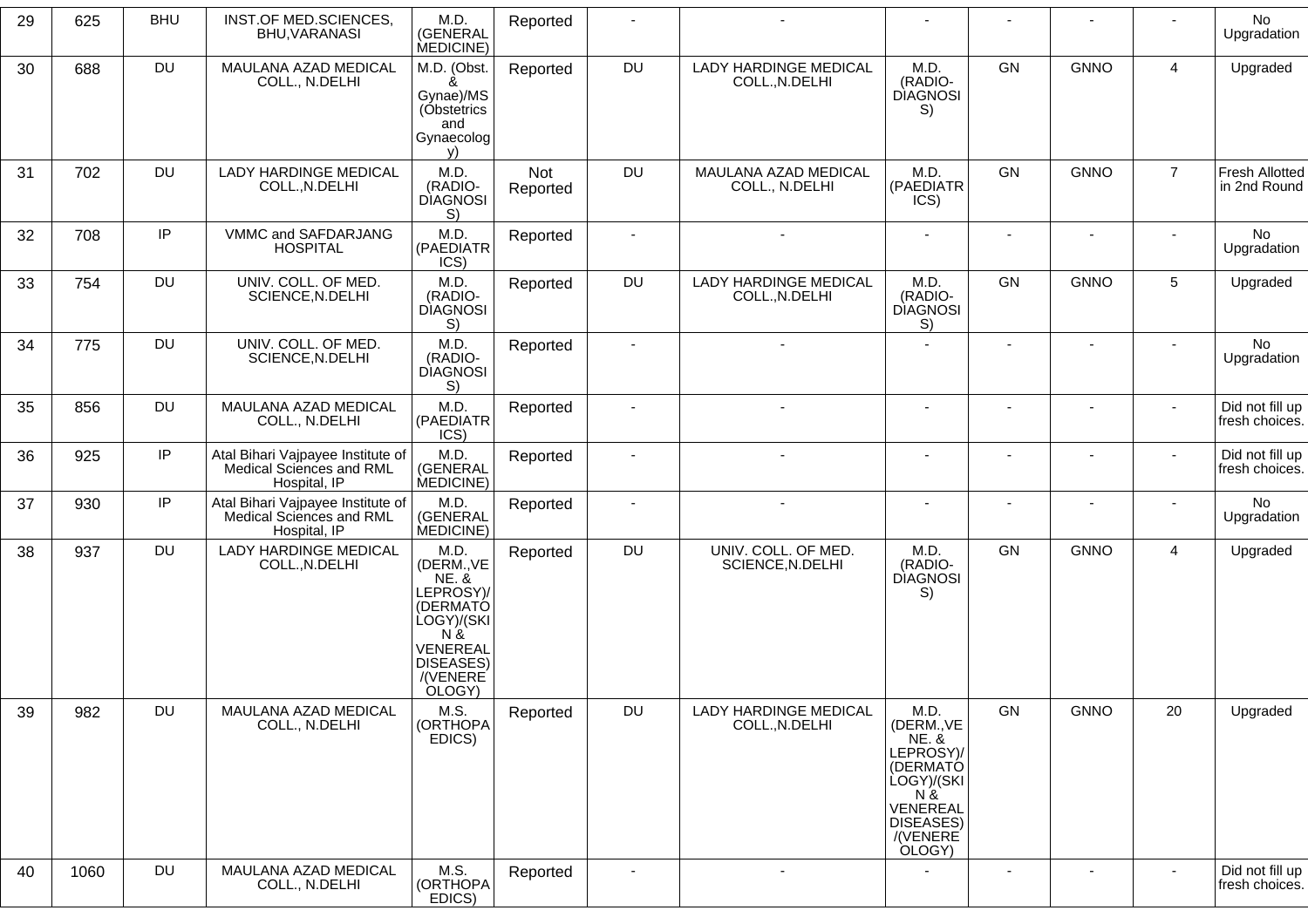| 29 | 625 | BHU | INST.OF MED.SCIENCES, BHU,VARANASI | M.D. (GENERAL MEDICINE) | Reported | - | - | - | - | - | - | No Upgradation |
|---|---|---|---|---|---|---|---|---|---|---|---|---|
| 30 | 688 | DU | MAULANA AZAD MEDICAL COLL., N.DELHI | M.D. (Obst. & Gynae)/MS (Obstetrics and Gynaecology) | Reported | DU | LADY HARDINGE MEDICAL COLL.,N.DELHI | M.D. (RADIO-DIAGNOSIS) | GN | GNNO | 4 | Upgraded |
| 31 | 702 | DU | LADY HARDINGE MEDICAL COLL.,N.DELHI | M.D. (RADIO-DIAGNOSIS) | Not Reported | DU | MAULANA AZAD MEDICAL COLL., N.DELHI | M.D. (PAEDIATRICS) | GN | GNNO | 7 | Fresh Allotted in 2nd Round |
| 32 | 708 | IP | VMMC and SAFDARJANG HOSPITAL | M.D. (PAEDIATRICS) | Reported | - | - | - | - | - | - | No Upgradation |
| 33 | 754 | DU | UNIV. COLL. OF MED. SCIENCE,N.DELHI | M.D. (RADIO-DIAGNOSIS) | Reported | DU | LADY HARDINGE MEDICAL COLL.,N.DELHI | M.D. (RADIO-DIAGNOSIS) | GN | GNNO | 5 | Upgraded |
| 34 | 775 | DU | UNIV. COLL. OF MED. SCIENCE,N.DELHI | M.D. (RADIO-DIAGNOSIS) | Reported | - | - | - | - | - | - | No Upgradation |
| 35 | 856 | DU | MAULANA AZAD MEDICAL COLL., N.DELHI | M.D. (PAEDIATRICS) | Reported | - | - | - | - | - | - | Did not fill up fresh choices. |
| 36 | 925 | IP | Atal Bihari Vajpayee Institute of Medical Sciences and RML Hospital, IP | M.D. (GENERAL MEDICINE) | Reported | - | - | - | - | - | - | Did not fill up fresh choices. |
| 37 | 930 | IP | Atal Bihari Vajpayee Institute of Medical Sciences and RML Hospital, IP | M.D. (GENERAL MEDICINE) | Reported | - | - | - | - | - | - | No Upgradation |
| 38 | 937 | DU | LADY HARDINGE MEDICAL COLL.,N.DELHI | M.D. (DERM.,VENE. & LEPROSY)/(DERMATOLOGY)/(SKIN & VENEREAL DISEASES)/(VENEREOLOGY) | Reported | DU | UNIV. COLL. OF MED. SCIENCE,N.DELHI | M.D. (RADIO-DIAGNOSIS) | GN | GNNO | 4 | Upgraded |
| 39 | 982 | DU | MAULANA AZAD MEDICAL COLL., N.DELHI | M.S. (ORTHOPAEDICS) | Reported | DU | LADY HARDINGE MEDICAL COLL.,N.DELHI | M.D. (DERM.,VENE. & LEPROSY)/(DERMATOLOGY)/(SKIN & VENEREAL DISEASES)/(VENEREOLOGY) | GN | GNNO | 20 | Upgraded |
| 40 | 1060 | DU | MAULANA AZAD MEDICAL COLL., N.DELHI | M.S. (ORTHOPAEDICS) | Reported | - | - | - | - | - | - | Did not fill up fresh choices. |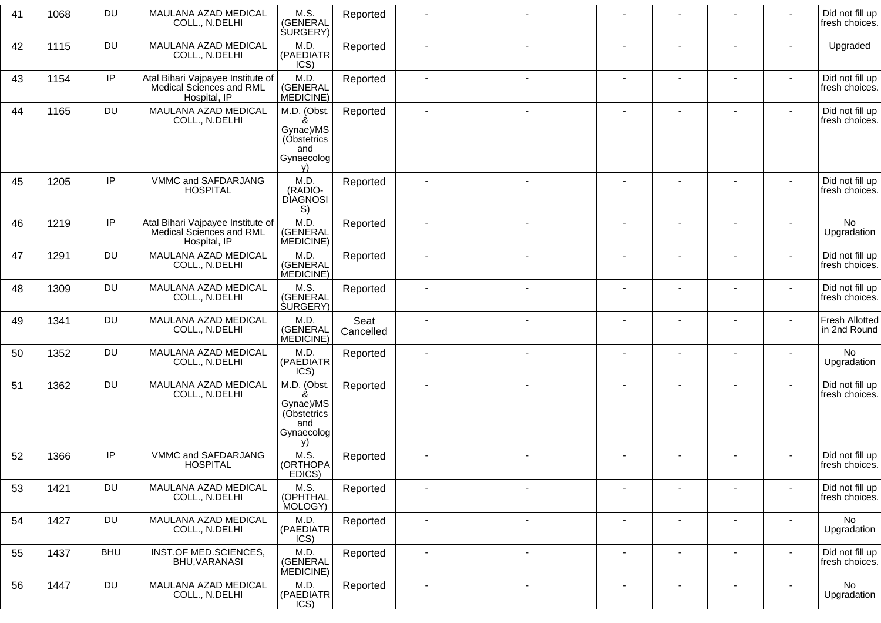| 41 | 1068 | DU | MAULANA AZAD MEDICAL COLL., N.DELHI | M.S. (GENERAL SURGERY) | Reported | - | - | - | - | - | - | Did not fill up fresh choices. |
|---|---|---|---|---|---|---|---|---|---|---|---|---|
| 42 | 1115 | DU | MAULANA AZAD MEDICAL COLL., N.DELHI | M.D. (PAEDIATRICS) | Reported | - | - | - | - | - | - | Upgraded |
| 43 | 1154 | IP | Atal Bihari Vajpayee Institute of Medical Sciences and RML Hospital, IP | M.D. (GENERAL MEDICINE) | Reported | - | - | - | - | - | - | Did not fill up fresh choices. |
| 44 | 1165 | DU | MAULANA AZAD MEDICAL COLL., N.DELHI | M.D. (Obst. & Gynae)/MS (Obstetrics and Gynaecology) | Reported | - | - | - | - | - | - | Did not fill up fresh choices. |
| 45 | 1205 | IP | VMMC and SAFDARJANG HOSPITAL | M.D. (RADIO-DIAGNOSIS) | Reported | - | - | - | - | - | - | Did not fill up fresh choices. |
| 46 | 1219 | IP | Atal Bihari Vajpayee Institute of Medical Sciences and RML Hospital, IP | M.D. (GENERAL MEDICINE) | Reported | - | - | - | - | - | - | No Upgradation |
| 47 | 1291 | DU | MAULANA AZAD MEDICAL COLL., N.DELHI | M.D. (GENERAL MEDICINE) | Reported | - | - | - | - | - | - | Did not fill up fresh choices. |
| 48 | 1309 | DU | MAULANA AZAD MEDICAL COLL., N.DELHI | M.S. (GENERAL SURGERY) | Reported | - | - | - | - | - | - | Did not fill up fresh choices. |
| 49 | 1341 | DU | MAULANA AZAD MEDICAL COLL., N.DELHI | M.D. (GENERAL MEDICINE) | Seat Cancelled | - | - | - | - | - | - | Fresh Allotted in 2nd Round |
| 50 | 1352 | DU | MAULANA AZAD MEDICAL COLL., N.DELHI | M.D. (PAEDIATRICS) | Reported | - | - | - | - | - | - | No Upgradation |
| 51 | 1362 | DU | MAULANA AZAD MEDICAL COLL., N.DELHI | M.D. (Obst. & Gynae)/MS (Obstetrics and Gynaecology) | Reported | - | - | - | - | - | - | Did not fill up fresh choices. |
| 52 | 1366 | IP | VMMC and SAFDARJANG HOSPITAL | M.S. (ORTHOPAEDICS) | Reported | - | - | - | - | - | - | Did not fill up fresh choices. |
| 53 | 1421 | DU | MAULANA AZAD MEDICAL COLL., N.DELHI | M.S. (OPHTHALMOLOGY) | Reported | - | - | - | - | - | - | Did not fill up fresh choices. |
| 54 | 1427 | DU | MAULANA AZAD MEDICAL COLL., N.DELHI | M.D. (PAEDIATRICS) | Reported | - | - | - | - | - | - | No Upgradation |
| 55 | 1437 | BHU | INST.OF MED.SCIENCES, BHU,VARANASI | M.D. (GENERAL MEDICINE) | Reported | - | - | - | - | - | - | Did not fill up fresh choices. |
| 56 | 1447 | DU | MAULANA AZAD MEDICAL COLL., N.DELHI | M.D. (PAEDIATRICS) | Reported | - | - | - | - | - | - | No Upgradation |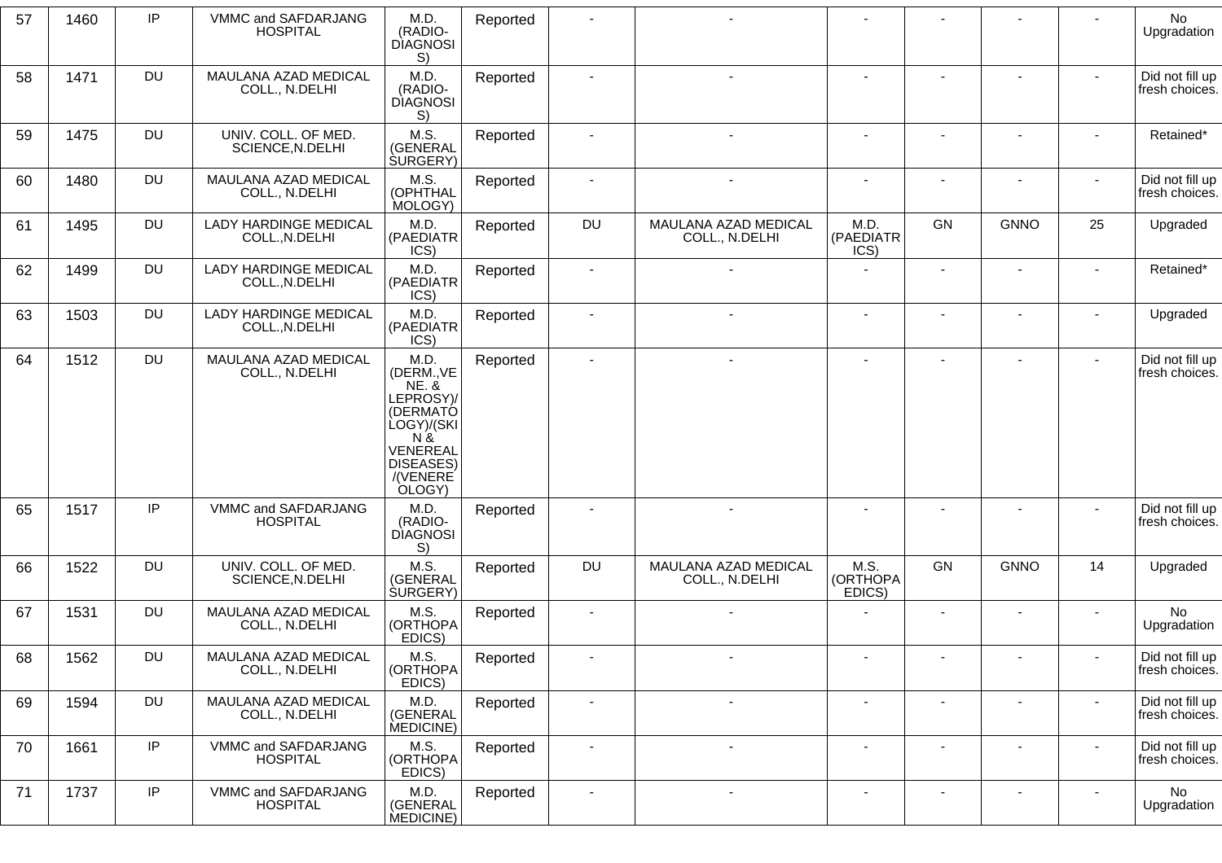| 57 | 1460 | IP | VMMC and SAFDARJANG HOSPITAL | M.D. (RADIO-DIAGNOSIS) | Reported | - | - | - | - | - | - | No Upgradation |
|---|---|---|---|---|---|---|---|---|---|---|---|---|
| 58 | 1471 | DU | MAULANA AZAD MEDICAL COLL., N.DELHI | M.D. (RADIO-DIAGNOSIS) | Reported | - | - | - | - | - | - | Did not fill up fresh choices. |
| 59 | 1475 | DU | UNIV. COLL. OF MED. SCIENCE,N.DELHI | M.S. (GENERAL SURGERY) | Reported | - | - | - | - | - | - | Retained* |
| 60 | 1480 | DU | MAULANA AZAD MEDICAL COLL., N.DELHI | M.S. (OPHTHALMOLOGY) | Reported | - | - | - | - | - | - | Did not fill up fresh choices. |
| 61 | 1495 | DU | LADY HARDINGE MEDICAL COLL.,N.DELHI | M.D. (PAEDIATRICS) | Reported | DU | MAULANA AZAD MEDICAL COLL., N.DELHI | M.D. (PAEDIATRICS) | GN | GNNO | 25 | Upgraded |
| 62 | 1499 | DU | LADY HARDINGE MEDICAL COLL.,N.DELHI | M.D. (PAEDIATRICS) | Reported | - | - | - | - | - | - | Retained* |
| 63 | 1503 | DU | LADY HARDINGE MEDICAL COLL.,N.DELHI | M.D. (PAEDIATRICS) | Reported | - | - | - | - | - | - | Upgraded |
| 64 | 1512 | DU | MAULANA AZAD MEDICAL COLL., N.DELHI | M.D. (DERM.,VENE. & LEPROSY)/(DERMATOLOGY)/(SKIN & VENEREAL DISEASES)/(VENEREOLOGY) | Reported | - | - | - | - | - | - | Did not fill up fresh choices. |
| 65 | 1517 | IP | VMMC and SAFDARJANG HOSPITAL | M.D. (RADIO-DIAGNOSIS) | Reported | - | - | - | - | - | - | Did not fill up fresh choices. |
| 66 | 1522 | DU | UNIV. COLL. OF MED. SCIENCE,N.DELHI | M.S. (GENERAL SURGERY) | Reported | DU | MAULANA AZAD MEDICAL COLL., N.DELHI | M.S. (ORTHOPAEDICS) | GN | GNNO | 14 | Upgraded |
| 67 | 1531 | DU | MAULANA AZAD MEDICAL COLL., N.DELHI | M.S. (ORTHOPAEDICS) | Reported | - | - | - | - | - | - | No Upgradation |
| 68 | 1562 | DU | MAULANA AZAD MEDICAL COLL., N.DELHI | M.S. (ORTHOPAEDICS) | Reported | - | - | - | - | - | - | Did not fill up fresh choices. |
| 69 | 1594 | DU | MAULANA AZAD MEDICAL COLL., N.DELHI | M.D. (GENERAL MEDICINE) | Reported | - | - | - | - | - | - | Did not fill up fresh choices. |
| 70 | 1661 | IP | VMMC and SAFDARJANG HOSPITAL | M.S. (ORTHOPAEDICS) | Reported | - | - | - | - | - | - | Did not fill up fresh choices. |
| 71 | 1737 | IP | VMMC and SAFDARJANG HOSPITAL | M.D. (GENERAL MEDICINE) | Reported | - | - | - | - | - | - | No Upgradation |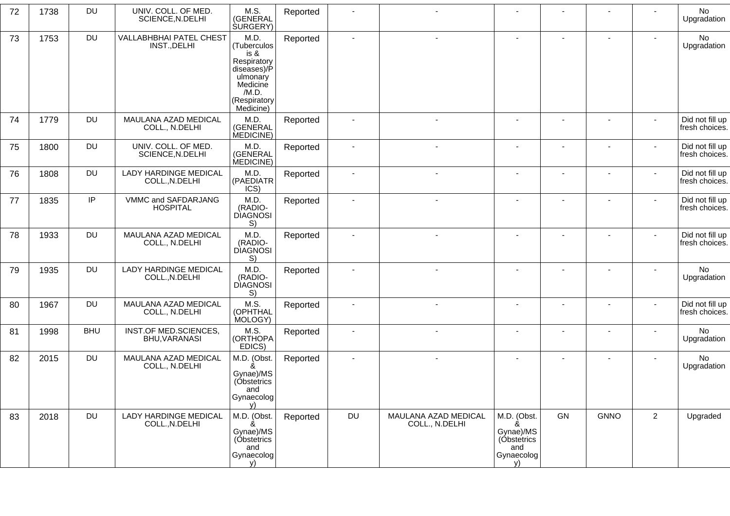| 72 | 1738 | DU | UNIV. COLL. OF MED. SCIENCE,N.DELHI | M.S. (GENERAL SURGERY) | Reported | - | - | - | - | - | - | No Upgradation |
|---|---|---|---|---|---|---|---|---|---|---|---|---|
| 73 | 1753 | DU | VALLABHBHAI PATEL CHEST INST.,DELHI | M.D. (Tuberculosis & Respiratory diseases)/Pulmonary Medicine /M.D. (Respiratory Medicine) | Reported | - | - | - | - | - | - | No Upgradation |
| 74 | 1779 | DU | MAULANA AZAD MEDICAL COLL., N.DELHI | M.D. (GENERAL MEDICINE) | Reported | - | - | - | - | - | - | Did not fill up fresh choices. |
| 75 | 1800 | DU | UNIV. COLL. OF MED. SCIENCE,N.DELHI | M.D. (GENERAL MEDICINE) | Reported | - | - | - | - | - | - | Did not fill up fresh choices. |
| 76 | 1808 | DU | LADY HARDINGE MEDICAL COLL.,N.DELHI | M.D. (PAEDIATRICS) | Reported | - | - | - | - | - | - | Did not fill up fresh choices. |
| 77 | 1835 | IP | VMMC and SAFDARJANG HOSPITAL | M.D. (RADIO-DIAGNOSIS) | Reported | - | - | - | - | - | - | Did not fill up fresh choices. |
| 78 | 1933 | DU | MAULANA AZAD MEDICAL COLL., N.DELHI | M.D. (RADIO-DIAGNOSIS) | Reported | - | - | - | - | - | - | Did not fill up fresh choices. |
| 79 | 1935 | DU | LADY HARDINGE MEDICAL COLL.,N.DELHI | M.D. (RADIO-DIAGNOSIS) | Reported | - | - | - | - | - | - | No Upgradation |
| 80 | 1967 | DU | MAULANA AZAD MEDICAL COLL., N.DELHI | M.S. (OPHTHALMOLOGY) | Reported | - | - | - | - | - | - | Did not fill up fresh choices. |
| 81 | 1998 | BHU | INST.OF MED.SCIENCES, BHU,VARANASI | M.S. (ORTHOPAEDICS) | Reported | - | - | - | - | - | - | No Upgradation |
| 82 | 2015 | DU | MAULANA AZAD MEDICAL COLL., N.DELHI | M.D. (Obst. & Gynae)/MS (Obstetrics and Gynaecology) | Reported | - | - | - | - | - | - | No Upgradation |
| 83 | 2018 | DU | LADY HARDINGE MEDICAL COLL.,N.DELHI | M.D. (Obst. & Gynae)/MS (Obstetrics and Gynaecology) | Reported | DU | MAULANA AZAD MEDICAL COLL., N.DELHI | M.D. (Obst. & Gynae)/MS (Obstetrics and Gynaecology) | GN | GNNO | 2 | Upgraded |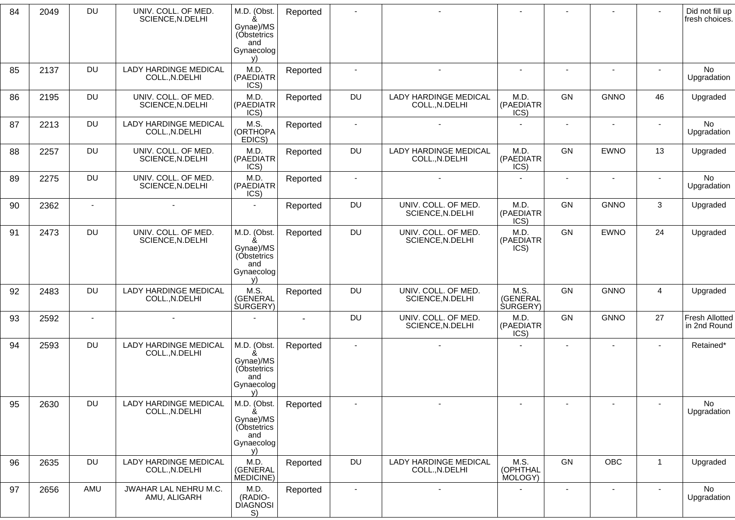| 84 | 2049 | DU | UNIV. COLL. OF MED. SCIENCE,N.DELHI | M.D. (Obst. & Gynae)/MS (Obstetrics and Gynaecology) | Reported | - | - | - | - | - | - | Did not fill up fresh choices. |
|---|---|---|---|---|---|---|---|---|---|---|---|---|
| 85 | 2137 | DU | LADY HARDINGE MEDICAL COLL.,N.DELHI | M.D. (PAEDIATRICS) | Reported | - | - | - | - | - | - | No Upgradation |
| 86 | 2195 | DU | UNIV. COLL. OF MED. SCIENCE,N.DELHI | M.D. (PAEDIATRICS) | Reported | DU | LADY HARDINGE MEDICAL COLL.,N.DELHI | M.D. (PAEDIATRICS) | GN | GNNO | 46 | Upgraded |
| 87 | 2213 | DU | LADY HARDINGE MEDICAL COLL.,N.DELHI | M.S. (ORTHOPAEDICS) | Reported | - | - | - | - | - | - | No Upgradation |
| 88 | 2257 | DU | UNIV. COLL. OF MED. SCIENCE,N.DELHI | M.D. (PAEDIATRICS) | Reported | DU | LADY HARDINGE MEDICAL COLL.,N.DELHI | M.D. (PAEDIATRICS) | GN | EWNO | 13 | Upgraded |
| 89 | 2275 | DU | UNIV. COLL. OF MED. SCIENCE,N.DELHI | M.D. (PAEDIATRICS) | Reported | - | - | - | - | - | - | No Upgradation |
| 90 | 2362 | - | - | - | Reported | DU | UNIV. COLL. OF MED. SCIENCE,N.DELHI | M.D. (PAEDIATRICS) | GN | GNNO | 3 | Upgraded |
| 91 | 2473 | DU | UNIV. COLL. OF MED. SCIENCE,N.DELHI | M.D. (Obst. & Gynae)/MS (Obstetrics and Gynaecology) | Reported | DU | UNIV. COLL. OF MED. SCIENCE,N.DELHI | M.D. (PAEDIATRICS) | GN | EWNO | 24 | Upgraded |
| 92 | 2483 | DU | LADY HARDINGE MEDICAL COLL.,N.DELHI | M.S. (GENERAL SURGERY) | Reported | DU | UNIV. COLL. OF MED. SCIENCE,N.DELHI | M.S. (GENERAL SURGERY) | GN | GNNO | 4 | Upgraded |
| 93 | 2592 | - | - | - | - | DU | UNIV. COLL. OF MED. SCIENCE,N.DELHI | M.D. (PAEDIATRICS) | GN | GNNO | 27 | Fresh Allotted in 2nd Round |
| 94 | 2593 | DU | LADY HARDINGE MEDICAL COLL.,N.DELHI | M.D. (Obst. & Gynae)/MS (Obstetrics and Gynaecology) | Reported | - | - | - | - | - | - | Retained* |
| 95 | 2630 | DU | LADY HARDINGE MEDICAL COLL.,N.DELHI | M.D. (Obst. & Gynae)/MS (Obstetrics and Gynaecology) | Reported | - | - | - | - | - | - | No Upgradation |
| 96 | 2635 | DU | LADY HARDINGE MEDICAL COLL.,N.DELHI | M.D. (GENERAL MEDICINE) | Reported | DU | LADY HARDINGE MEDICAL COLL.,N.DELHI | M.S. (OPHTHALMOLOGY) | GN | OBC | 1 | Upgraded |
| 97 | 2656 | AMU | JWAHAR LAL NEHRU M.C. AMU, ALIGARH | M.D. (RADIO-DIAGNOSIS) | Reported | - | - | - | - | - | - | No Upgradation |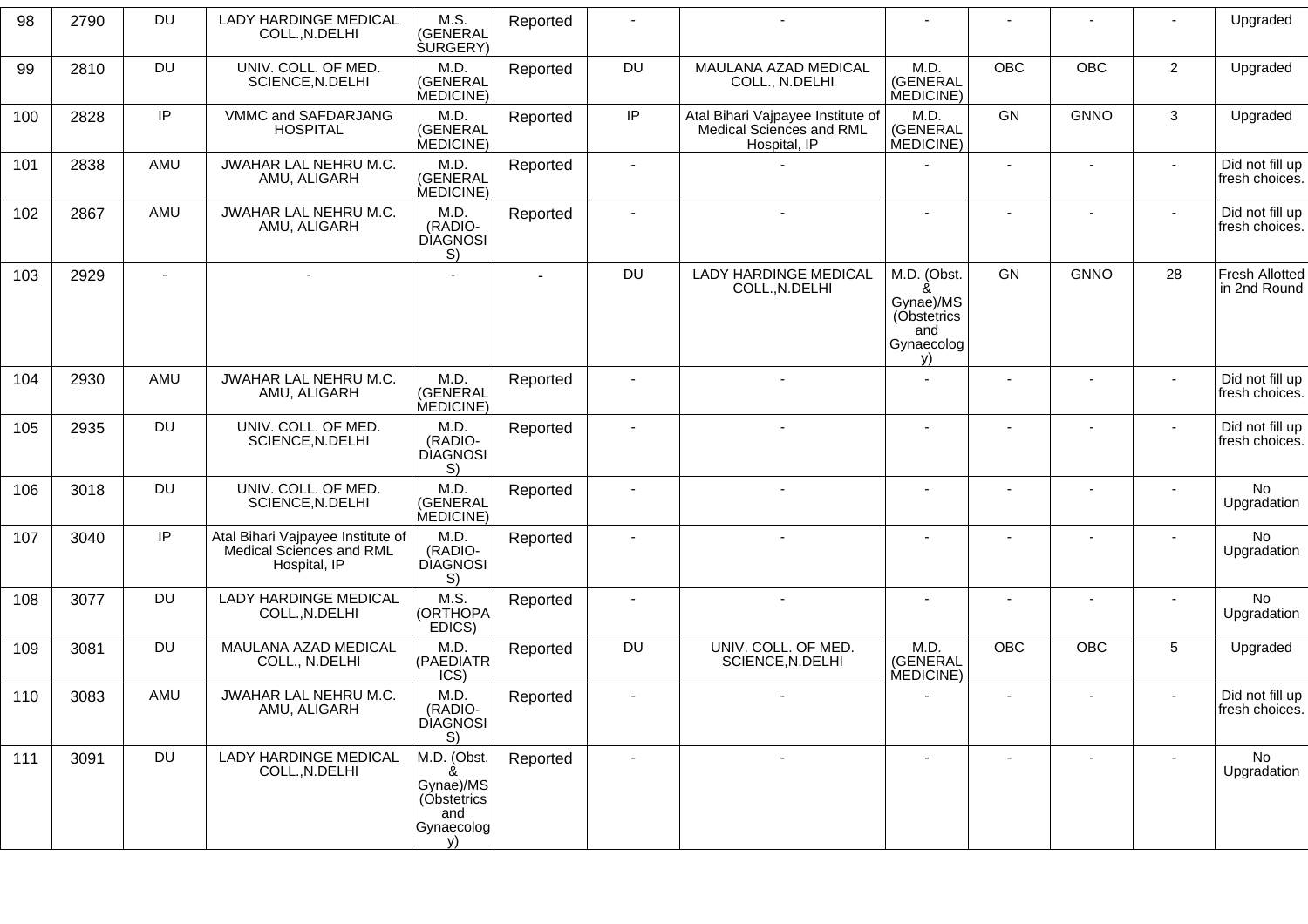| 98 | 2790 | DU | LADY HARDINGE MEDICAL COLL.,N.DELHI | M.S. (GENERAL SURGERY) | Reported | - | - | - | - | - | - | Upgraded |
|---|---|---|---|---|---|---|---|---|---|---|---|---|
| 99 | 2810 | DU | UNIV. COLL. OF MED. SCIENCE,N.DELHI | M.D. (GENERAL MEDICINE) | Reported | DU | MAULANA AZAD MEDICAL COLL., N.DELHI | M.D. (GENERAL MEDICINE) | OBC | OBC | 2 | Upgraded |
| 100 | 2828 | IP | VMMC and SAFDARJANG HOSPITAL | M.D. (GENERAL MEDICINE) | Reported | IP | Atal Bihari Vajpayee Institute of Medical Sciences and RML Hospital, IP | M.D. (GENERAL MEDICINE) | GN | GNNO | 3 | Upgraded |
| 101 | 2838 | AMU | JWAHAR LAL NEHRU M.C. AMU, ALIGARH | M.D. (GENERAL MEDICINE) | Reported | - | - | - | - | - | - | Did not fill up fresh choices. |
| 102 | 2867 | AMU | JWAHAR LAL NEHRU M.C. AMU, ALIGARH | M.D. (RADIO-DIAGNOSIS) | Reported | - | - | - | - | - | - | Did not fill up fresh choices. |
| 103 | 2929 | - | - | - | - | DU | LADY HARDINGE MEDICAL COLL.,N.DELHI | M.D. (Obst. & Gynae)/MS (Obstetrics and Gynaecology) | GN | GNNO | 28 | Fresh Allotted in 2nd Round |
| 104 | 2930 | AMU | JWAHAR LAL NEHRU M.C. AMU, ALIGARH | M.D. (GENERAL MEDICINE) | Reported | - | - | - | - | - | - | Did not fill up fresh choices. |
| 105 | 2935 | DU | UNIV. COLL. OF MED. SCIENCE,N.DELHI | M.D. (RADIO-DIAGNOSIS) | Reported | - | - | - | - | - | - | Did not fill up fresh choices. |
| 106 | 3018 | DU | UNIV. COLL. OF MED. SCIENCE,N.DELHI | M.D. (GENERAL MEDICINE) | Reported | - | - | - | - | - | - | No Upgradation |
| 107 | 3040 | IP | Atal Bihari Vajpayee Institute of Medical Sciences and RML Hospital, IP | M.D. (RADIO-DIAGNOSIS) | Reported | - | - | - | - | - | - | No Upgradation |
| 108 | 3077 | DU | LADY HARDINGE MEDICAL COLL.,N.DELHI | M.S. (ORTHOPAEDICS) | Reported | - | - | - | - | - | - | No Upgradation |
| 109 | 3081 | DU | MAULANA AZAD MEDICAL COLL., N.DELHI | M.D. (PAEDIATRICS) | Reported | DU | UNIV. COLL. OF MED. SCIENCE,N.DELHI | M.D. (GENERAL MEDICINE) | OBC | OBC | 5 | Upgraded |
| 110 | 3083 | AMU | JWAHAR LAL NEHRU M.C. AMU, ALIGARH | M.D. (RADIO-DIAGNOSIS) | Reported | - | - | - | - | - | - | Did not fill up fresh choices. |
| 111 | 3091 | DU | LADY HARDINGE MEDICAL COLL.,N.DELHI | M.D. (Obst. & Gynae)/MS (Obstetrics and Gynaecology) | Reported | - | - | - | - | - | - | No Upgradation |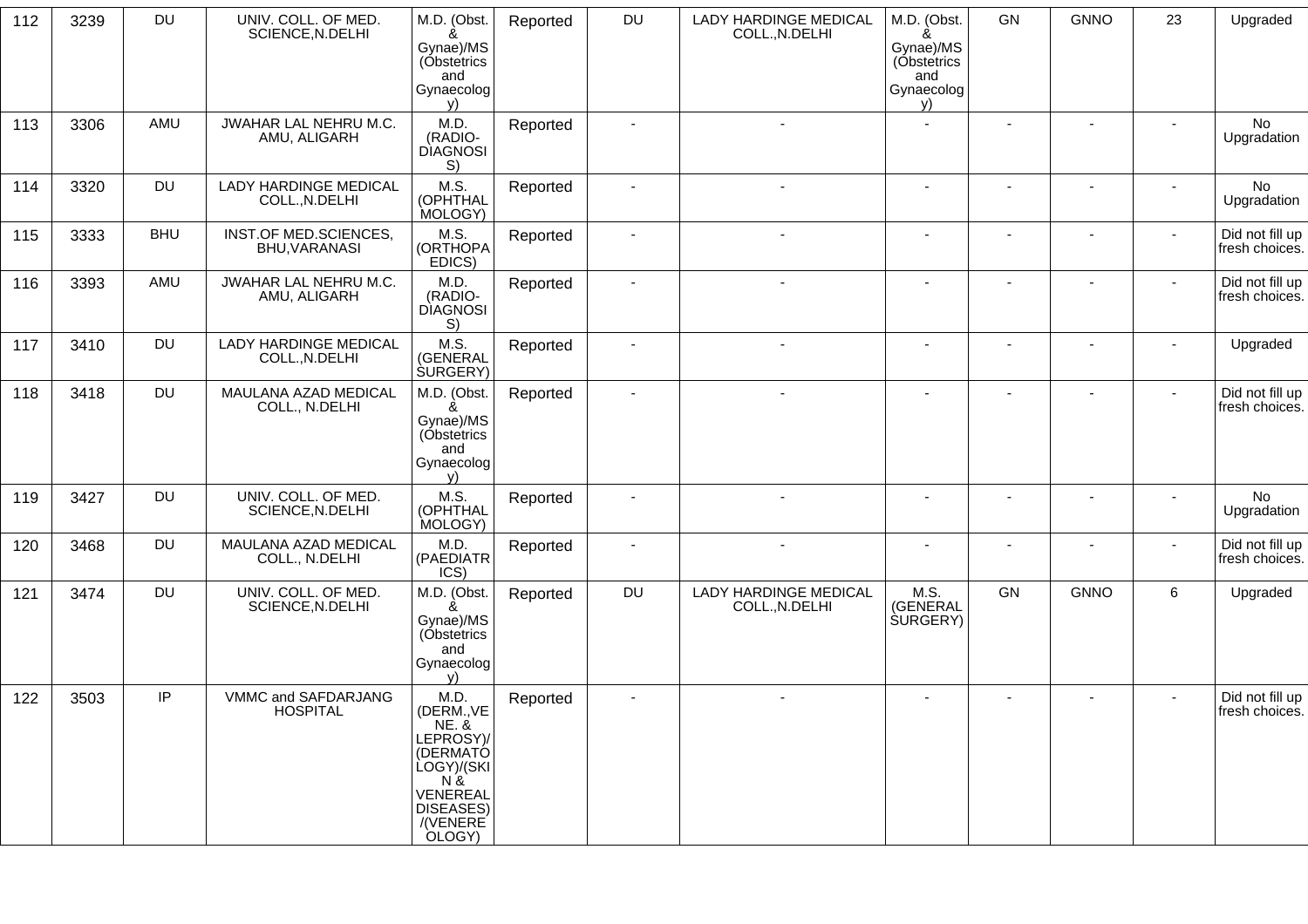|  |  |  |  |  |  |  |  |  |  |  |  |  |
|---|---|---|---|---|---|---|---|---|---|---|---|---|
| 112 | 3239 | DU | UNIV. COLL. OF MED. SCIENCE,N.DELHI | M.D. (Obst. & Gynae)/MS (Obstetrics and Gynaecology) | Reported | DU | LADY HARDINGE MEDICAL COLL.,N.DELHI | M.D. (Obst. & Gynae)/MS (Obstetrics and Gynaecology) | GN | GNNO | 23 | Upgraded |
| 113 | 3306 | AMU | JWAHAR LAL NEHRU M.C. AMU, ALIGARH | M.D. (RADIO-DIAGNOSIS) | Reported | - | - | - | - | - | - | No Upgradation |
| 114 | 3320 | DU | LADY HARDINGE MEDICAL COLL.,N.DELHI | M.S. (OPHTHALMOLOGY) | Reported | - | - | - | - | - | - | No Upgradation |
| 115 | 3333 | BHU | INST.OF MED.SCIENCES, BHU,VARANASI | M.S. (ORTHOPAEDICS) | Reported | - | - | - | - | - | - | Did not fill up fresh choices. |
| 116 | 3393 | AMU | JWAHAR LAL NEHRU M.C. AMU, ALIGARH | M.D. (RADIO-DIAGNOSIS) | Reported | - | - | - | - | - | - | Did not fill up fresh choices. |
| 117 | 3410 | DU | LADY HARDINGE MEDICAL COLL.,N.DELHI | M.S. (GENERAL SURGERY) | Reported | - | - | - | - | - | - | Upgraded |
| 118 | 3418 | DU | MAULANA AZAD MEDICAL COLL., N.DELHI | M.D. (Obst. & Gynae)/MS (Obstetrics and Gynaecology) | Reported | - | - | - | - | - | - | Did not fill up fresh choices. |
| 119 | 3427 | DU | UNIV. COLL. OF MED. SCIENCE,N.DELHI | M.S. (OPHTHALMOLOGY) | Reported | - | - | - | - | - | - | No Upgradation |
| 120 | 3468 | DU | MAULANA AZAD MEDICAL COLL., N.DELHI | M.D. (PAEDIATRICS) | Reported | - | - | - | - | - | - | Did not fill up fresh choices. |
| 121 | 3474 | DU | UNIV. COLL. OF MED. SCIENCE,N.DELHI | M.D. (Obst. & Gynae)/MS (Obstetrics and Gynaecology) | Reported | DU | LADY HARDINGE MEDICAL COLL.,N.DELHI | M.S. (GENERAL SURGERY) | GN | GNNO | 6 | Upgraded |
| 122 | 3503 | IP | VMMC and SAFDARJANG HOSPITAL | M.D. (DERM.,VENE. & LEPROSY)/(DERMATOLOGY)/(SKIN & VENEREAL DISEASES)/(VENEREOLOGY) | Reported | - | - | - | - | - | - | Did not fill up fresh choices. |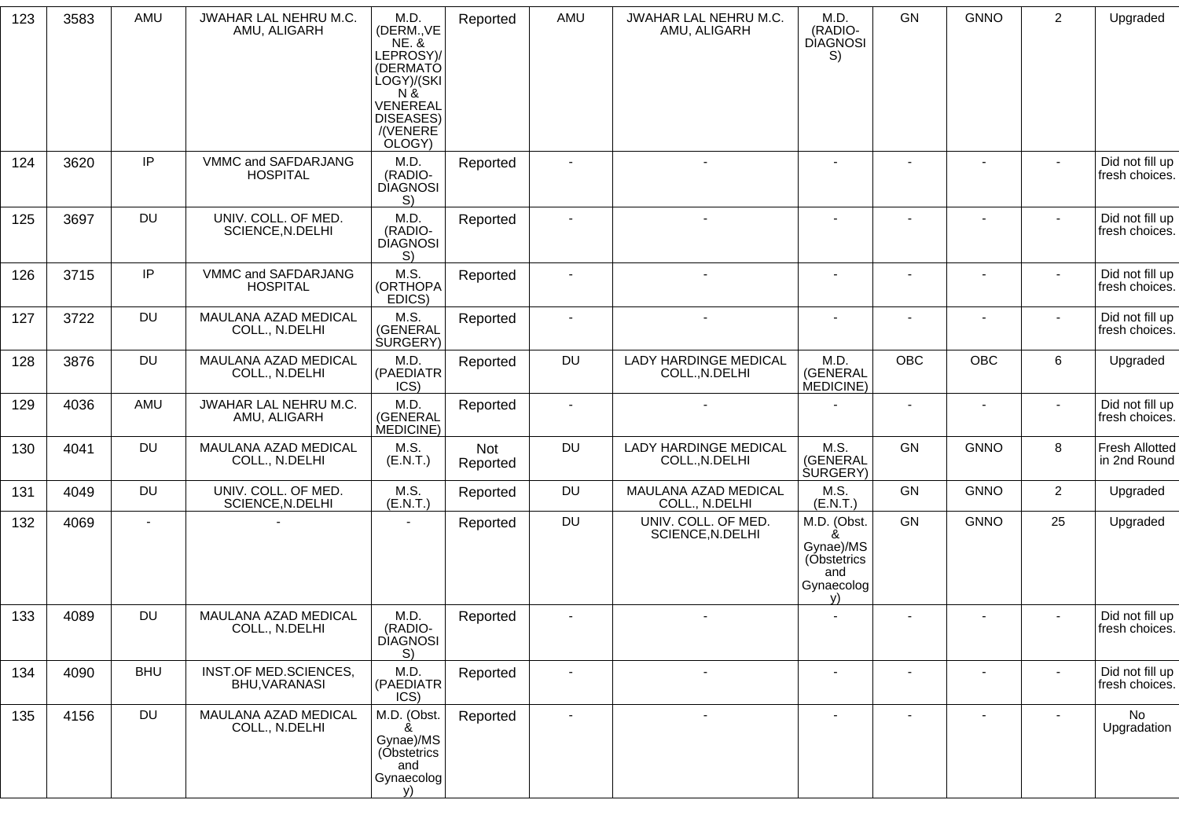| 123 | 3583 | AMU | JWAHAR LAL NEHRU M.C. AMU, ALIGARH | M.D. (DERM.,VENE. & LEPROSY)/(DERMATOLOGY)/(SKIN & VENEREAL DISEASES)/(VENEREOLOGY) | Reported | AMU | JWAHAR LAL NEHRU M.C. AMU, ALIGARH | M.D. (RADIO-DIAGNOSIS) | GN | GNNO | 2 | Upgraded |
|---|---|---|---|---|---|---|---|---|---|---|---|---|
| 124 | 3620 | IP | VMMC and SAFDARJANG HOSPITAL | M.D. (RADIO-DIAGNOSIS) | Reported | - | - | - | - | - | - | Did not fill up fresh choices. |
| 125 | 3697 | DU | UNIV. COLL. OF MED. SCIENCE,N.DELHI | M.D. (RADIO-DIAGNOSIS) | Reported | - | - | - | - | - | - | Did not fill up fresh choices. |
| 126 | 3715 | IP | VMMC and SAFDARJANG HOSPITAL | M.S. (ORTHOPAEDICS) | Reported | - | - | - | - | - | - | Did not fill up fresh choices. |
| 127 | 3722 | DU | MAULANA AZAD MEDICAL COLL., N.DELHI | M.S. (GENERAL SURGERY) | Reported | - | - | - | - | - | - | Did not fill up fresh choices. |
| 128 | 3876 | DU | MAULANA AZAD MEDICAL COLL., N.DELHI | M.D. (PAEDIATRICS) | Reported | DU | LADY HARDINGE MEDICAL COLL.,N.DELHI | M.D. (GENERAL MEDICINE) | OBC | OBC | 6 | Upgraded |
| 129 | 4036 | AMU | JWAHAR LAL NEHRU M.C. AMU, ALIGARH | M.D. (GENERAL MEDICINE) | Reported | - | - | - | - | - | - | Did not fill up fresh choices. |
| 130 | 4041 | DU | MAULANA AZAD MEDICAL COLL., N.DELHI | M.S. (E.N.T.) | Not Reported | DU | LADY HARDINGE MEDICAL COLL.,N.DELHI | M.S. (GENERAL SURGERY) | GN | GNNO | 8 | Fresh Allotted in 2nd Round |
| 131 | 4049 | DU | UNIV. COLL. OF MED. SCIENCE,N.DELHI | M.S. (E.N.T.) | Reported | DU | MAULANA AZAD MEDICAL COLL., N.DELHI | M.S. (E.N.T.) | GN | GNNO | 2 | Upgraded |
| 132 | 4069 | - | - | - | Reported | DU | UNIV. COLL. OF MED. SCIENCE,N.DELHI | M.D. (Obst. & Gynae)/MS (Obstetrics and Gynaecology) | GN | GNNO | 25 | Upgraded |
| 133 | 4089 | DU | MAULANA AZAD MEDICAL COLL., N.DELHI | M.D. (RADIO-DIAGNOSIS) | Reported | - | - | - | - | - | - | Did not fill up fresh choices. |
| 134 | 4090 | BHU | INST.OF MED.SCIENCES, BHU,VARANASI | M.D. (PAEDIATRICS) | Reported | - | - | - | - | - | - | Did not fill up fresh choices. |
| 135 | 4156 | DU | MAULANA AZAD MEDICAL COLL., N.DELHI | M.D. (Obst. & Gynae)/MS (Obstetrics and Gynaecology) | Reported | - | - | - | - | - | - | No Upgradation |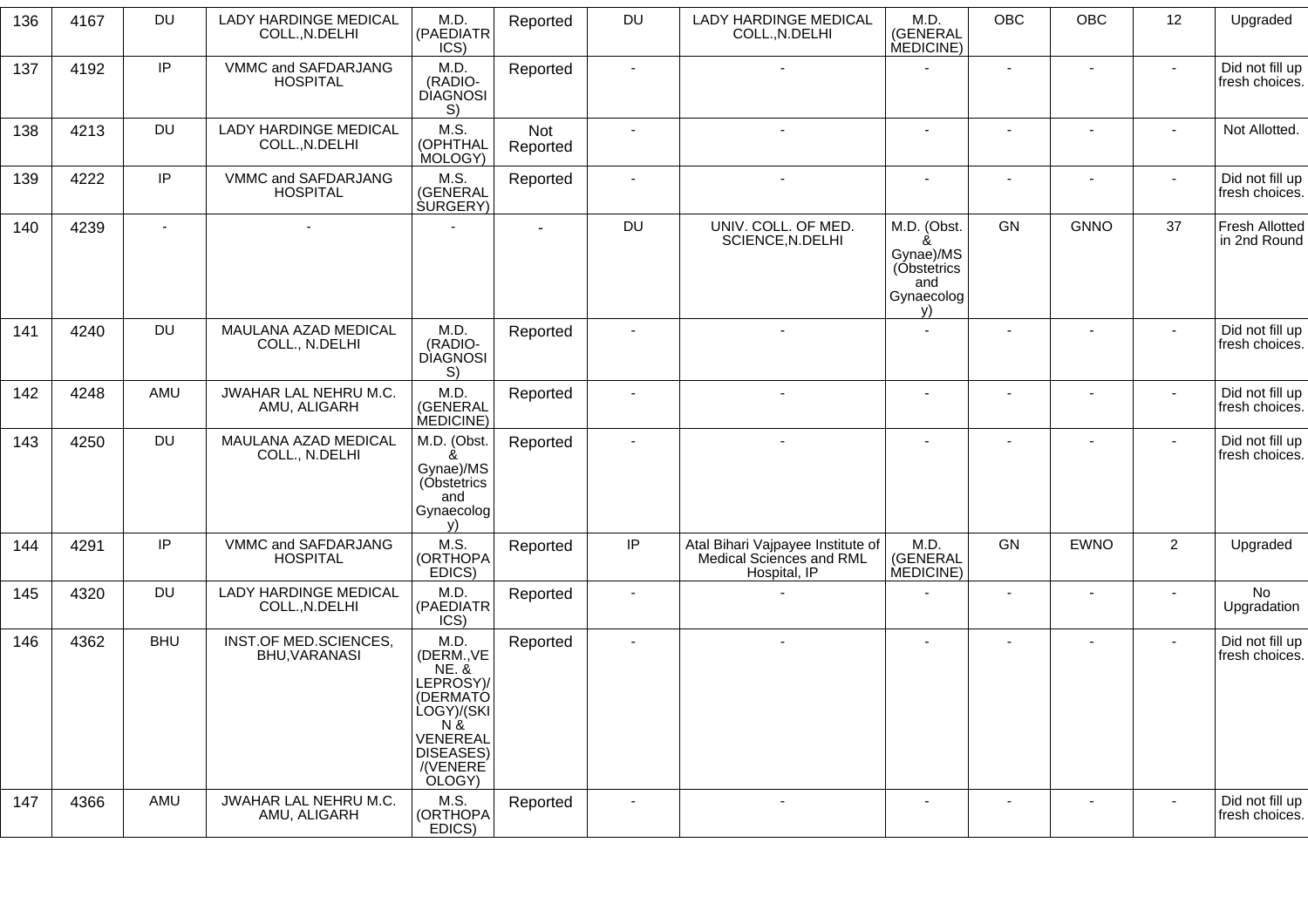| 136 | 4167 | DU | LADY HARDINGE MEDICAL COLL.,N.DELHI | M.D. (PAEDIATRICS) | Reported | DU | LADY HARDINGE MEDICAL COLL.,N.DELHI | M.D. (GENERAL MEDICINE) | OBC | OBC | 12 | Upgraded |
|---|---|---|---|---|---|---|---|---|---|---|---|---|
| 137 | 4192 | IP | VMMC and SAFDARJANG HOSPITAL | M.D. (RADIO-DIAGNOSIS) | Reported | - | - | - | - | - | - | Did not fill up fresh choices. |
| 138 | 4213 | DU | LADY HARDINGE MEDICAL COLL.,N.DELHI | M.S. (OPHTHALMOLOGY) | Not Reported | - | - | - | - | - | - | Not Allotted. |
| 139 | 4222 | IP | VMMC and SAFDARJANG HOSPITAL | M.S. (GENERAL SURGERY) | Reported | - | - | - | - | - | - | Did not fill up fresh choices. |
| 140 | 4239 | - | - | - | - | DU | UNIV. COLL. OF MED. SCIENCE,N.DELHI | M.D. (Obst. & Gynae)/MS (Obstetrics and Gynaecology) | GN | GNNO | 37 | Fresh Allotted in 2nd Round |
| 141 | 4240 | DU | MAULANA AZAD MEDICAL COLL., N.DELHI | M.D. (RADIO-DIAGNOSIS) | Reported | - | - | - | - | - | - | Did not fill up fresh choices. |
| 142 | 4248 | AMU | JWAHAR LAL NEHRU M.C. AMU, ALIGARH | M.D. (GENERAL MEDICINE) | Reported | - | - | - | - | - | - | Did not fill up fresh choices. |
| 143 | 4250 | DU | MAULANA AZAD MEDICAL COLL., N.DELHI | M.D. (Obst. & Gynae)/MS (Obstetrics and Gynaecology) | Reported | - | - | - | - | - | - | Did not fill up fresh choices. |
| 144 | 4291 | IP | VMMC and SAFDARJANG HOSPITAL | M.S. (ORTHOPAEDICS) | Reported | IP | Atal Bihari Vajpayee Institute of Medical Sciences and RML Hospital, IP | M.D. (GENERAL MEDICINE) | GN | EWNO | 2 | Upgraded |
| 145 | 4320 | DU | LADY HARDINGE MEDICAL COLL.,N.DELHI | M.D. (PAEDIATRICS) | Reported | - | - | - | - | - | - | No Upgradation |
| 146 | 4362 | BHU | INST.OF MED.SCIENCES, BHU,VARANASI | M.D. (DERM.,VENE. & LEPROSY)/(DERMATOLOGY)/(SKIN & VENEREAL DISEASES)/(VENEREOLOGY) | Reported | - | - | - | - | - | - | Did not fill up fresh choices. |
| 147 | 4366 | AMU | JWAHAR LAL NEHRU M.C. AMU, ALIGARH | M.S. (ORTHOPAEDICS) | Reported | - | - | - | - | - | - | Did not fill up fresh choices. |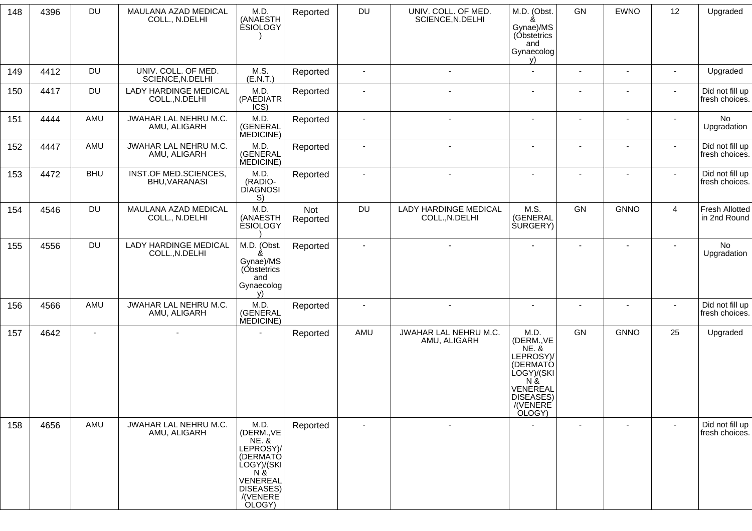| 148 | 4396 | DU | MAULANA AZAD MEDICAL COLL., N.DELHI | M.D. (ANAESTHESIOLOGY) | Reported | DU | UNIV. COLL. OF MED. SCIENCE,N.DELHI | M.D. (Obst. & Gynae)/MS (Obstetrics and Gynaecology) | GN | EWNO | 12 | Upgraded |
|---|---|---|---|---|---|---|---|---|---|---|---|---|
| 149 | 4412 | DU | UNIV. COLL. OF MED. SCIENCE,N.DELHI | M.S. (E.N.T.) | Reported | - | - | - | - | - | - | Upgraded |
| 150 | 4417 | DU | LADY HARDINGE MEDICAL COLL.,N.DELHI | M.D. (PAEDIATRICS) | Reported | - | - | - | - | - | - | Did not fill up fresh choices. |
| 151 | 4444 | AMU | JWAHAR LAL NEHRU M.C. AMU, ALIGARH | M.D. (GENERAL MEDICINE) | Reported | - | - | - | - | - | - | No Upgradation |
| 152 | 4447 | AMU | JWAHAR LAL NEHRU M.C. AMU, ALIGARH | M.D. (GENERAL MEDICINE) | Reported | - | - | - | - | - | - | Did not fill up fresh choices. |
| 153 | 4472 | BHU | INST.OF MED.SCIENCES, BHU,VARANASI | M.D. (RADIO-DIAGNOSIS) | Reported | - | - | - | - | - | - | Did not fill up fresh choices. |
| 154 | 4546 | DU | MAULANA AZAD MEDICAL COLL., N.DELHI | M.D. (ANAESTHESIOLOGY) | Not Reported | DU | LADY HARDINGE MEDICAL COLL.,N.DELHI | M.S. (GENERAL SURGERY) | GN | GNNO | 4 | Fresh Allotted in 2nd Round |
| 155 | 4556 | DU | LADY HARDINGE MEDICAL COLL.,N.DELHI | M.D. (Obst. & Gynae)/MS (Obstetrics and Gynaecology) | Reported | - | - | - | - | - | - | No Upgradation |
| 156 | 4566 | AMU | JWAHAR LAL NEHRU M.C. AMU, ALIGARH | M.D. (GENERAL MEDICINE) | Reported | - | - | - | - | - | - | Did not fill up fresh choices. |
| 157 | 4642 | - | - | - | Reported | AMU | JWAHAR LAL NEHRU M.C. AMU, ALIGARH | M.D. (DERM.,VENE. & LEPROSY)/(DERMATOLOGY)/(SKIN & VENEREAL DISEASES)/(VENEREOLOGY) | GN | GNNO | 25 | Upgraded |
| 158 | 4656 | AMU | JWAHAR LAL NEHRU M.C. AMU, ALIGARH | M.D. (DERM.,VENE. & LEPROSY)/(DERMATOLOGY)/(SKIN & VENEREAL DISEASES)/(VENEREOLOGY) | Reported | - | - | - | - | - | - | Did not fill up fresh choices. |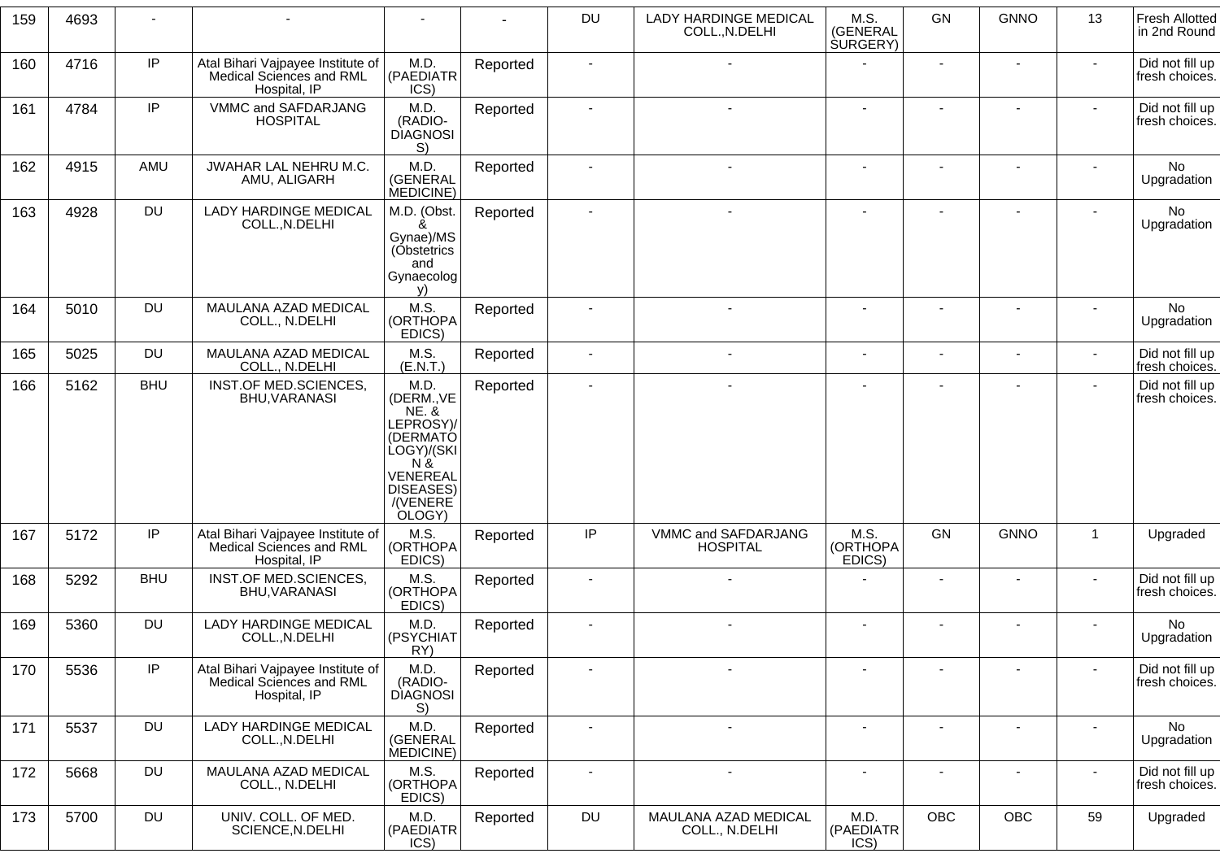| 159 | 4693 | - | - | - | - | DU | LADY HARDINGE MEDICAL COLL.,N.DELHI | M.S. (GENERAL SURGERY) | GN | GNNO | 13 | Fresh Allotted in 2nd Round |
|---|---|---|---|---|---|---|---|---|---|---|---|---|
| 160 | 4716 | IP | Atal Bihari Vajpayee Institute of Medical Sciences and RML Hospital, IP | M.D. (PAEDIATRICS) | Reported | - | - | - | - | - | - | Did not fill up fresh choices. |
| 161 | 4784 | IP | VMMC and SAFDARJANG HOSPITAL | M.D. (RADIO-DIAGNOSIS) | Reported | - | - | - | - | - | - | Did not fill up fresh choices. |
| 162 | 4915 | AMU | JWAHAR LAL NEHRU M.C. AMU, ALIGARH | M.D. (GENERAL MEDICINE) | Reported | - | - | - | - | - | - | No Upgradation |
| 163 | 4928 | DU | LADY HARDINGE MEDICAL COLL.,N.DELHI | M.D. (Obst. & Gynae)/MS (Obstetrics and Gynaecology) | Reported | - | - | - | - | - | - | No Upgradation |
| 164 | 5010 | DU | MAULANA AZAD MEDICAL COLL., N.DELHI | M.S. (ORTHOPAEDICS) | Reported | - | - | - | - | - | - | No Upgradation |
| 165 | 5025 | DU | MAULANA AZAD MEDICAL COLL., N.DELHI | M.S. (E.N.T.) | Reported | - | - | - | - | - | - | Did not fill up fresh choices. |
| 166 | 5162 | BHU | INST.OF MED.SCIENCES, BHU,VARANASI | M.D. (DERM.,VENE. & LEPROSY)/(DERMATOLOGY)/(SKIN & VENEREAL DISEASES)/(VENEREOLOGY) | Reported | - | - | - | - | - | - | Did not fill up fresh choices. |
| 167 | 5172 | IP | Atal Bihari Vajpayee Institute of Medical Sciences and RML Hospital, IP | M.S. (ORTHOPAEDICS) | Reported | IP | VMMC and SAFDARJANG HOSPITAL | M.S. (ORTHOPAEDICS) | GN | GNNO | 1 | Upgraded |
| 168 | 5292 | BHU | INST.OF MED.SCIENCES, BHU,VARANASI | M.S. (ORTHOPAEDICS) | Reported | - | - | - | - | - | - | Did not fill up fresh choices. |
| 169 | 5360 | DU | LADY HARDINGE MEDICAL COLL.,N.DELHI | M.D. (PSYCHIATRY) | Reported | - | - | - | - | - | - | No Upgradation |
| 170 | 5536 | IP | Atal Bihari Vajpayee Institute of Medical Sciences and RML Hospital, IP | M.D. (RADIO-DIAGNOSIS) | Reported | - | - | - | - | - | - | Did not fill up fresh choices. |
| 171 | 5537 | DU | LADY HARDINGE MEDICAL COLL.,N.DELHI | M.D. (GENERAL MEDICINE) | Reported | - | - | - | - | - | - | No Upgradation |
| 172 | 5668 | DU | MAULANA AZAD MEDICAL COLL., N.DELHI | M.S. (ORTHOPAEDICS) | Reported | - | - | - | - | - | - | Did not fill up fresh choices. |
| 173 | 5700 | DU | UNIV. COLL. OF MED. SCIENCE,N.DELHI | M.D. (PAEDIATRICS) | Reported | DU | MAULANA AZAD MEDICAL COLL., N.DELHI | M.D. (PAEDIATRICS) | OBC | OBC | 59 | Upgraded |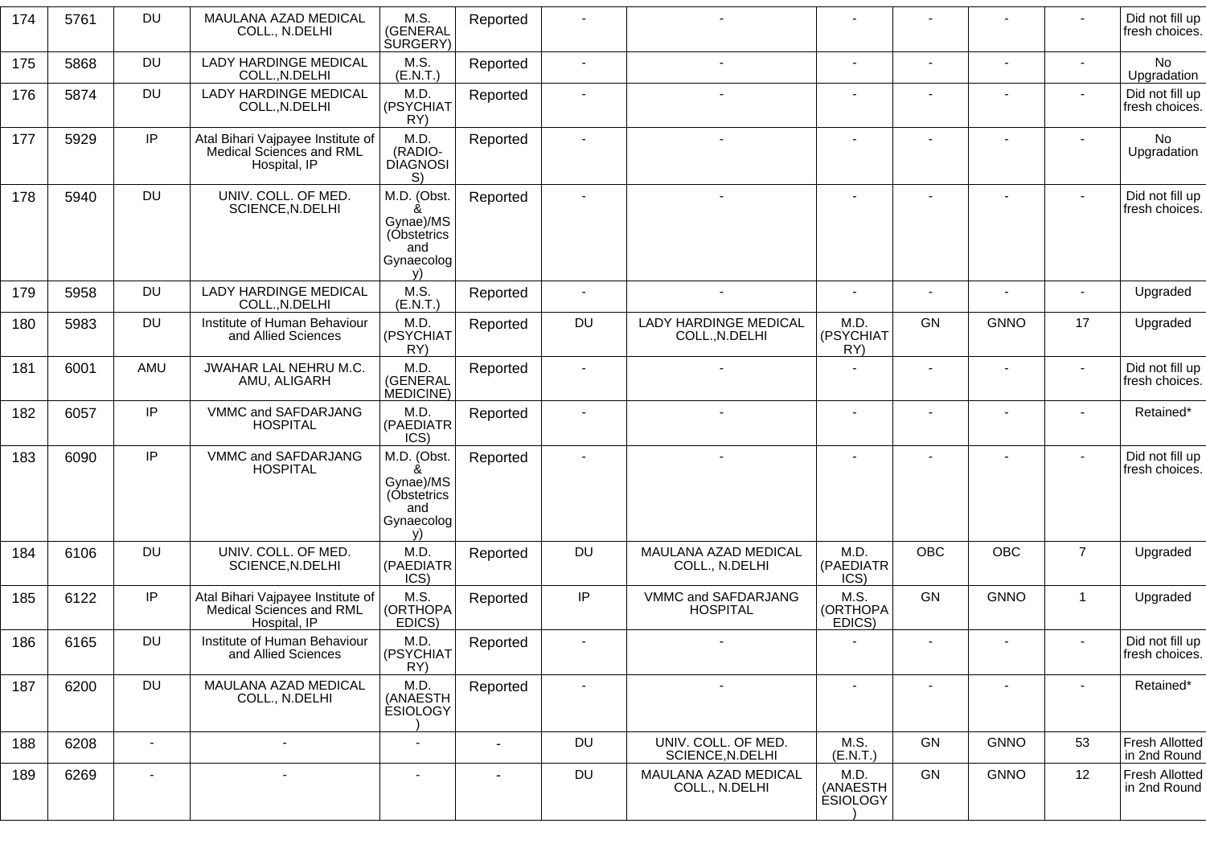| 174 | 5761 | DU | MAULANA AZAD MEDICAL COLL., N.DELHI | M.S. (GENERAL SURGERY) | Reported | - | - | - | - | - | - | Did not fill up fresh choices. |
|---|---|---|---|---|---|---|---|---|---|---|---|---|
| 175 | 5868 | DU | LADY HARDINGE MEDICAL COLL.,N.DELHI | M.S. (E.N.T.) | Reported | - | - | - | - | - | - | No Upgradation |
| 176 | 5874 | DU | LADY HARDINGE MEDICAL COLL.,N.DELHI | M.D. (PSYCHIATRY) | Reported | - | - | - | - | - | - | Did not fill up fresh choices. |
| 177 | 5929 | IP | Atal Bihari Vajpayee Institute of Medical Sciences and RML Hospital, IP | M.D. (RADIO-DIAGNOSIS) | Reported | - | - | - | - | - | - | No Upgradation |
| 178 | 5940 | DU | UNIV. COLL. OF MED. SCIENCE,N.DELHI | M.D. (Obst. & Gynae)/MS (Obstetrics and Gynaecology) | Reported | - | - | - | - | - | - | Did not fill up fresh choices. |
| 179 | 5958 | DU | LADY HARDINGE MEDICAL COLL.,N.DELHI | M.S. (E.N.T.) | Reported | - | - | - | - | - | - | Upgraded |
| 180 | 5983 | DU | Institute of Human Behaviour and Allied Sciences | M.D. (PSYCHIATRY) | Reported | DU | LADY HARDINGE MEDICAL COLL.,N.DELHI | M.D. (PSYCHIATRY) | GN | GNNO | 17 | Upgraded |
| 181 | 6001 | AMU | JWAHAR LAL NEHRU M.C. AMU, ALIGARH | M.D. (GENERAL MEDICINE) | Reported | - | - | - | - | - | - | Did not fill up fresh choices. |
| 182 | 6057 | IP | VMMC and SAFDARJANG HOSPITAL | M.D. (PAEDIATRICS) | Reported | - | - | - | - | - | - | Retained* |
| 183 | 6090 | IP | VMMC and SAFDARJANG HOSPITAL | M.D. (Obst. & Gynae)/MS (Obstetrics and Gynaecology) | Reported | - | - | - | - | - | - | Did not fill up fresh choices. |
| 184 | 6106 | DU | UNIV. COLL. OF MED. SCIENCE,N.DELHI | M.D. (PAEDIATRICS) | Reported | DU | MAULANA AZAD MEDICAL COLL., N.DELHI | M.D. (PAEDIATRICS) | OBC | OBC | 7 | Upgraded |
| 185 | 6122 | IP | Atal Bihari Vajpayee Institute of Medical Sciences and RML Hospital, IP | M.S. (ORTHOPAEDICS) | Reported | IP | VMMC and SAFDARJANG HOSPITAL | M.S. (ORTHOPAEDICS) | GN | GNNO | 1 | Upgraded |
| 186 | 6165 | DU | Institute of Human Behaviour and Allied Sciences | M.D. (PSYCHIATRY) | Reported | - | - | - | - | - | - | Did not fill up fresh choices. |
| 187 | 6200 | DU | MAULANA AZAD MEDICAL COLL., N.DELHI | M.D. (ANAESTHESIOLOGY) | Reported | - | - | - | - | - | - | Retained* |
| 188 | 6208 | - | - | - | - | DU | UNIV. COLL. OF MED. SCIENCE,N.DELHI | M.S. (E.N.T.) | GN | GNNO | 53 | Fresh Allotted in 2nd Round |
| 189 | 6269 | - | - | - | - | DU | MAULANA AZAD MEDICAL COLL., N.DELHI | M.D. (ANAESTHESIOLOGY) | GN | GNNO | 12 | Fresh Allotted in 2nd Round |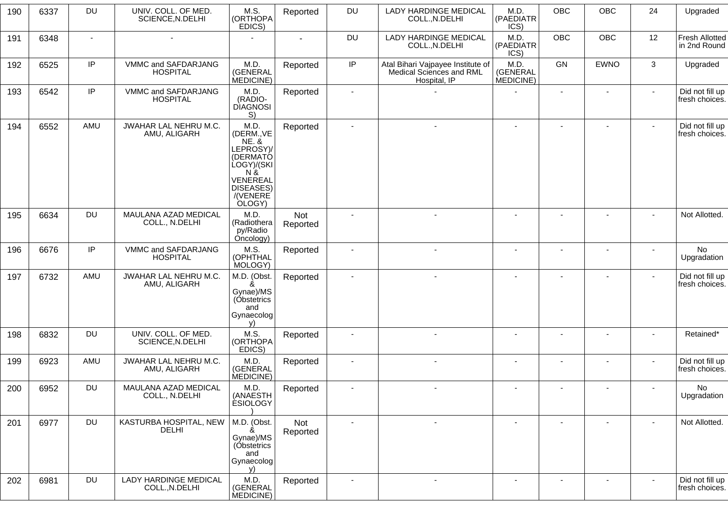| 190 | 6337 | DU | UNIV. COLL. OF MED. SCIENCE,N.DELHI | M.S. (ORTHOPAEDICS) | Reported | DU | LADY HARDINGE MEDICAL COLL.,N.DELHI | M.D. (PAEDIATRICS) | OBC | OBC | 24 | Upgraded |
|---|---|---|---|---|---|---|---|---|---|---|---|---|
| 191 | 6348 | - | - | - | - | DU | LADY HARDINGE MEDICAL COLL.,N.DELHI | M.D. (PAEDIATRICS) | OBC | OBC | 12 | Fresh Allotted in 2nd Round |
| 192 | 6525 | IP | VMMC and SAFDARJANG HOSPITAL | M.D. (GENERAL MEDICINE) | Reported | IP | Atal Bihari Vajpayee Institute of Medical Sciences and RML Hospital, IP | M.D. (GENERAL MEDICINE) | GN | EWNO | 3 | Upgraded |
| 193 | 6542 | IP | VMMC and SAFDARJANG HOSPITAL | M.D. (RADIO-DIAGNOSIS) | Reported | - | - | - | - | - | - | Did not fill up fresh choices. |
| 194 | 6552 | AMU | JWAHAR LAL NEHRU M.C. AMU, ALIGARH | M.D. (DERM.,VENE. & LEPROSY)/(DERMATOLOGY)/(SKIN & VENEREAL DISEASES)/(VENEREOLOGY) | Reported | - | - | - | - | - | - | Did not fill up fresh choices. |
| 195 | 6634 | DU | MAULANA AZAD MEDICAL COLL., N.DELHI | M.D. (Radiotherapy/Radio Oncology) | Not Reported | - | - | - | - | - | - | Not Allotted. |
| 196 | 6676 | IP | VMMC and SAFDARJANG HOSPITAL | M.S. (OPHTHALMOLOGY) | Reported | - | - | - | - | - | - | No Upgradation |
| 197 | 6732 | AMU | JWAHAR LAL NEHRU M.C. AMU, ALIGARH | M.D. (Obst. & Gynae)/MS (Obstetrics and Gynaecology) | Reported | - | - | - | - | - | - | Did not fill up fresh choices. |
| 198 | 6832 | DU | UNIV. COLL. OF MED. SCIENCE,N.DELHI | M.S. (ORTHOPAEDICS) | Reported | - | - | - | - | - | - | Retained* |
| 199 | 6923 | AMU | JWAHAR LAL NEHRU M.C. AMU, ALIGARH | M.D. (GENERAL MEDICINE) | Reported | - | - | - | - | - | - | Did not fill up fresh choices. |
| 200 | 6952 | DU | MAULANA AZAD MEDICAL COLL., N.DELHI | M.D. (ANAESTHESIOLOGY) | Reported | - | - | - | - | - | - | No Upgradation |
| 201 | 6977 | DU | KASTURBA HOSPITAL, NEW DELHI | M.D. (Obst. & Gynae)/MS (Obstetrics and Gynaecology) | Not Reported | - | - | - | - | - | - | Not Allotted. |
| 202 | 6981 | DU | LADY HARDINGE MEDICAL COLL.,N.DELHI | M.D. (GENERAL MEDICINE) | Reported | - | - | - | - | - | - | Did not fill up fresh choices. |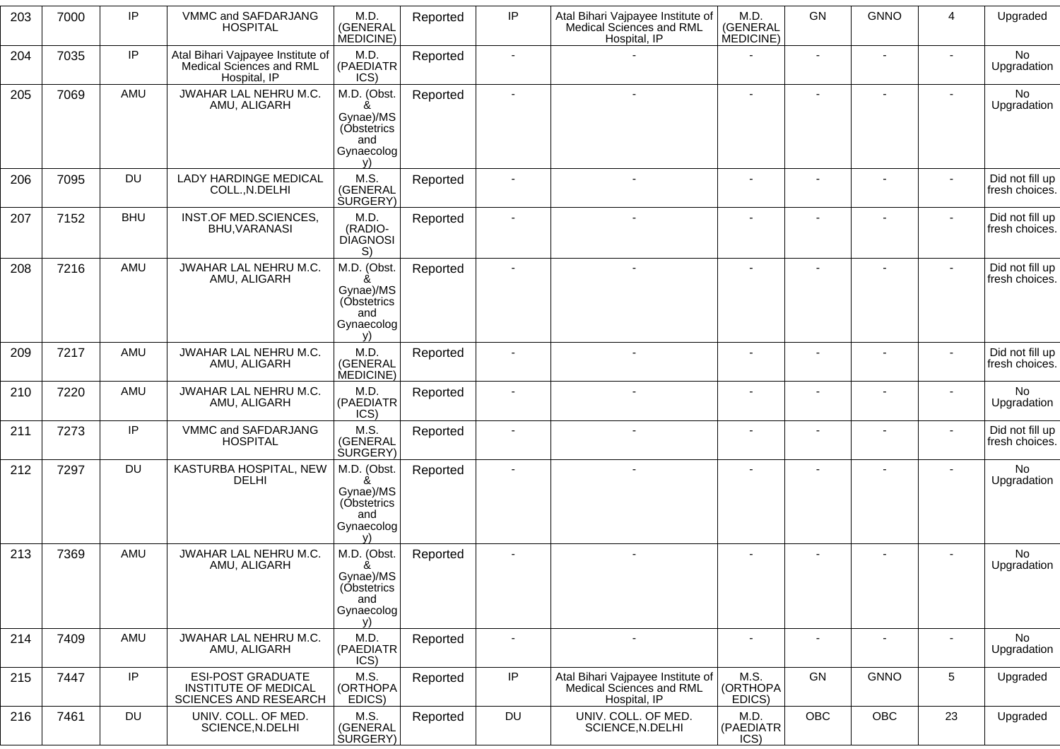| 203 | 7000 | IP | VMMC and SAFDARJANG HOSPITAL | M.D. (GENERAL MEDICINE) | Reported | IP | Atal Bihari Vajpayee Institute of Medical Sciences and RML Hospital, IP | M.D. (GENERAL MEDICINE) | GN | GNNO | 4 | Upgraded |
|---|---|---|---|---|---|---|---|---|---|---|---|---|
| 204 | 7035 | IP | Atal Bihari Vajpayee Institute of Medical Sciences and RML Hospital, IP | M.D. (PAEDIATRICS) | Reported | - | - | - | - | - | - | No Upgradation |
| 205 | 7069 | AMU | JWAHAR LAL NEHRU M.C. AMU, ALIGARH | M.D. (Obst. & Gynae)/MS (Obstetrics and Gynaecology) | Reported | - | - | - | - | - | - | No Upgradation |
| 206 | 7095 | DU | LADY HARDINGE MEDICAL COLL.,N.DELHI | M.S. (GENERAL SURGERY) | Reported | - | - | - | - | - | - | Did not fill up fresh choices. |
| 207 | 7152 | BHU | INST.OF MED.SCIENCES, BHU,VARANASI | M.D. (RADIO-DIAGNOSIS) | Reported | - | - | - | - | - | - | Did not fill up fresh choices. |
| 208 | 7216 | AMU | JWAHAR LAL NEHRU M.C. AMU, ALIGARH | M.D. (Obst. & Gynae)/MS (Obstetrics and Gynaecology) | Reported | - | - | - | - | - | - | Did not fill up fresh choices. |
| 209 | 7217 | AMU | JWAHAR LAL NEHRU M.C. AMU, ALIGARH | M.D. (GENERAL MEDICINE) | Reported | - | - | - | - | - | - | Did not fill up fresh choices. |
| 210 | 7220 | AMU | JWAHAR LAL NEHRU M.C. AMU, ALIGARH | M.D. (PAEDIATRICS) | Reported | - | - | - | - | - | - | No Upgradation |
| 211 | 7273 | IP | VMMC and SAFDARJANG HOSPITAL | M.S. (GENERAL SURGERY) | Reported | - | - | - | - | - | - | Did not fill up fresh choices. |
| 212 | 7297 | DU | KASTURBA HOSPITAL, NEW DELHI | M.D. (Obst. & Gynae)/MS (Obstetrics and Gynaecology) | Reported | - | - | - | - | - | - | No Upgradation |
| 213 | 7369 | AMU | JWAHAR LAL NEHRU M.C. AMU, ALIGARH | M.D. (Obst. & Gynae)/MS (Obstetrics and Gynaecology) | Reported | - | - | - | - | - | - | No Upgradation |
| 214 | 7409 | AMU | JWAHAR LAL NEHRU M.C. AMU, ALIGARH | M.D. (PAEDIATRICS) | Reported | - | - | - | - | - | - | No Upgradation |
| 215 | 7447 | IP | ESI-POST GRADUATE INSTITUTE OF MEDICAL SCIENCES AND RESEARCH | M.S. (ORTHOPAEDICS) | Reported | IP | Atal Bihari Vajpayee Institute of Medical Sciences and RML Hospital, IP | M.S. (ORTHOPAEDICS) | GN | GNNO | 5 | Upgraded |
| 216 | 7461 | DU | UNIV. COLL. OF MED. SCIENCE,N.DELHI | M.S. (GENERAL SURGERY) | Reported | DU | UNIV. COLL. OF MED. SCIENCE,N.DELHI | M.D. (PAEDIATRICS) | OBC | OBC | 23 | Upgraded |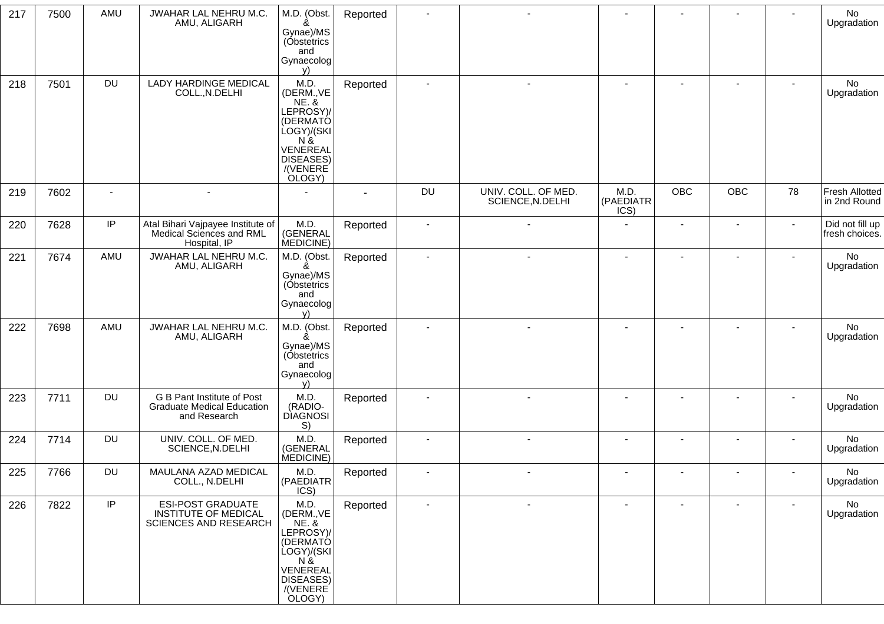| 217 | 7500 | AMU | JWAHAR LAL NEHRU M.C. AMU, ALIGARH | M.D. (Obst. & Gynae)/MS (Obstetrics and Gynaecology) | Reported | - | - | - | - | - | - | No Upgradation |
|---|---|---|---|---|---|---|---|---|---|---|---|---|
| 218 | 7501 | DU | LADY HARDINGE MEDICAL COLL.,N.DELHI | M.D. (DERM.,VENE. & LEPROSY)/(DERMATOLOGY)/(SKIN & VENEREAL DISEASES)/(VENEREOLOGY) | Reported | - | - | - | - | - | - | No Upgradation |
| 219 | 7602 | - | - | - | - | DU | UNIV. COLL. OF MED. SCIENCE,N.DELHI | M.D. (PAEDIATRICS) | OBC | OBC | 78 | Fresh Allotted in 2nd Round |
| 220 | 7628 | IP | Atal Bihari Vajpayee Institute of Medical Sciences and RML Hospital, IP | M.D. (GENERAL MEDICINE) | Reported | - | - | - | - | - | - | Did not fill up fresh choices. |
| 221 | 7674 | AMU | JWAHAR LAL NEHRU M.C. AMU, ALIGARH | M.D. (Obst. & Gynae)/MS (Obstetrics and Gynaecology) | Reported | - | - | - | - | - | - | No Upgradation |
| 222 | 7698 | AMU | JWAHAR LAL NEHRU M.C. AMU, ALIGARH | M.D. (Obst. & Gynae)/MS (Obstetrics and Gynaecology) | Reported | - | - | - | - | - | - | No Upgradation |
| 223 | 7711 | DU | G B Pant Institute of Post Graduate Medical Education and Research | M.D. (RADIO-DIAGNOSIS) | Reported | - | - | - | - | - | - | No Upgradation |
| 224 | 7714 | DU | UNIV. COLL. OF MED. SCIENCE,N.DELHI | M.D. (GENERAL MEDICINE) | Reported | - | - | - | - | - | - | No Upgradation |
| 225 | 7766 | DU | MAULANA AZAD MEDICAL COLL., N.DELHI | M.D. (PAEDIATRICS) | Reported | - | - | - | - | - | - | No Upgradation |
| 226 | 7822 | IP | ESI-POST GRADUATE INSTITUTE OF MEDICAL SCIENCES AND RESEARCH | M.D. (DERM.,VENE. & LEPROSY)/(DERMATOLOGY)/(SKIN & VENEREAL DISEASES)/(VENEREOLOGY) | Reported | - | - | - | - | - | - | No Upgradation |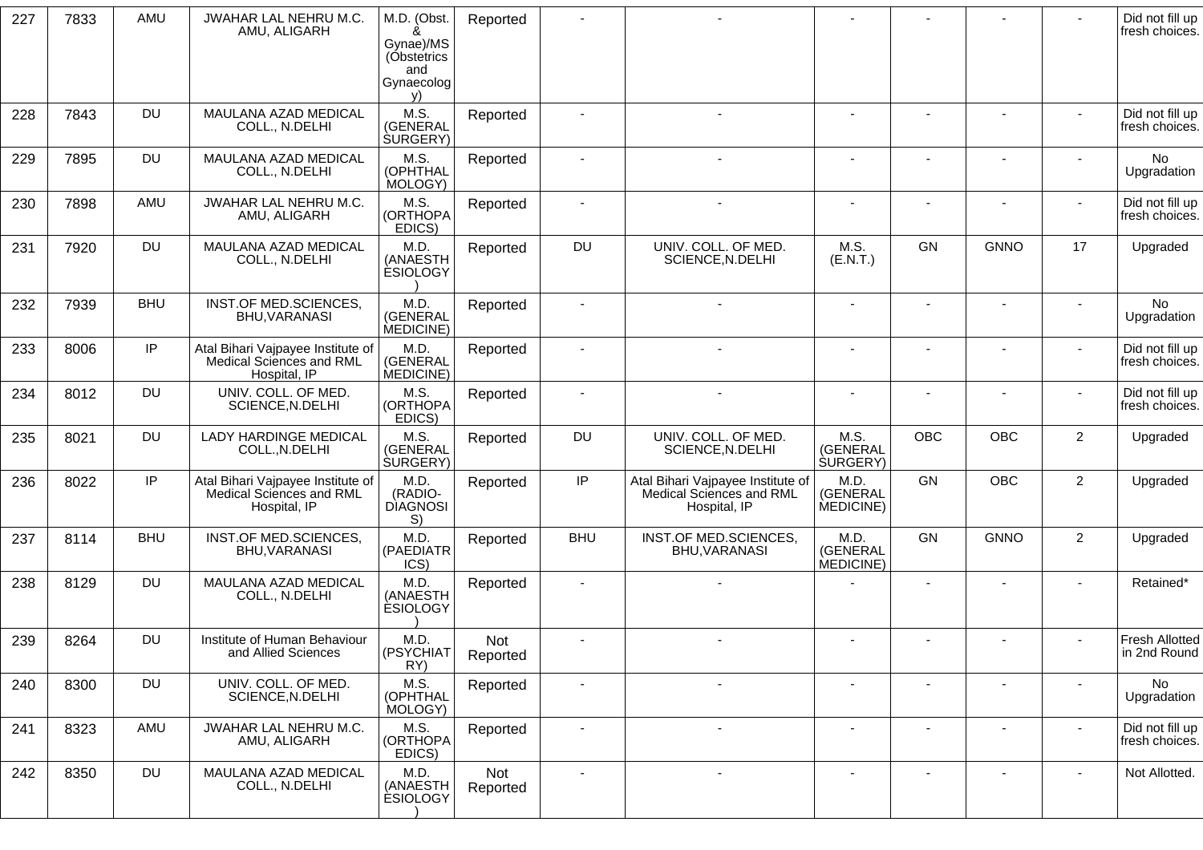| 227 | 7833 | AMU | JWAHAR LAL NEHRU M.C. AMU, ALIGARH | M.D. (Obst. & Gynae)/MS (Obstetrics and Gynaecology) | Reported | - | - | - | - | - | - | Did not fill up fresh choices. |
|---|---|---|---|---|---|---|---|---|---|---|---|---|
| 228 | 7843 | DU | MAULANA AZAD MEDICAL COLL., N.DELHI | M.S. (GENERAL SURGERY) | Reported | - | - | - | - | - | - | Did not fill up fresh choices. |
| 229 | 7895 | DU | MAULANA AZAD MEDICAL COLL., N.DELHI | M.S. (OPHTHALMOLOGY) | Reported | - | - | - | - | - | - | No Upgradation |
| 230 | 7898 | AMU | JWAHAR LAL NEHRU M.C. AMU, ALIGARH | M.S. (ORTHOPAEDICS) | Reported | - | - | - | - | - | - | Did not fill up fresh choices. |
| 231 | 7920 | DU | MAULANA AZAD MEDICAL COLL., N.DELHI | M.D. (ANAESTHESIOLOGY) | Reported | DU | UNIV. COLL. OF MED. SCIENCE,N.DELHI | M.S. (E.N.T.) | GN | GNNO | 17 | Upgraded |
| 232 | 7939 | BHU | INST.OF MED.SCIENCES, BHU,VARANASI | M.D. (GENERAL MEDICINE) | Reported | - | - | - | - | - | - | No Upgradation |
| 233 | 8006 | IP | Atal Bihari Vajpayee Institute of Medical Sciences and RML Hospital, IP | M.D. (GENERAL MEDICINE) | Reported | - | - | - | - | - | - | Did not fill up fresh choices. |
| 234 | 8012 | DU | UNIV. COLL. OF MED. SCIENCE,N.DELHI | M.S. (ORTHOPAEDICS) | Reported | - | - | - | - | - | - | Did not fill up fresh choices. |
| 235 | 8021 | DU | LADY HARDINGE MEDICAL COLL.,N.DELHI | M.S. (GENERAL SURGERY) | Reported | DU | UNIV. COLL. OF MED. SCIENCE,N.DELHI | M.S. (GENERAL SURGERY) | OBC | OBC | 2 | Upgraded |
| 236 | 8022 | IP | Atal Bihari Vajpayee Institute of Medical Sciences and RML Hospital, IP | M.D. (RADIO-DIAGNOSIS) | Reported | IP | Atal Bihari Vajpayee Institute of Medical Sciences and RML Hospital, IP | M.D. (GENERAL MEDICINE) | GN | OBC | 2 | Upgraded |
| 237 | 8114 | BHU | INST.OF MED.SCIENCES, BHU,VARANASI | M.D. (PAEDIATRICS) | Reported | BHU | INST.OF MED.SCIENCES, BHU,VARANASI | M.D. (GENERAL MEDICINE) | GN | GNNO | 2 | Upgraded |
| 238 | 8129 | DU | MAULANA AZAD MEDICAL COLL., N.DELHI | M.D. (ANAESTHESIOLOGY) | Reported | - | - | - | - | - | - | Retained* |
| 239 | 8264 | DU | Institute of Human Behaviour and Allied Sciences | M.D. (PSYCHIATRY) | Not Reported | - | - | - | - | - | - | Fresh Allotted in 2nd Round |
| 240 | 8300 | DU | UNIV. COLL. OF MED. SCIENCE,N.DELHI | M.S. (OPHTHALMOLOGY) | Reported | - | - | - | - | - | - | No Upgradation |
| 241 | 8323 | AMU | JWAHAR LAL NEHRU M.C. AMU, ALIGARH | M.S. (ORTHOPAEDICS) | Reported | - | - | - | - | - | - | Did not fill up fresh choices. |
| 242 | 8350 | DU | MAULANA AZAD MEDICAL COLL., N.DELHI | M.D. (ANAESTHESIOLOGY) | Not Reported | - | - | - | - | - | - | Not Allotted. |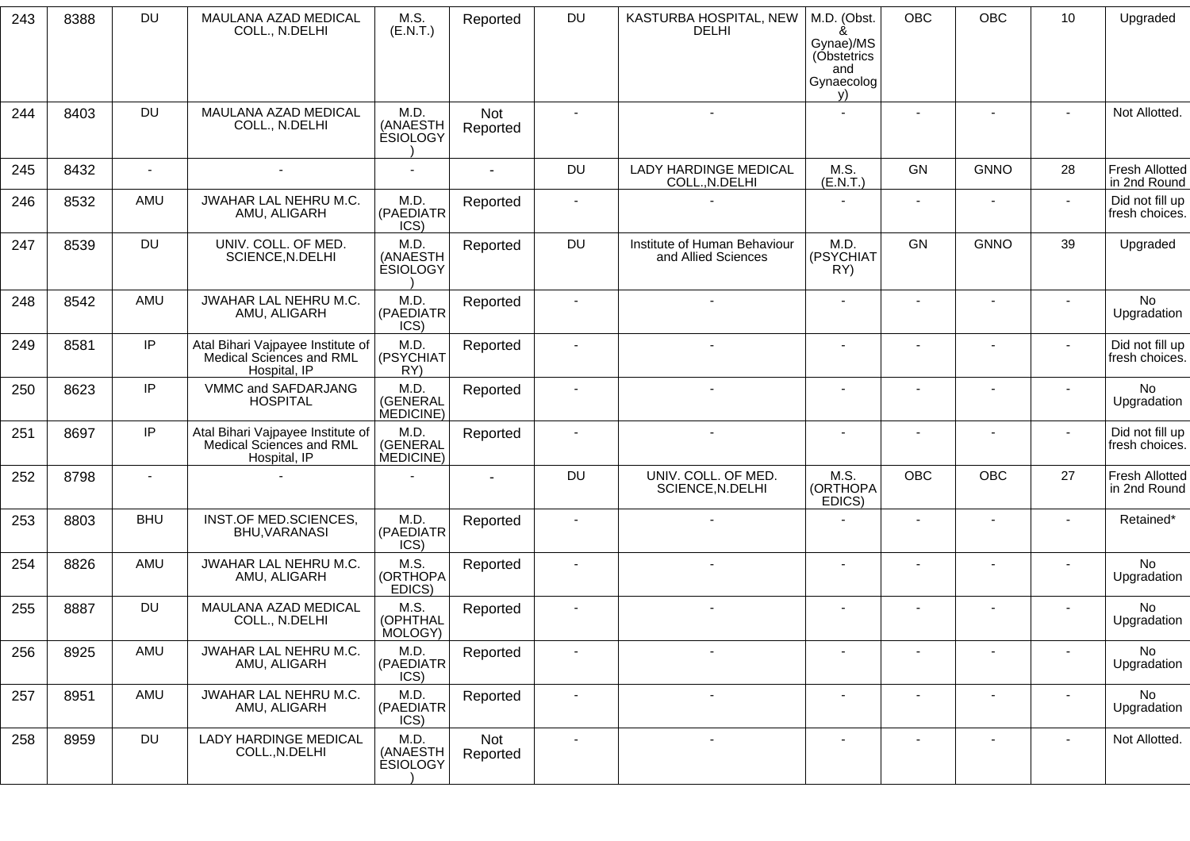| 243 | 8388 | DU | MAULANA AZAD MEDICAL COLL., N.DELHI | M.S. (E.N.T.) | Reported | DU | KASTURBA HOSPITAL, NEW DELHI | M.D. (Obst. & Gynae)/MS (Obstetrics and Gynaecology) | OBC | OBC | 10 | Upgraded |
|---|---|---|---|---|---|---|---|---|---|---|---|---|
| 244 | 8403 | DU | MAULANA AZAD MEDICAL COLL., N.DELHI | M.D. (ANAESTHESIOLOGY) | Not Reported | - | - | - | - | - | - | Not Allotted. |
| 245 | 8432 | - | - | - | - | DU | LADY HARDINGE MEDICAL COLL.,N.DELHI | M.S. (E.N.T.) | GN | GNNO | 28 | Fresh Allotted in 2nd Round |
| 246 | 8532 | AMU | JWAHAR LAL NEHRU M.C. AMU, ALIGARH | M.D. (PAEDIATRICS) | Reported | - | - | - | - | - | - | Did not fill up fresh choices. |
| 247 | 8539 | DU | UNIV. COLL. OF MED. SCIENCE,N.DELHI | M.D. (ANAESTHESIOLOGY) | Reported | DU | Institute of Human Behaviour and Allied Sciences | M.D. (PSYCHIATRY) | GN | GNNO | 39 | Upgraded |
| 248 | 8542 | AMU | JWAHAR LAL NEHRU M.C. AMU, ALIGARH | M.D. (PAEDIATRICS) | Reported | - | - | - | - | - | - | No Upgradation |
| 249 | 8581 | IP | Atal Bihari Vajpayee Institute of Medical Sciences and RML Hospital, IP | M.D. (PSYCHIATRY) | Reported | - | - | - | - | - | - | Did not fill up fresh choices. |
| 250 | 8623 | IP | VMMC and SAFDARJANG HOSPITAL | M.D. (GENERAL MEDICINE) | Reported | - | - | - | - | - | - | No Upgradation |
| 251 | 8697 | IP | Atal Bihari Vajpayee Institute of Medical Sciences and RML Hospital, IP | M.D. (GENERAL MEDICINE) | Reported | - | - | - | - | - | - | Did not fill up fresh choices. |
| 252 | 8798 | - | - | - | - | DU | UNIV. COLL. OF MED. SCIENCE,N.DELHI | M.S. (ORTHOPAEDICS) | OBC | OBC | 27 | Fresh Allotted in 2nd Round |
| 253 | 8803 | BHU | INST.OF MED.SCIENCES, BHU,VARANASI | M.D. (PAEDIATRICS) | Reported | - | - | - | - | - | - | Retained* |
| 254 | 8826 | AMU | JWAHAR LAL NEHRU M.C. AMU, ALIGARH | M.S. (ORTHOPAEDICS) | Reported | - | - | - | - | - | - | No Upgradation |
| 255 | 8887 | DU | MAULANA AZAD MEDICAL COLL., N.DELHI | M.S. (OPHTHALMOLOGY) | Reported | - | - | - | - | - | - | No Upgradation |
| 256 | 8925 | AMU | JWAHAR LAL NEHRU M.C. AMU, ALIGARH | M.D. (PAEDIATRICS) | Reported | - | - | - | - | - | - | No Upgradation |
| 257 | 8951 | AMU | JWAHAR LAL NEHRU M.C. AMU, ALIGARH | M.D. (PAEDIATRICS) | Reported | - | - | - | - | - | - | No Upgradation |
| 258 | 8959 | DU | LADY HARDINGE MEDICAL COLL.,N.DELHI | M.D. (ANAESTHESIOLOGY) | Not Reported | - | - | - | - | - | - | Not Allotted. |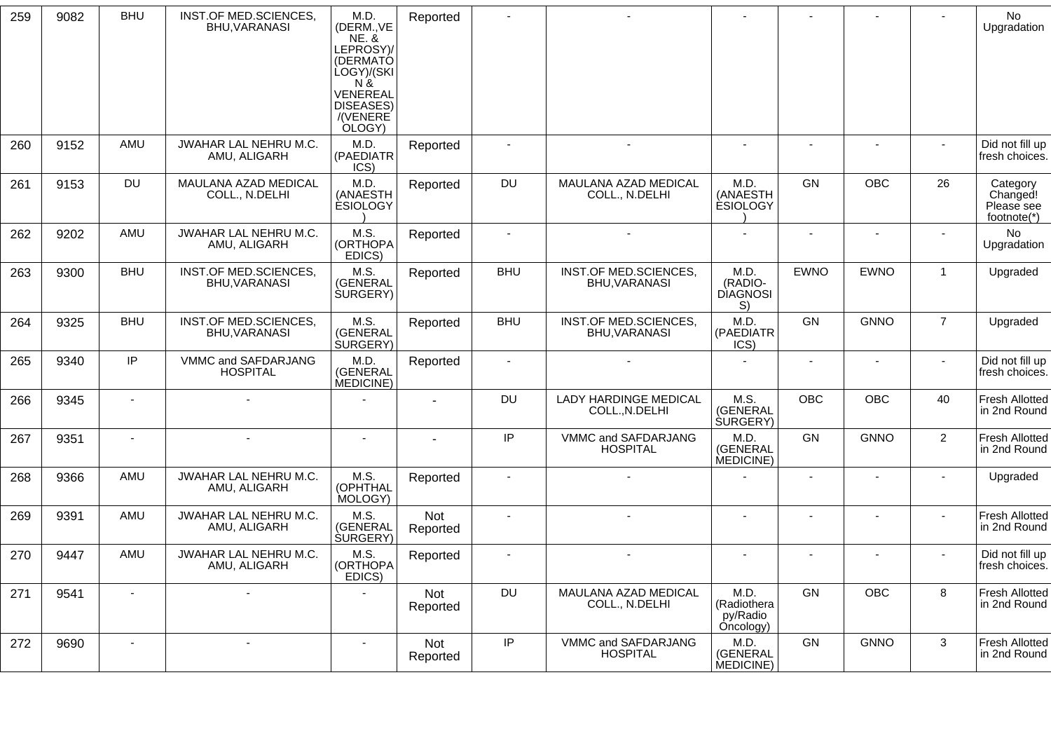| 259 | 9082 | BHU | INST.OF MED.SCIENCES, BHU,VARANASI | M.D. (DERM.,VENE. & LEPROSY)/(DERMATOLOGY)/(SKIN & VENEREAL DISEASES)/(VENEREOLOGY) | Reported | - | - | - | - | - | - | No Upgradation |
|---|---|---|---|---|---|---|---|---|---|---|---|---|
| 260 | 9152 | AMU | JWAHAR LAL NEHRU M.C. AMU, ALIGARH | M.D. (PAEDIATRICS) | Reported | - | - | - | - | - | - | Did not fill up fresh choices. |
| 261 | 9153 | DU | MAULANA AZAD MEDICAL COLL., N.DELHI | M.D. (ANAESTHESIOLOGY) | Reported | DU | MAULANA AZAD MEDICAL COLL., N.DELHI | M.D. (ANAESTHESIOLOGY) | GN | OBC | 26 | Category Changed! Please see footnote(*) |
| 262 | 9202 | AMU | JWAHAR LAL NEHRU M.C. AMU, ALIGARH | M.S. (ORTHOPAEDICS) | Reported | - | - | - | - | - | - | No Upgradation |
| 263 | 9300 | BHU | INST.OF MED.SCIENCES, BHU,VARANASI | M.S. (GENERAL SURGERY) | Reported | BHU | INST.OF MED.SCIENCES, BHU,VARANASI | M.D. (RADIO-DIAGNOSIS) | EWNO | EWNO | 1 | Upgraded |
| 264 | 9325 | BHU | INST.OF MED.SCIENCES, BHU,VARANASI | M.S. (GENERAL SURGERY) | Reported | BHU | INST.OF MED.SCIENCES, BHU,VARANASI | M.D. (PAEDIATRICS) | GN | GNNO | 7 | Upgraded |
| 265 | 9340 | IP | VMMC and SAFDARJANG HOSPITAL | M.D. (GENERAL MEDICINE) | Reported | - | - | - | - | - | - | Did not fill up fresh choices. |
| 266 | 9345 | - | - | - | - | DU | LADY HARDINGE MEDICAL COLL.,N.DELHI | M.S. (GENERAL SURGERY) | OBC | OBC | 40 | Fresh Allotted in 2nd Round |
| 267 | 9351 | - | - | - | - | IP | VMMC and SAFDARJANG HOSPITAL | M.D. (GENERAL MEDICINE) | GN | GNNO | 2 | Fresh Allotted in 2nd Round |
| 268 | 9366 | AMU | JWAHAR LAL NEHRU M.C. AMU, ALIGARH | M.S. (OPHTHALMOLOGY) | Reported | - | - | - | - | - | - | Upgraded |
| 269 | 9391 | AMU | JWAHAR LAL NEHRU M.C. AMU, ALIGARH | M.S. (GENERAL SURGERY) | Not Reported | - | - | - | - | - | - | Fresh Allotted in 2nd Round |
| 270 | 9447 | AMU | JWAHAR LAL NEHRU M.C. AMU, ALIGARH | M.S. (ORTHOPAEDICS) | Reported | - | - | - | - | - | - | Did not fill up fresh choices. |
| 271 | 9541 | - | - | - | Not Reported | DU | MAULANA AZAD MEDICAL COLL., N.DELHI | M.D. (Radiotherapy/Radio Oncology) | GN | OBC | 8 | Fresh Allotted in 2nd Round |
| 272 | 9690 | - | - | - | Not Reported | IP | VMMC and SAFDARJANG HOSPITAL | M.D. (GENERAL MEDICINE) | GN | GNNO | 3 | Fresh Allotted in 2nd Round |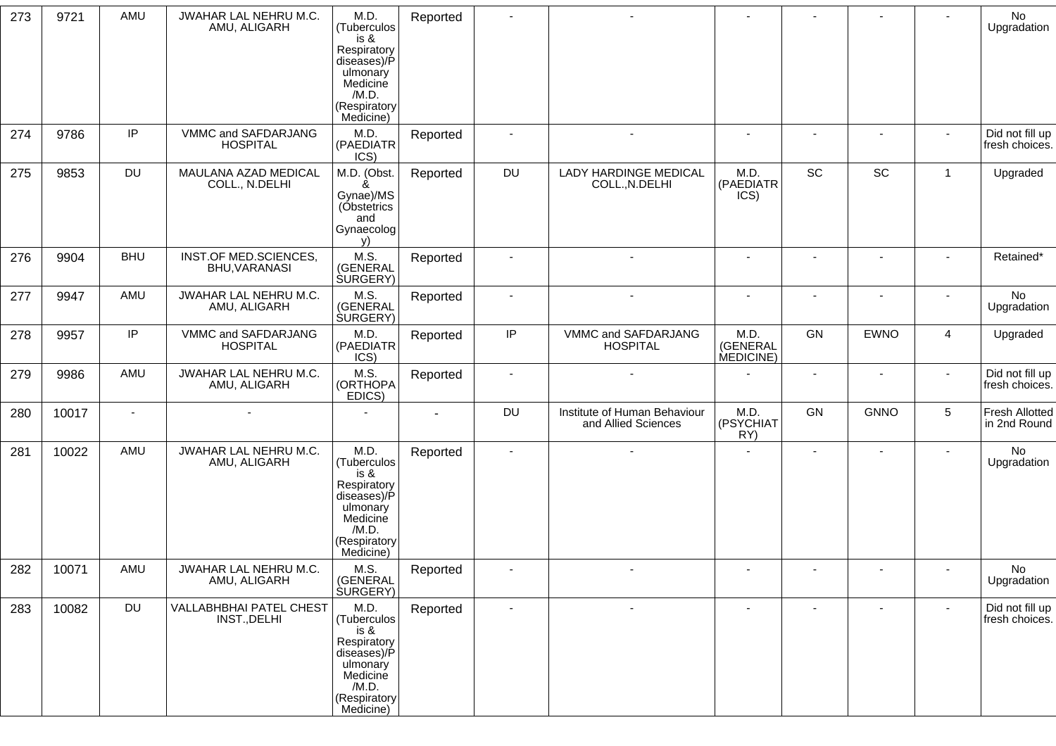| 273 | 9721 | AMU | JWAHAR LAL NEHRU M.C. AMU, ALIGARH | M.D. (Tuberculosis & Respiratory diseases)/Pulmonary Medicine /M.D. (Respiratory Medicine) | Reported | - | - | - | - | - | - | No Upgradation |
|---|---|---|---|---|---|---|---|---|---|---|---|---|
| 274 | 9786 | IP | VMMC and SAFDARJANG HOSPITAL | M.D. (PAEDIATRICS) | Reported | - | - | - | - | - | - | Did not fill up fresh choices. |
| 275 | 9853 | DU | MAULANA AZAD MEDICAL COLL., N.DELHI | M.D. (Obst. & Gynae)/MS (Obstetrics and Gynaecology) | Reported | DU | LADY HARDINGE MEDICAL COLL.,N.DELHI | M.D. (PAEDIATRICS) | SC | SC | 1 | Upgraded |
| 276 | 9904 | BHU | INST.OF MED.SCIENCES, BHU,VARANASI | M.S. (GENERAL SURGERY) | Reported | - | - | - | - | - | - | Retained* |
| 277 | 9947 | AMU | JWAHAR LAL NEHRU M.C. AMU, ALIGARH | M.S. (GENERAL SURGERY) | Reported | - | - | - | - | - | - | No Upgradation |
| 278 | 9957 | IP | VMMC and SAFDARJANG HOSPITAL | M.D. (PAEDIATRICS) | Reported | IP | VMMC and SAFDARJANG HOSPITAL | M.D. (GENERAL MEDICINE) | GN | EWNO | 4 | Upgraded |
| 279 | 9986 | AMU | JWAHAR LAL NEHRU M.C. AMU, ALIGARH | M.S. (ORTHOPAEDICS) | Reported | - | - | - | - | - | - | Did not fill up fresh choices. |
| 280 | 10017 | - | - | - | - | DU | Institute of Human Behaviour and Allied Sciences | M.D. (PSYCHIATRY) | GN | GNNO | 5 | Fresh Allotted in 2nd Round |
| 281 | 10022 | AMU | JWAHAR LAL NEHRU M.C. AMU, ALIGARH | M.D. (Tuberculosis & Respiratory diseases)/Pulmonary Medicine /M.D. (Respiratory Medicine) | Reported | - | - | - | - | - | - | No Upgradation |
| 282 | 10071 | AMU | JWAHAR LAL NEHRU M.C. AMU, ALIGARH | M.S. (GENERAL SURGERY) | Reported | - | - | - | - | - | - | No Upgradation |
| 283 | 10082 | DU | VALLABHBHAI PATEL CHEST INST.,DELHI | M.D. (Tuberculosis & Respiratory diseases)/Pulmonary Medicine /M.D. (Respiratory Medicine) | Reported | - | - | - | - | - | - | Did not fill up fresh choices. |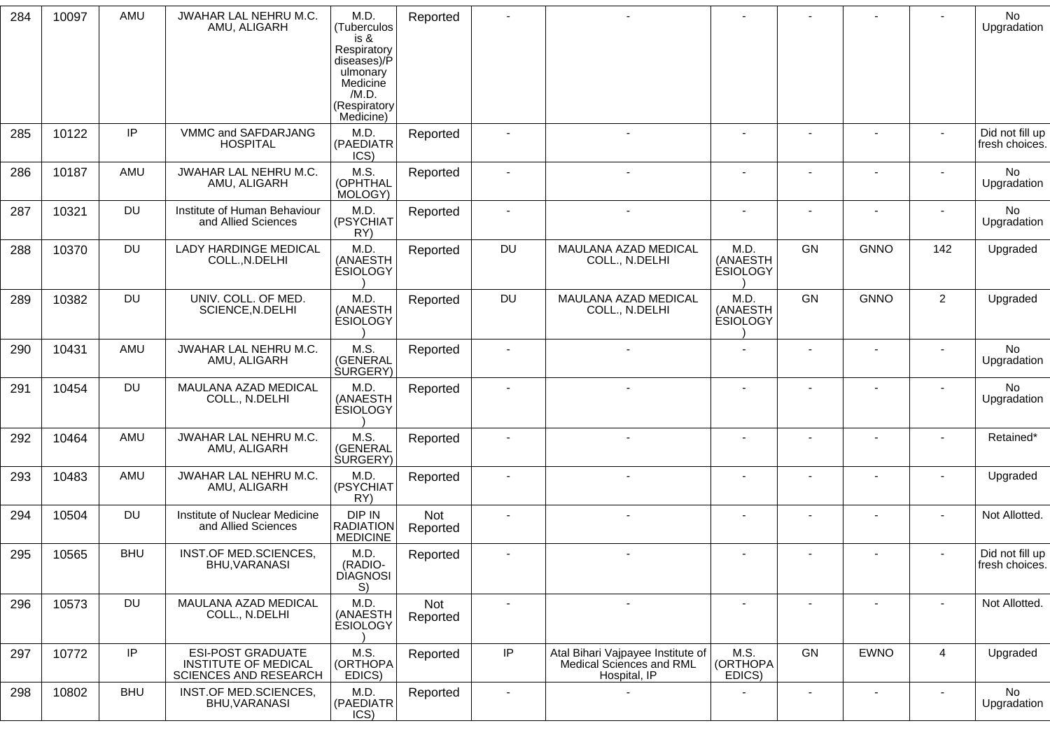| 284 | 10097 | AMU | JWAHAR LAL NEHRU M.C. AMU, ALIGARH | M.D. (Tuberculosis & Respiratory diseases)/Pulmonary Medicine /M.D. (Respiratory Medicine) | Reported | - | - | - | - | - | - | No Upgradation |
|---|---|---|---|---|---|---|---|---|---|---|---|---|
| 285 | 10122 | IP | VMMC and SAFDARJANG HOSPITAL | M.D. (PAEDIATRICS) | Reported | - | - | - | - | - | - | Did not fill up fresh choices. |
| 286 | 10187 | AMU | JWAHAR LAL NEHRU M.C. AMU, ALIGARH | M.S. (OPHTHALMOLOGY) | Reported | - | - | - | - | - | - | No Upgradation |
| 287 | 10321 | DU | Institute of Human Behaviour and Allied Sciences | M.D. (PSYCHIATRY) | Reported | - | - | - | - | - | - | No Upgradation |
| 288 | 10370 | DU | LADY HARDINGE MEDICAL COLL.,N.DELHI | M.D. (ANAESTHESIOLOGY) | Reported | DU | MAULANA AZAD MEDICAL COLL., N.DELHI | M.D. (ANAESTHESIOLOGY) | GN | GNNO | 142 | Upgraded |
| 289 | 10382 | DU | UNIV. COLL. OF MED. SCIENCE,N.DELHI | M.D. (ANAESTHESIOLOGY) | Reported | DU | MAULANA AZAD MEDICAL COLL., N.DELHI | M.D. (ANAESTHESIOLOGY) | GN | GNNO | 2 | Upgraded |
| 290 | 10431 | AMU | JWAHAR LAL NEHRU M.C. AMU, ALIGARH | M.S. (GENERAL SURGERY) | Reported | - | - | - | - | - | - | No Upgradation |
| 291 | 10454 | DU | MAULANA AZAD MEDICAL COLL., N.DELHI | M.D. (ANAESTHESIOLOGY) | Reported | - | - | - | - | - | - | No Upgradation |
| 292 | 10464 | AMU | JWAHAR LAL NEHRU M.C. AMU, ALIGARH | M.S. (GENERAL SURGERY) | Reported | - | - | - | - | - | - | Retained* |
| 293 | 10483 | AMU | JWAHAR LAL NEHRU M.C. AMU, ALIGARH | M.D. (PSYCHIATRY) | Reported | - | - | - | - | - | - | Upgraded |
| 294 | 10504 | DU | Institute of Nuclear Medicine and Allied Sciences | DIP IN RADIATION MEDICINE | Not Reported | - | - | - | - | - | - | Not Allotted. |
| 295 | 10565 | BHU | INST.OF MED.SCIENCES, BHU,VARANASI | M.D. (RADIO-DIAGNOSIS) | Reported | - | - | - | - | - | - | Did not fill up fresh choices. |
| 296 | 10573 | DU | MAULANA AZAD MEDICAL COLL., N.DELHI | M.D. (ANAESTHESIOLOGY) | Not Reported | - | - | - | - | - | - | Not Allotted. |
| 297 | 10772 | IP | ESI-POST GRADUATE INSTITUTE OF MEDICAL SCIENCES AND RESEARCH | M.S. (ORTHOPAEDICS) | Reported | IP | Atal Bihari Vajpayee Institute of Medical Sciences and RML Hospital, IP | M.S. (ORTHOPAEDICS) | GN | EWNO | 4 | Upgraded |
| 298 | 10802 | BHU | INST.OF MED.SCIENCES, BHU,VARANASI | M.D. (PAEDIATRICS) | Reported | - | - | - | - | - | - | No Upgradation |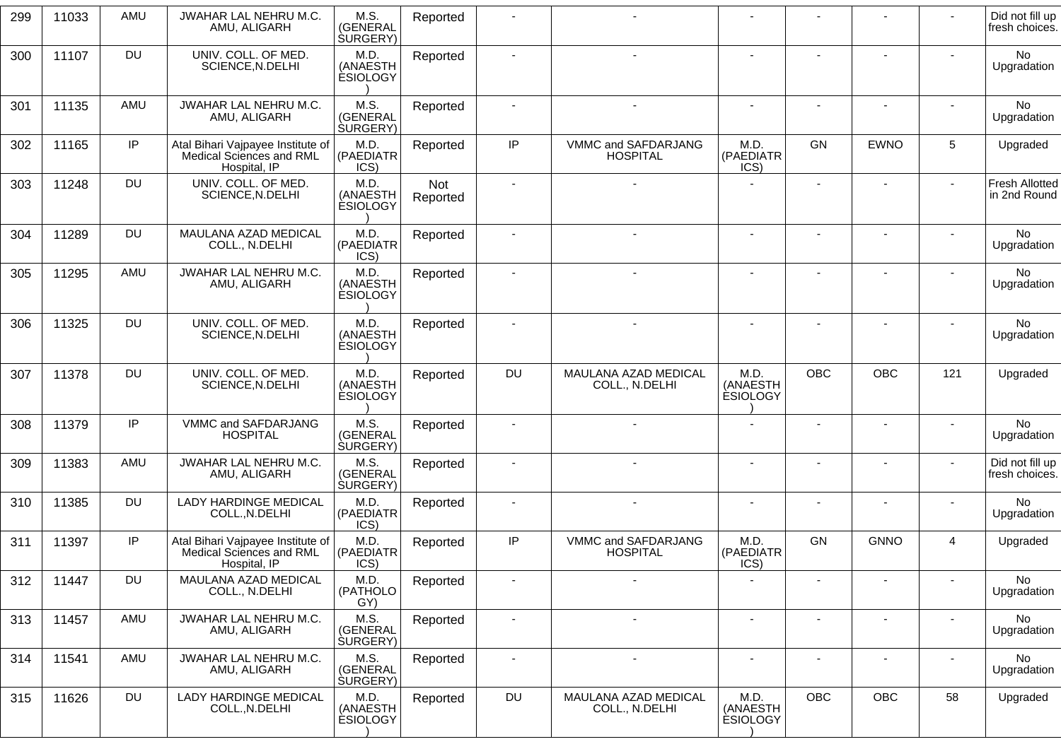| 299 | 11033 | AMU | JWAHAR LAL NEHRU M.C. AMU, ALIGARH | M.S. (GENERAL SURGERY) | Reported | - | - | - | - | - | - | Did not fill up fresh choices. |
|---|---|---|---|---|---|---|---|---|---|---|---|---|
| 300 | 11107 | DU | UNIV. COLL. OF MED. SCIENCE,N.DELHI | M.D. (ANAESTHESIOLOGY) | Reported | - | - | - | - | - | - | No Upgradation |
| 301 | 11135 | AMU | JWAHAR LAL NEHRU M.C. AMU, ALIGARH | M.S. (GENERAL SURGERY) | Reported | - | - | - | - | - | - | No Upgradation |
| 302 | 11165 | IP | Atal Bihari Vajpayee Institute of Medical Sciences and RML Hospital, IP | M.D. (PAEDIATRICS) | Reported | IP | VMMC and SAFDARJANG HOSPITAL | M.D. (PAEDIATRICS) | GN | EWNO | 5 | Upgraded |
| 303 | 11248 | DU | UNIV. COLL. OF MED. SCIENCE,N.DELHI | M.D. (ANAESTHESIOLOGY) | Not Reported | - | - | - | - | - | - | Fresh Allotted in 2nd Round |
| 304 | 11289 | DU | MAULANA AZAD MEDICAL COLL., N.DELHI | M.D. (PAEDIATRICS) | Reported | - | - | - | - | - | - | No Upgradation |
| 305 | 11295 | AMU | JWAHAR LAL NEHRU M.C. AMU, ALIGARH | M.D. (ANAESTHESIOLOGY) | Reported | - | - | - | - | - | - | No Upgradation |
| 306 | 11325 | DU | UNIV. COLL. OF MED. SCIENCE,N.DELHI | M.D. (ANAESTHESIOLOGY) | Reported | - | - | - | - | - | - | No Upgradation |
| 307 | 11378 | DU | UNIV. COLL. OF MED. SCIENCE,N.DELHI | M.D. (ANAESTHESIOLOGY) | Reported | DU | MAULANA AZAD MEDICAL COLL., N.DELHI | M.D. (ANAESTHESIOLOGY) | OBC | OBC | 121 | Upgraded |
| 308 | 11379 | IP | VMMC and SAFDARJANG HOSPITAL | M.S. (GENERAL SURGERY) | Reported | - | - | - | - | - | - | No Upgradation |
| 309 | 11383 | AMU | JWAHAR LAL NEHRU M.C. AMU, ALIGARH | M.S. (GENERAL SURGERY) | Reported | - | - | - | - | - | - | Did not fill up fresh choices. |
| 310 | 11385 | DU | LADY HARDINGE MEDICAL COLL.,N.DELHI | M.D. (PAEDIATRICS) | Reported | - | - | - | - | - | - | No Upgradation |
| 311 | 11397 | IP | Atal Bihari Vajpayee Institute of Medical Sciences and RML Hospital, IP | M.D. (PAEDIATRICS) | Reported | IP | VMMC and SAFDARJANG HOSPITAL | M.D. (PAEDIATRICS) | GN | GNNO | 4 | Upgraded |
| 312 | 11447 | DU | MAULANA AZAD MEDICAL COLL., N.DELHI | M.D. (PATHOLOGY) | Reported | - | - | - | - | - | - | No Upgradation |
| 313 | 11457 | AMU | JWAHAR LAL NEHRU M.C. AMU, ALIGARH | M.S. (GENERAL SURGERY) | Reported | - | - | - | - | - | - | No Upgradation |
| 314 | 11541 | AMU | JWAHAR LAL NEHRU M.C. AMU, ALIGARH | M.S. (GENERAL SURGERY) | Reported | - | - | - | - | - | - | No Upgradation |
| 315 | 11626 | DU | LADY HARDINGE MEDICAL COLL.,N.DELHI | M.D. (ANAESTHESIOLOGY) | Reported | DU | MAULANA AZAD MEDICAL COLL., N.DELHI | M.D. (ANAESTHESIOLOGY) | OBC | OBC | 58 | Upgraded |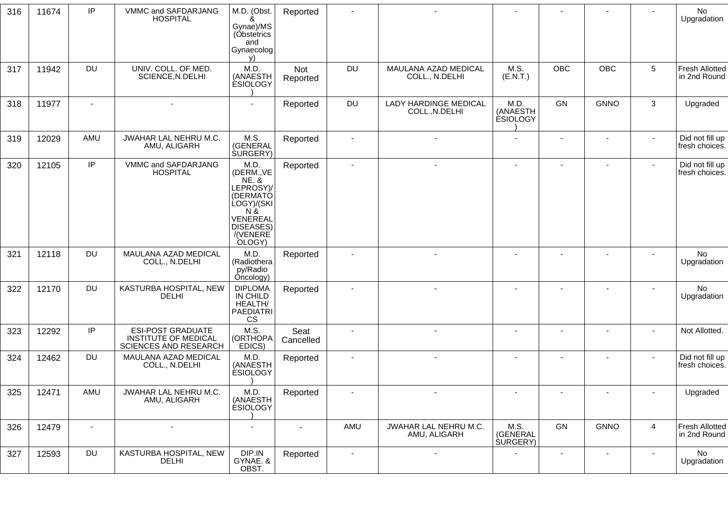| 316 | 11674 | IP | VMMC and SAFDARJANG HOSPITAL | M.D. (Obst. & Gynae)/MS (Obstetrics and Gynaecology) | Reported | - | - | - | - | - | - | No Upgradation |
|---|---|---|---|---|---|---|---|---|---|---|---|---|
| 317 | 11942 | DU | UNIV. COLL. OF MED. SCIENCE,N.DELHI | M.D. (ANAESTHESIOLOGY) | Not Reported | DU | MAULANA AZAD MEDICAL COLL., N.DELHI | M.S. (E.N.T.) | OBC | OBC | 5 | Fresh Allotted in 2nd Round |
| 318 | 11977 | - | - | - | Reported | DU | LADY HARDINGE MEDICAL COLL.,N.DELHI | M.D. (ANAESTHESIOLOGY) | GN | GNNO | 3 | Upgraded |
| 319 | 12029 | AMU | JWAHAR LAL NEHRU M.C. AMU, ALIGARH | M.S. (GENERAL SURGERY) | Reported | - | - | - | - | - | - | Did not fill up fresh choices. |
| 320 | 12105 | IP | VMMC and SAFDARJANG HOSPITAL | M.D. (DERM.,VENE. & LEPROSY)/(DERMATOLOGY)/(SKIN & VENEREAL DISEASES)/(VENEREOLOGY) | Reported | - | - | - | - | - | - | Did not fill up fresh choices. |
| 321 | 12118 | DU | MAULANA AZAD MEDICAL COLL., N.DELHI | M.D. (Radiotherapy/Radio Oncology) | Reported | - | - | - | - | - | - | No Upgradation |
| 322 | 12170 | DU | KASTURBA HOSPITAL, NEW DELHI | DIPLOMA IN CHILD HEALTH/ PAEDIATRICS | Reported | - | - | - | - | - | - | No Upgradation |
| 323 | 12292 | IP | ESI-POST GRADUATE INSTITUTE OF MEDICAL SCIENCES AND RESEARCH | M.S. (ORTHOPAEDICS) | Seat Cancelled | - | - | - | - | - | - | Not Allotted. |
| 324 | 12462 | DU | MAULANA AZAD MEDICAL COLL., N.DELHI | M.D. (ANAESTHESIOLOGY) | Reported | - | - | - | - | - | - | Did not fill up fresh choices. |
| 325 | 12471 | AMU | JWAHAR LAL NEHRU M.C. AMU, ALIGARH | M.D. (ANAESTHESIOLOGY) | Reported | - | - | - | - | - | - | Upgraded |
| 326 | 12479 | - | - | - | - | AMU | JWAHAR LAL NEHRU M.C. AMU, ALIGARH | M.S. (GENERAL SURGERY) | GN | GNNO | 4 | Fresh Allotted in 2nd Round |
| 327 | 12593 | DU | KASTURBA HOSPITAL, NEW DELHI | DIP.IN GYNAE. & OBST. | Reported | - | - | - | - | - | - | No Upgradation |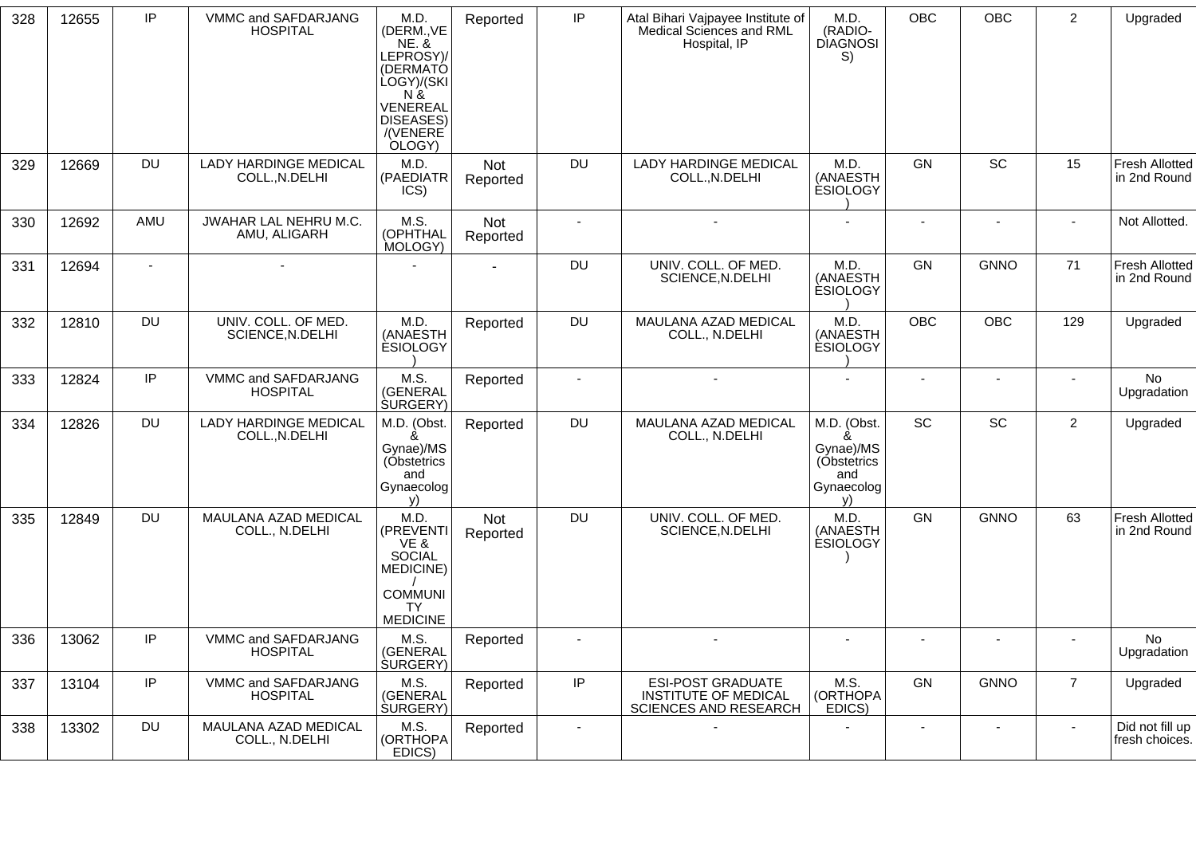| 328 | 12655 | IP | VMMC and SAFDARJANG HOSPITAL | M.D. (DERM.,VENE. & LEPROSY)/(DERMATOLOGY)/(SKIN & VENEREAL DISEASES)/(VENEREOLOGY) | Reported | IP | Atal Bihari Vajpayee Institute of Medical Sciences and RML Hospital, IP | M.D. (RADIO-DIAGNOSIS) | OBC | OBC | 2 | Upgraded |
|---|---|---|---|---|---|---|---|---|---|---|---|---|
| 329 | 12669 | DU | LADY HARDINGE MEDICAL COLL.,N.DELHI | M.D. (PAEDIATRICS) | Not Reported | DU | LADY HARDINGE MEDICAL COLL.,N.DELHI | M.D. (ANAESTHESIOLOGY) | GN | SC | 15 | Fresh Allotted in 2nd Round |
| 330 | 12692 | AMU | JWAHAR LAL NEHRU M.C. AMU, ALIGARH | M.S. (OPHTHALMOLOGY) | Not Reported | - | - | - | - | - | - | Not Allotted. |
| 331 | 12694 | - | - | - | - | DU | UNIV. COLL. OF MED. SCIENCE,N.DELHI | M.D. (ANAESTHESIOLOGY) | GN | GNNO | 71 | Fresh Allotted in 2nd Round |
| 332 | 12810 | DU | UNIV. COLL. OF MED. SCIENCE,N.DELHI | M.D. (ANAESTHESIOLOGY) | Reported | DU | MAULANA AZAD MEDICAL COLL., N.DELHI | M.D. (ANAESTHESIOLOGY) | OBC | OBC | 129 | Upgraded |
| 333 | 12824 | IP | VMMC and SAFDARJANG HOSPITAL | M.S. (GENERAL SURGERY) | Reported | - | - | - | - | - | - | No Upgradation |
| 334 | 12826 | DU | LADY HARDINGE MEDICAL COLL.,N.DELHI | M.D. (Obst. & Gynae)/MS (Obstetrics and Gynaecology) | Reported | DU | MAULANA AZAD MEDICAL COLL., N.DELHI | M.D. (Obst. & Gynae)/MS (Obstetrics and Gynaecology) | SC | SC | 2 | Upgraded |
| 335 | 12849 | DU | MAULANA AZAD MEDICAL COLL., N.DELHI | M.D. (PREVENTIVE & SOCIAL MEDICINE) / COMMUNITY MEDICINE | Not Reported | DU | UNIV. COLL. OF MED. SCIENCE,N.DELHI | M.D. (ANAESTHESIOLOGY) | GN | GNNO | 63 | Fresh Allotted in 2nd Round |
| 336 | 13062 | IP | VMMC and SAFDARJANG HOSPITAL | M.S. (GENERAL SURGERY) | Reported | - | - | - | - | - | - | No Upgradation |
| 337 | 13104 | IP | VMMC and SAFDARJANG HOSPITAL | M.S. (GENERAL SURGERY) | Reported | IP | ESI-POST GRADUATE INSTITUTE OF MEDICAL SCIENCES AND RESEARCH | M.S. (ORTHOPAEDICS) | GN | GNNO | 7 | Upgraded |
| 338 | 13302 | DU | MAULANA AZAD MEDICAL COLL., N.DELHI | M.S. (ORTHOPAEDICS) | Reported | - | - | - | - | - | - | Did not fill up fresh choices. |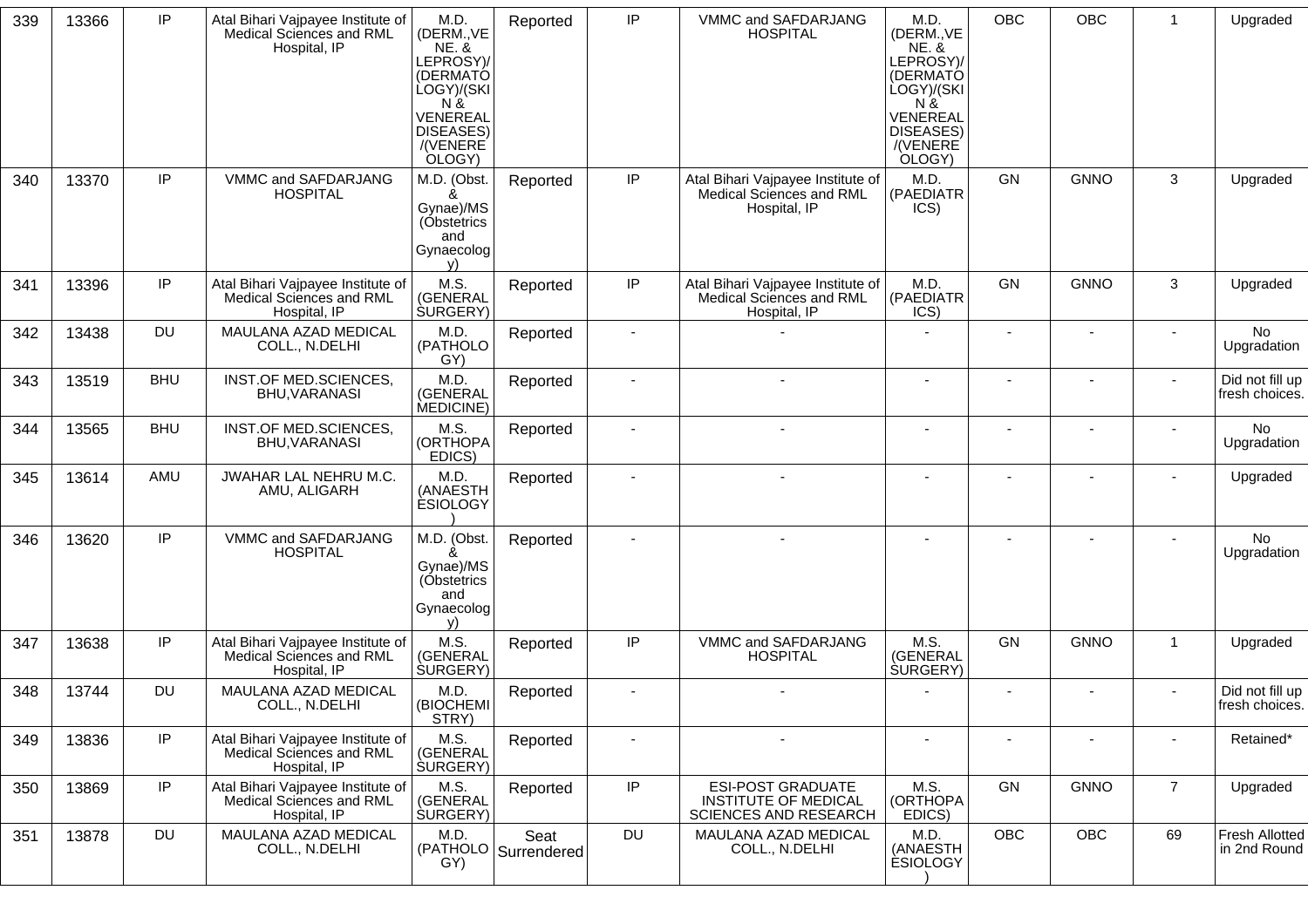| 339 | 13366 | IP | Atal Bihari Vajpayee Institute of Medical Sciences and RML Hospital, IP | M.D. (DERM.,VENE. & LEPROSY)/(DERMATOLOGY)/(SKIN & VENEREAL DISEASES)/(VENEREOLOGY) | Reported | IP | VMMC and SAFDARJANG HOSPITAL | M.D. (DERM.,VENE. & LEPROSY)/(DERMATOLOGY)/(SKIN & VENEREAL DISEASES)/(VENEREOLOGY) | OBC | OBC | 1 | Upgraded |
|---|---|---|---|---|---|---|---|---|---|---|---|---|
| 340 | 13370 | IP | VMMC and SAFDARJANG HOSPITAL | M.D. (Obst. & Gynae)/MS (Obstetrics and Gynaecology) | Reported | IP | Atal Bihari Vajpayee Institute of Medical Sciences and RML Hospital, IP | M.D. (PAEDIATRICS) | GN | GNNO | 3 | Upgraded |
| 341 | 13396 | IP | Atal Bihari Vajpayee Institute of Medical Sciences and RML Hospital, IP | M.S. (GENERAL SURGERY) | Reported | IP | Atal Bihari Vajpayee Institute of Medical Sciences and RML Hospital, IP | M.D. (PAEDIATRICS) | GN | GNNO | 3 | Upgraded |
| 342 | 13438 | DU | MAULANA AZAD MEDICAL COLL., N.DELHI | M.D. (PATHOLOGY) | Reported | - | - | - | - | - | - | No Upgradation |
| 343 | 13519 | BHU | INST.OF MED.SCIENCES, BHU,VARANASI | M.D. (GENERAL MEDICINE) | Reported | - | - | - | - | - | - | Did not fill up fresh choices. |
| 344 | 13565 | BHU | INST.OF MED.SCIENCES, BHU,VARANASI | M.S. (ORTHOPAEDICS) | Reported | - | - | - | - | - | - | No Upgradation |
| 345 | 13614 | AMU | JWAHAR LAL NEHRU M.C. AMU, ALIGARH | M.D. (ANAESTHESIOLOGY) | Reported | - | - | - | - | - | - | Upgraded |
| 346 | 13620 | IP | VMMC and SAFDARJANG HOSPITAL | M.D. (Obst. & Gynae)/MS (Obstetrics and Gynaecology) | Reported | - | - | - | - | - | - | No Upgradation |
| 347 | 13638 | IP | Atal Bihari Vajpayee Institute of Medical Sciences and RML Hospital, IP | M.S. (GENERAL SURGERY) | Reported | IP | VMMC and SAFDARJANG HOSPITAL | M.S. (GENERAL SURGERY) | GN | GNNO | 1 | Upgraded |
| 348 | 13744 | DU | MAULANA AZAD MEDICAL COLL., N.DELHI | M.D. (BIOCHEMISTRY) | Reported | - | - | - | - | - | - | Did not fill up fresh choices. |
| 349 | 13836 | IP | Atal Bihari Vajpayee Institute of Medical Sciences and RML Hospital, IP | M.S. (GENERAL SURGERY) | Reported | - | - | - | - | - | - | Retained* |
| 350 | 13869 | IP | Atal Bihari Vajpayee Institute of Medical Sciences and RML Hospital, IP | M.S. (GENERAL SURGERY) | Reported | IP | ESI-POST GRADUATE INSTITUTE OF MEDICAL SCIENCES AND RESEARCH | M.S. (ORTHOPAEDICS) | GN | GNNO | 7 | Upgraded |
| 351 | 13878 | DU | MAULANA AZAD MEDICAL COLL., N.DELHI | M.D. (PATHOLOGY) | Seat Surrendered | DU | MAULANA AZAD MEDICAL COLL., N.DELHI | M.D. (ANAESTHESIOLOGY) | OBC | OBC | 69 | Fresh Allotted in 2nd Round |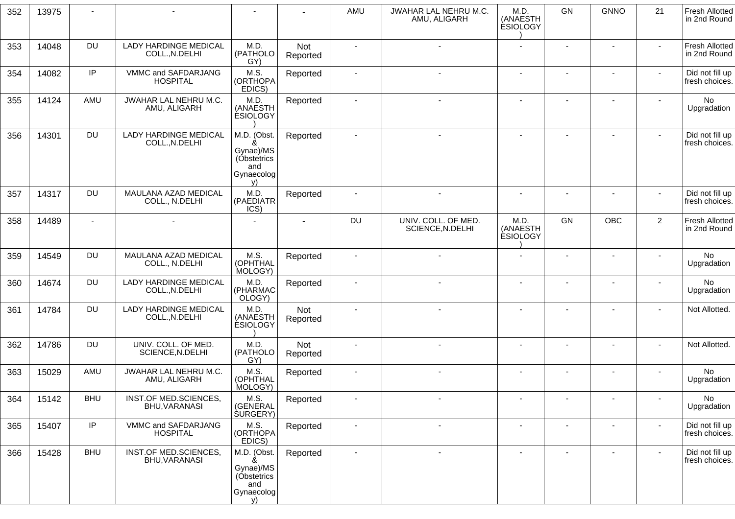| 352 | 13975 | - | - | - | - | AMU | JWAHAR LAL NEHRU M.C. AMU, ALIGARH | M.D. (ANAESTHESIOLOGY) | GN | GNNO | 21 | Fresh Allotted in 2nd Round |
|---|---|---|---|---|---|---|---|---|---|---|---|---|
| 353 | 14048 | DU | LADY HARDINGE MEDICAL COLL.,N.DELHI | M.D. (PATHOLOGY) | Not Reported | - | - | - | - | - | - | Fresh Allotted in 2nd Round |
| 354 | 14082 | IP | VMMC and SAFDARJANG HOSPITAL | M.S. (ORTHOPAEDICS) | Reported | - | - | - | - | - | - | Did not fill up fresh choices. |
| 355 | 14124 | AMU | JWAHAR LAL NEHRU M.C. AMU, ALIGARH | M.D. (ANAESTHESIOLOGY) | Reported | - | - | - | - | - | - | No Upgradation |
| 356 | 14301 | DU | LADY HARDINGE MEDICAL COLL.,N.DELHI | M.D. (Obst. & Gynae)/MS (Obstetrics and Gynaecology) | Reported | - | - | - | - | - | - | Did not fill up fresh choices. |
| 357 | 14317 | DU | MAULANA AZAD MEDICAL COLL., N.DELHI | M.D. (PAEDIATRICS) | Reported | - | - | - | - | - | - | Did not fill up fresh choices. |
| 358 | 14489 | - | - | - | - | DU | UNIV. COLL. OF MED. SCIENCE,N.DELHI | M.D. (ANAESTHESIOLOGY) | GN | OBC | 2 | Fresh Allotted in 2nd Round |
| 359 | 14549 | DU | MAULANA AZAD MEDICAL COLL., N.DELHI | M.S. (OPHTHALMOLOGY) | Reported | - | - | - | - | - | - | No Upgradation |
| 360 | 14674 | DU | LADY HARDINGE MEDICAL COLL.,N.DELHI | M.D. (PHARMACOLOGY) | Reported | - | - | - | - | - | - | No Upgradation |
| 361 | 14784 | DU | LADY HARDINGE MEDICAL COLL.,N.DELHI | M.D. (ANAESTHESIOLOGY) | Not Reported | - | - | - | - | - | - | Not Allotted. |
| 362 | 14786 | DU | UNIV. COLL. OF MED. SCIENCE,N.DELHI | M.D. (PATHOLOGY) | Not Reported | - | - | - | - | - | - | Not Allotted. |
| 363 | 15029 | AMU | JWAHAR LAL NEHRU M.C. AMU, ALIGARH | M.S. (OPHTHALMOLOGY) | Reported | - | - | - | - | - | - | No Upgradation |
| 364 | 15142 | BHU | INST.OF MED.SCIENCES, BHU,VARANASI | M.S. (GENERAL SURGERY) | Reported | - | - | - | - | - | - | No Upgradation |
| 365 | 15407 | IP | VMMC and SAFDARJANG HOSPITAL | M.S. (ORTHOPAEDICS) | Reported | - | - | - | - | - | - | Did not fill up fresh choices. |
| 366 | 15428 | BHU | INST.OF MED.SCIENCES, BHU,VARANASI | M.D. (Obst. & Gynae)/MS (Obstetrics and Gynaecology) | Reported | - | - | - | - | - | - | Did not fill up fresh choices. |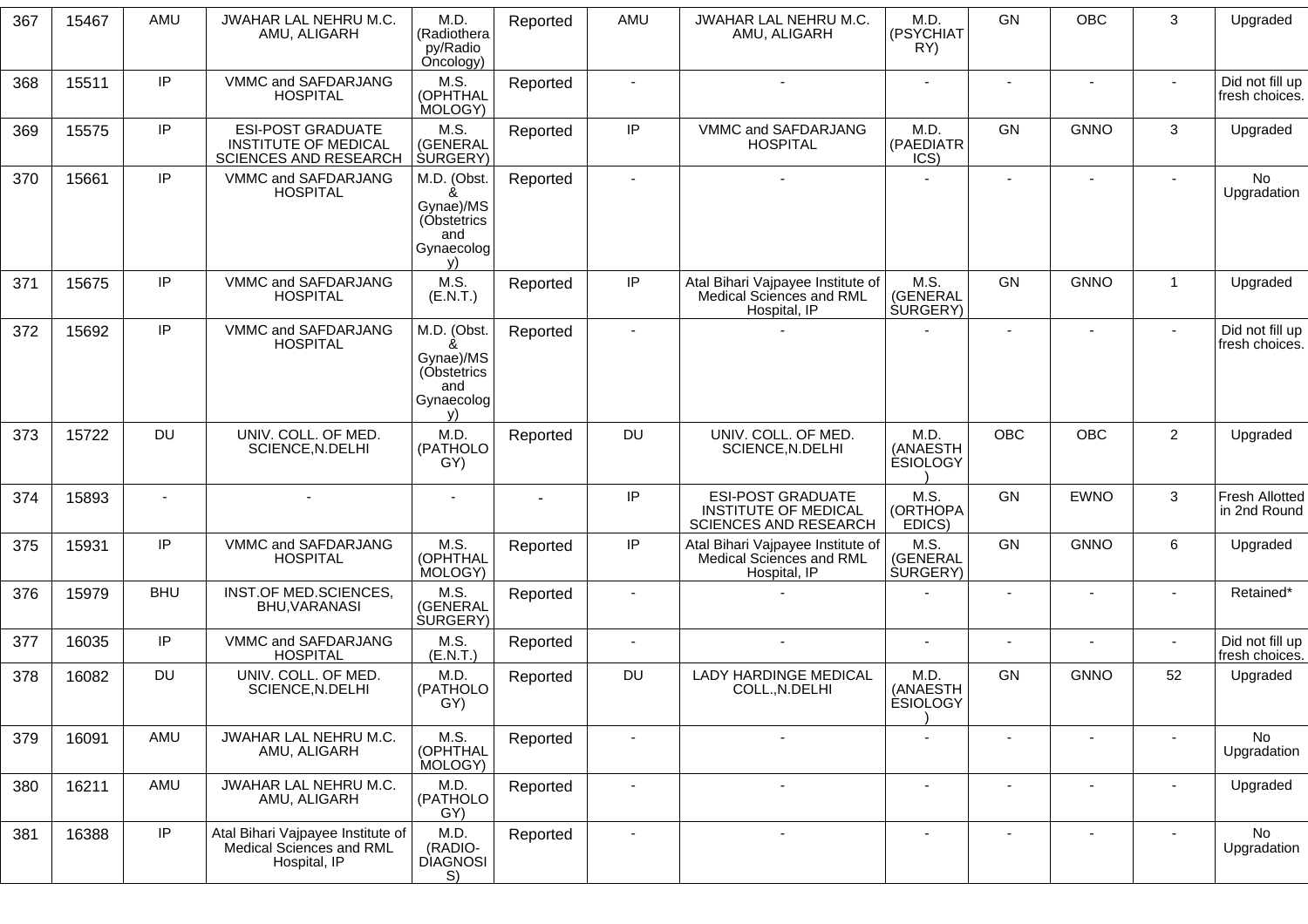| 367 | 15467 | AMU | JWAHAR LAL NEHRU M.C. AMU, ALIGARH | M.D. (Radiotherapy/Radio Oncology) | Reported | AMU | JWAHAR LAL NEHRU M.C. AMU, ALIGARH | M.D. (PSYCHIATRY) | GN | OBC | 3 | Upgraded |
|---|---|---|---|---|---|---|---|---|---|---|---|---|
| 368 | 15511 | IP | VMMC and SAFDARJANG HOSPITAL | M.S. (OPHTHALMOLOGY) | Reported | - | - | - | - | - | - | Did not fill up fresh choices. |
| 369 | 15575 | IP | ESI-POST GRADUATE INSTITUTE OF MEDICAL SCIENCES AND RESEARCH | M.S. (GENERAL SURGERY) | Reported | IP | VMMC and SAFDARJANG HOSPITAL | M.D. (PAEDIATRICS) | GN | GNNO | 3 | Upgraded |
| 370 | 15661 | IP | VMMC and SAFDARJANG HOSPITAL | M.D. (Obst. & Gynae)/MS (Obstetrics and Gynaecology) | Reported | - | - | - | - | - | - | No Upgradation |
| 371 | 15675 | IP | VMMC and SAFDARJANG HOSPITAL | M.S. (E.N.T.) | Reported | IP | Atal Bihari Vajpayee Institute of Medical Sciences and RML Hospital, IP | M.S. (GENERAL SURGERY) | GN | GNNO | 1 | Upgraded |
| 372 | 15692 | IP | VMMC and SAFDARJANG HOSPITAL | M.D. (Obst. & Gynae)/MS (Obstetrics and Gynaecology) | Reported | - | - | - | - | - | - | Did not fill up fresh choices. |
| 373 | 15722 | DU | UNIV. COLL. OF MED. SCIENCE,N.DELHI | M.D. (PATHOLOGY) | Reported | DU | UNIV. COLL. OF MED. SCIENCE,N.DELHI | M.D. (ANAESTHESIOLOGY) | OBC | OBC | 2 | Upgraded |
| 374 | 15893 | - | - | - | - | IP | ESI-POST GRADUATE INSTITUTE OF MEDICAL SCIENCES AND RESEARCH | M.S. (ORTHOPAEDICS) | GN | EWNO | 3 | Fresh Allotted in 2nd Round |
| 375 | 15931 | IP | VMMC and SAFDARJANG HOSPITAL | M.S. (OPHTHALMOLOGY) | Reported | IP | Atal Bihari Vajpayee Institute of Medical Sciences and RML Hospital, IP | M.S. (GENERAL SURGERY) | GN | GNNO | 6 | Upgraded |
| 376 | 15979 | BHU | INST.OF MED.SCIENCES, BHU,VARANASI | M.S. (GENERAL SURGERY) | Reported | - | - | - | - | - | - | Retained* |
| 377 | 16035 | IP | VMMC and SAFDARJANG HOSPITAL | M.S. (E.N.T.) | Reported | - | - | - | - | - | - | Did not fill up fresh choices. |
| 378 | 16082 | DU | UNIV. COLL. OF MED. SCIENCE,N.DELHI | M.D. (PATHOLOGY) | Reported | DU | LADY HARDINGE MEDICAL COLL.,N.DELHI | M.D. (ANAESTHESIOLOGY) | GN | GNNO | 52 | Upgraded |
| 379 | 16091 | AMU | JWAHAR LAL NEHRU M.C. AMU, ALIGARH | M.S. (OPHTHALMOLOGY) | Reported | - | - | - | - | - | - | No Upgradation |
| 380 | 16211 | AMU | JWAHAR LAL NEHRU M.C. AMU, ALIGARH | M.D. (PATHOLOGY) | Reported | - | - | - | - | - | - | Upgraded |
| 381 | 16388 | IP | Atal Bihari Vajpayee Institute of Medical Sciences and RML Hospital, IP | M.D. (RADIO-DIAGNOSIS) | Reported | - | - | - | - | - | - | No Upgradation |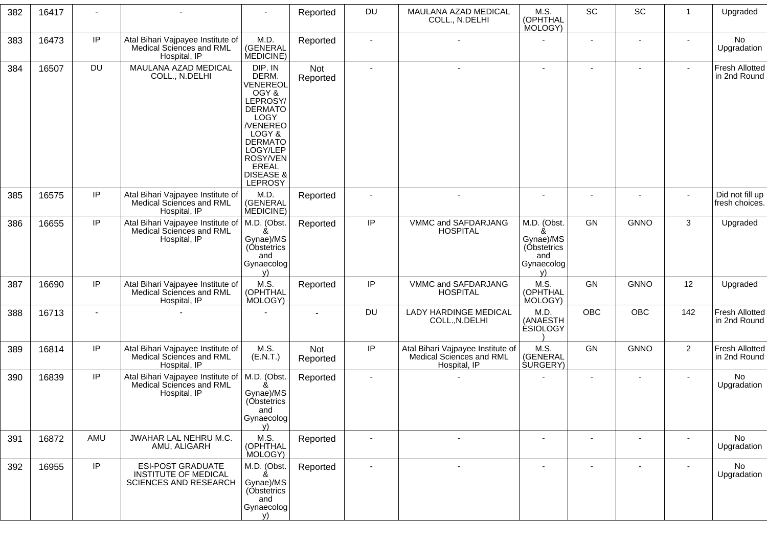| 382 | 16417 | - | - | - | Reported | DU | MAULANA AZAD MEDICAL COLL., N.DELHI | M.S. (OPHTHALMOLOGY) | SC | SC | 1 | Upgraded |
|---|---|---|---|---|---|---|---|---|---|---|---|---|
| 383 | 16473 | IP | Atal Bihari Vajpayee Institute of Medical Sciences and RML Hospital, IP | M.D. (GENERAL MEDICINE) | Reported | - | - | - | - | - | - | No Upgradation |
| 384 | 16507 | DU | MAULANA AZAD MEDICAL COLL., N.DELHI | DIP. IN DERM. VENEREOLOGY & LEPROSY/ DERMATOLOGY /VENEREOLOGY & DERMATOLOGY/LEPROSY/VENEREAL DISEASE & LEPROSY | Not Reported | - | - | - | - | - | - | Fresh Allotted in 2nd Round |
| 385 | 16575 | IP | Atal Bihari Vajpayee Institute of Medical Sciences and RML Hospital, IP | M.D. (GENERAL MEDICINE) | Reported | - | - | - | - | - | - | Did not fill up fresh choices. |
| 386 | 16655 | IP | Atal Bihari Vajpayee Institute of Medical Sciences and RML Hospital, IP | M.D. (Obst. & Gynae)/MS (Obstetrics and Gynaecology) | Reported | IP | VMMC and SAFDARJANG HOSPITAL | M.D. (Obst. & Gynae)/MS (Obstetrics and Gynaecology) | GN | GNNO | 3 | Upgraded |
| 387 | 16690 | IP | Atal Bihari Vajpayee Institute of Medical Sciences and RML Hospital, IP | M.S. (OPHTHALMOLOGY) | Reported | IP | VMMC and SAFDARJANG HOSPITAL | M.S. (OPHTHALMOLOGY) | GN | GNNO | 12 | Upgraded |
| 388 | 16713 | - | - | - | - | DU | LADY HARDINGE MEDICAL COLL.,N.DELHI | M.D. (ANAESTHESIOLOGY) | OBC | OBC | 142 | Fresh Allotted in 2nd Round |
| 389 | 16814 | IP | Atal Bihari Vajpayee Institute of Medical Sciences and RML Hospital, IP | M.S. (E.N.T.) | Not Reported | IP | Atal Bihari Vajpayee Institute of Medical Sciences and RML Hospital, IP | M.S. (GENERAL SURGERY) | GN | GNNO | 2 | Fresh Allotted in 2nd Round |
| 390 | 16839 | IP | Atal Bihari Vajpayee Institute of Medical Sciences and RML Hospital, IP | M.D. (Obst. & Gynae)/MS (Obstetrics and Gynaecology) | Reported | - | - | - | - | - | - | No Upgradation |
| 391 | 16872 | AMU | JWAHAR LAL NEHRU M.C. AMU, ALIGARH | M.S. (OPHTHALMOLOGY) | Reported | - | - | - | - | - | - | No Upgradation |
| 392 | 16955 | IP | ESI-POST GRADUATE INSTITUTE OF MEDICAL SCIENCES AND RESEARCH | M.D. (Obst. & Gynae)/MS (Obstetrics and Gynaecology) | Reported | - | - | - | - | - | - | No Upgradation |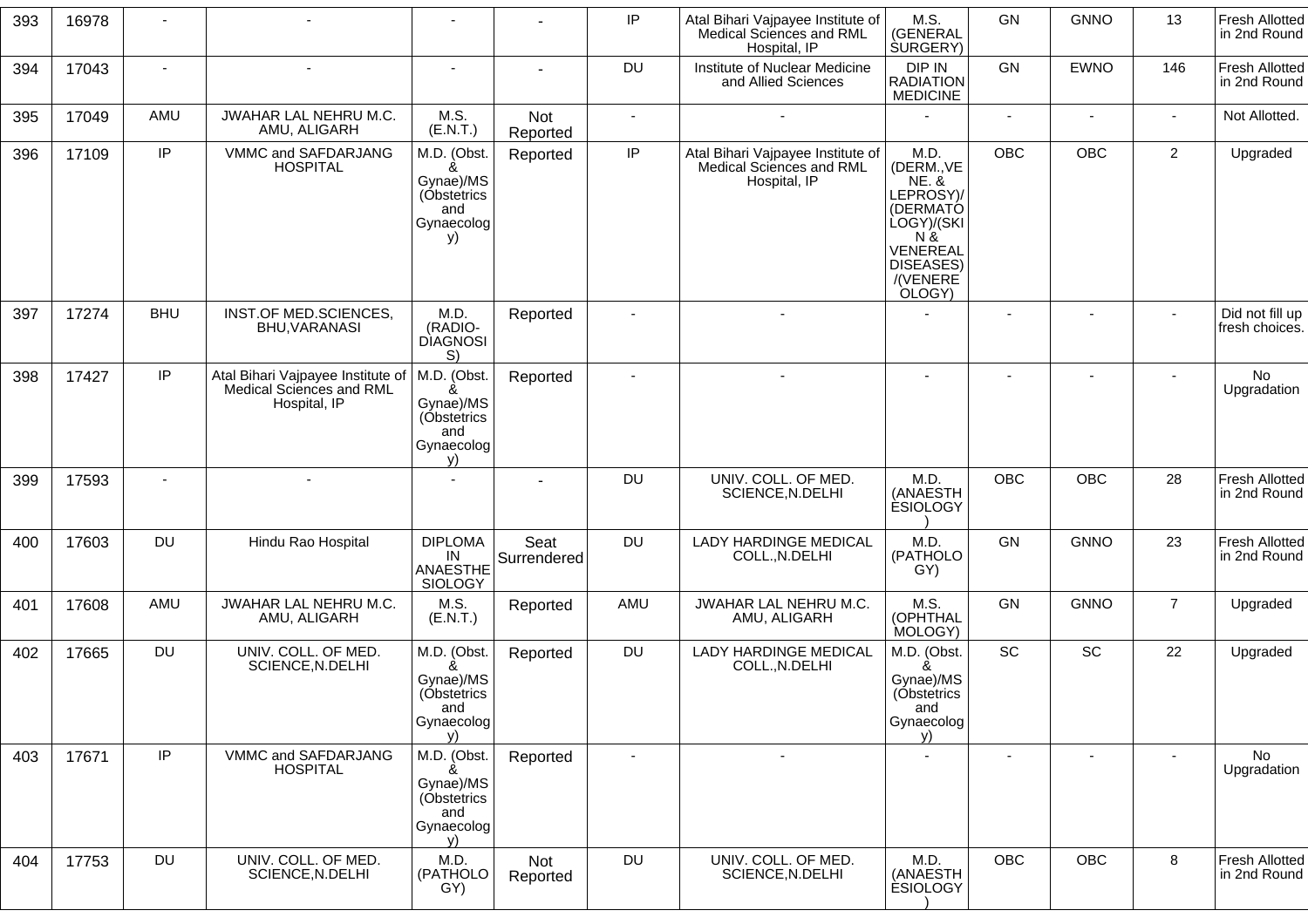| 393 | 16978 | - | - | - | - | IP | Atal Bihari Vajpayee Institute of Medical Sciences and RML Hospital, IP | M.S. (GENERAL SURGERY) | GN | GNNO | 13 | Fresh Allotted in 2nd Round |
|---|---|---|---|---|---|---|---|---|---|---|---|---|
| 394 | 17043 | - | - | - | - | DU | Institute of Nuclear Medicine and Allied Sciences | DIP IN RADIATION MEDICINE | GN | EWNO | 146 | Fresh Allotted in 2nd Round |
| 395 | 17049 | AMU | JWAHAR LAL NEHRU M.C. AMU, ALIGARH | M.S. (E.N.T.) | Not Reported | - | - | - | - | - | - | Not Allotted. |
| 396 | 17109 | IP | VMMC and SAFDARJANG HOSPITAL | M.D. (Obst. & Gynae)/MS (Obstetrics and Gynaecology) | Reported | IP | Atal Bihari Vajpayee Institute of Medical Sciences and RML Hospital, IP | M.D. (DERM.,VENE. & LEPROSY)/(DERMATOLOGY)/(SKIN & VENEREAL DISEASES)/(VENEREOLOGY) | OBC | OBC | 2 | Upgraded |
| 397 | 17274 | BHU | INST.OF MED.SCIENCES, BHU,VARANASI | M.D. (RADIO-DIAGNOSIS) | Reported | - | - | - | - | - | - | Did not fill up fresh choices. |
| 398 | 17427 | IP | Atal Bihari Vajpayee Institute of Medical Sciences and RML Hospital, IP | M.D. (Obst. & Gynae)/MS (Obstetrics and Gynaecology) | Reported | - | - | - | - | - | - | No Upgradation |
| 399 | 17593 | - | - | - | - | DU | UNIV. COLL. OF MED. SCIENCE,N.DELHI | M.D. (ANAESTHESIOLOGY) | OBC | OBC | 28 | Fresh Allotted in 2nd Round |
| 400 | 17603 | DU | Hindu Rao Hospital | DIPLOMA IN ANAESTHESIOLOGY | Seat Surrendered | DU | LADY HARDINGE MEDICAL COLL.,N.DELHI | M.D. (PATHOLOGY) | GN | GNNO | 23 | Fresh Allotted in 2nd Round |
| 401 | 17608 | AMU | JWAHAR LAL NEHRU M.C. AMU, ALIGARH | M.S. (E.N.T.) | Reported | AMU | JWAHAR LAL NEHRU M.C. AMU, ALIGARH | M.S. (OPHTHALMOLOGY) | GN | GNNO | 7 | Upgraded |
| 402 | 17665 | DU | UNIV. COLL. OF MED. SCIENCE,N.DELHI | M.D. (Obst. & Gynae)/MS (Obstetrics and Gynaecology) | Reported | DU | LADY HARDINGE MEDICAL COLL.,N.DELHI | M.D. (Obst. & Gynae)/MS (Obstetrics and Gynaecology) | SC | SC | 22 | Upgraded |
| 403 | 17671 | IP | VMMC and SAFDARJANG HOSPITAL | M.D. (Obst. & Gynae)/MS (Obstetrics and Gynaecology) | Reported | - | - | - | - | - | - | No Upgradation |
| 404 | 17753 | DU | UNIV. COLL. OF MED. SCIENCE,N.DELHI | M.D. (PATHOLOGY) | Not Reported | DU | UNIV. COLL. OF MED. SCIENCE,N.DELHI | M.D. (ANAESTHESIOLOGY) | OBC | OBC | 8 | Fresh Allotted in 2nd Round |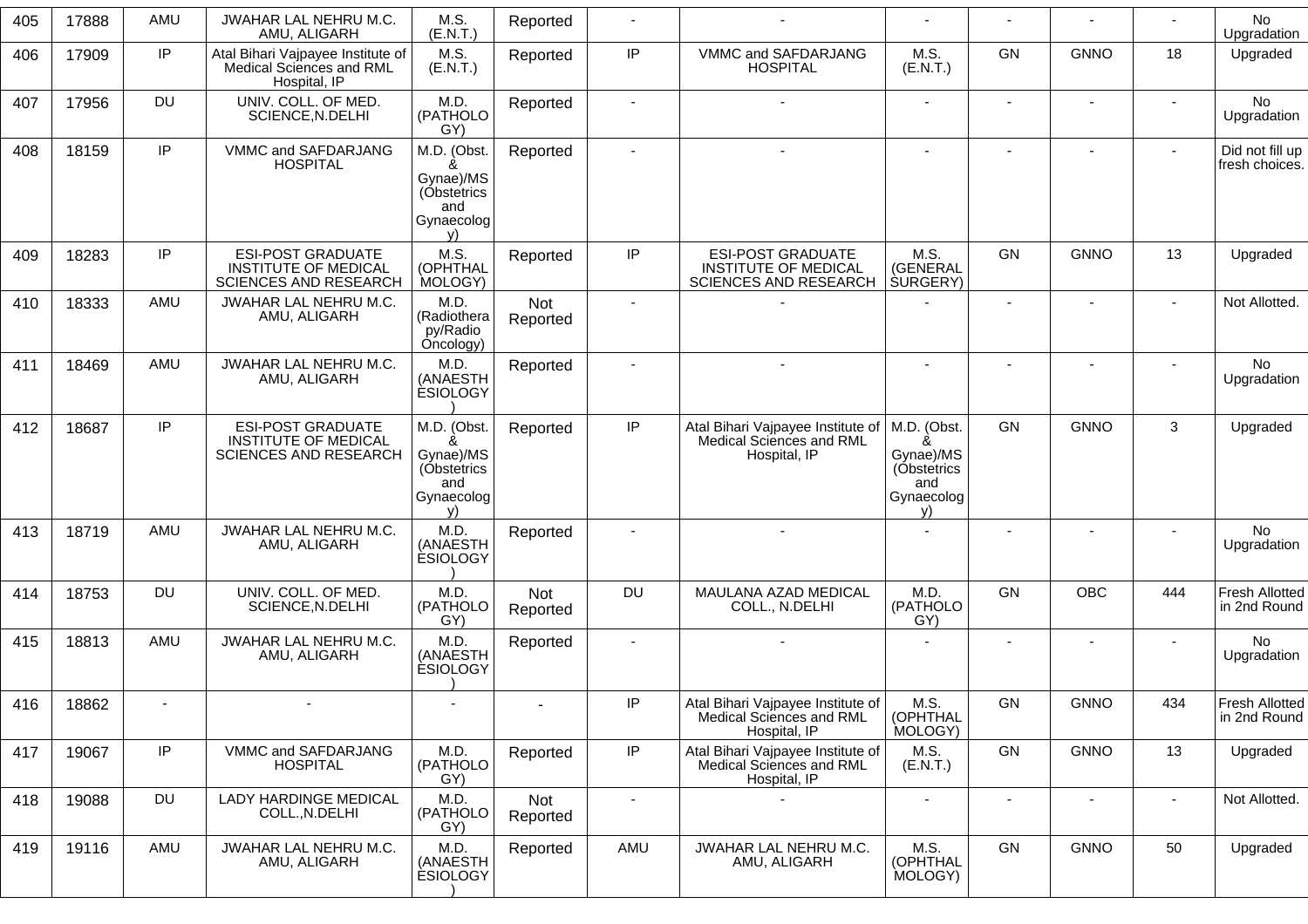| 405 | 17888 | AMU | JWAHAR LAL NEHRU M.C. AMU, ALIGARH | M.S. (E.N.T.) | Reported | - | - | - | - | - | - | No Upgradation |
|---|---|---|---|---|---|---|---|---|---|---|---|---|
| 406 | 17909 | IP | Atal Bihari Vajpayee Institute of Medical Sciences and RML Hospital, IP | M.S. (E.N.T.) | Reported | IP | VMMC and SAFDARJANG HOSPITAL | M.S. (E.N.T.) | GN | GNNO | 18 | Upgraded |
| 407 | 17956 | DU | UNIV. COLL. OF MED. SCIENCE,N.DELHI | M.D. (PATHOLOGY) | Reported | - | - | - | - | - | - | No Upgradation |
| 408 | 18159 | IP | VMMC and SAFDARJANG HOSPITAL | M.D. (Obst. & Gynae)/MS (Obstetrics and Gynaecology) | Reported | - | - | - | - | - | - | Did not fill up fresh choices. |
| 409 | 18283 | IP | ESI-POST GRADUATE INSTITUTE OF MEDICAL SCIENCES AND RESEARCH | M.S. (OPHTHALMOLOGY) | Reported | IP | ESI-POST GRADUATE INSTITUTE OF MEDICAL SCIENCES AND RESEARCH | M.S. (GENERAL SURGERY) | GN | GNNO | 13 | Upgraded |
| 410 | 18333 | AMU | JWAHAR LAL NEHRU M.C. AMU, ALIGARH | M.D. (Radiotherapy/Radio Oncology) | Not Reported | - | - | - | - | - | - | Not Allotted. |
| 411 | 18469 | AMU | JWAHAR LAL NEHRU M.C. AMU, ALIGARH | M.D. (ANAESTHESIOLOGY) | Reported | - | - | - | - | - | - | No Upgradation |
| 412 | 18687 | IP | ESI-POST GRADUATE INSTITUTE OF MEDICAL SCIENCES AND RESEARCH | M.D. (Obst. & Gynae)/MS (Obstetrics and Gynaecology) | Reported | IP | Atal Bihari Vajpayee Institute of Medical Sciences and RML Hospital, IP | M.D. (Obst. & Gynae)/MS (Obstetrics and Gynaecology) | GN | GNNO | 3 | Upgraded |
| 413 | 18719 | AMU | JWAHAR LAL NEHRU M.C. AMU, ALIGARH | M.D. (ANAESTHESIOLOGY) | Reported | - | - | - | - | - | - | No Upgradation |
| 414 | 18753 | DU | UNIV. COLL. OF MED. SCIENCE,N.DELHI | M.D. (PATHOLOGY) | Not Reported | DU | MAULANA AZAD MEDICAL COLL., N.DELHI | M.D. (PATHOLOGY) | GN | OBC | 444 | Fresh Allotted in 2nd Round |
| 415 | 18813 | AMU | JWAHAR LAL NEHRU M.C. AMU, ALIGARH | M.D. (ANAESTHESIOLOGY) | Reported | - | - | - | - | - | - | No Upgradation |
| 416 | 18862 | - | - | - | - | IP | Atal Bihari Vajpayee Institute of Medical Sciences and RML Hospital, IP | M.S. (OPHTHALMOLOGY) | GN | GNNO | 434 | Fresh Allotted in 2nd Round |
| 417 | 19067 | IP | VMMC and SAFDARJANG HOSPITAL | M.D. (PATHOLOGY) | Reported | IP | Atal Bihari Vajpayee Institute of Medical Sciences and RML Hospital, IP | M.S. (E.N.T.) | GN | GNNO | 13 | Upgraded |
| 418 | 19088 | DU | LADY HARDINGE MEDICAL COLL.,N.DELHI | M.D. (PATHOLOGY) | Not Reported | - | - | - | - | - | - | Not Allotted. |
| 419 | 19116 | AMU | JWAHAR LAL NEHRU M.C. AMU, ALIGARH | M.D. (ANAESTHESIOLOGY) | Reported | AMU | JWAHAR LAL NEHRU M.C. AMU, ALIGARH | M.S. (OPHTHALMOLOGY) | GN | GNNO | 50 | Upgraded |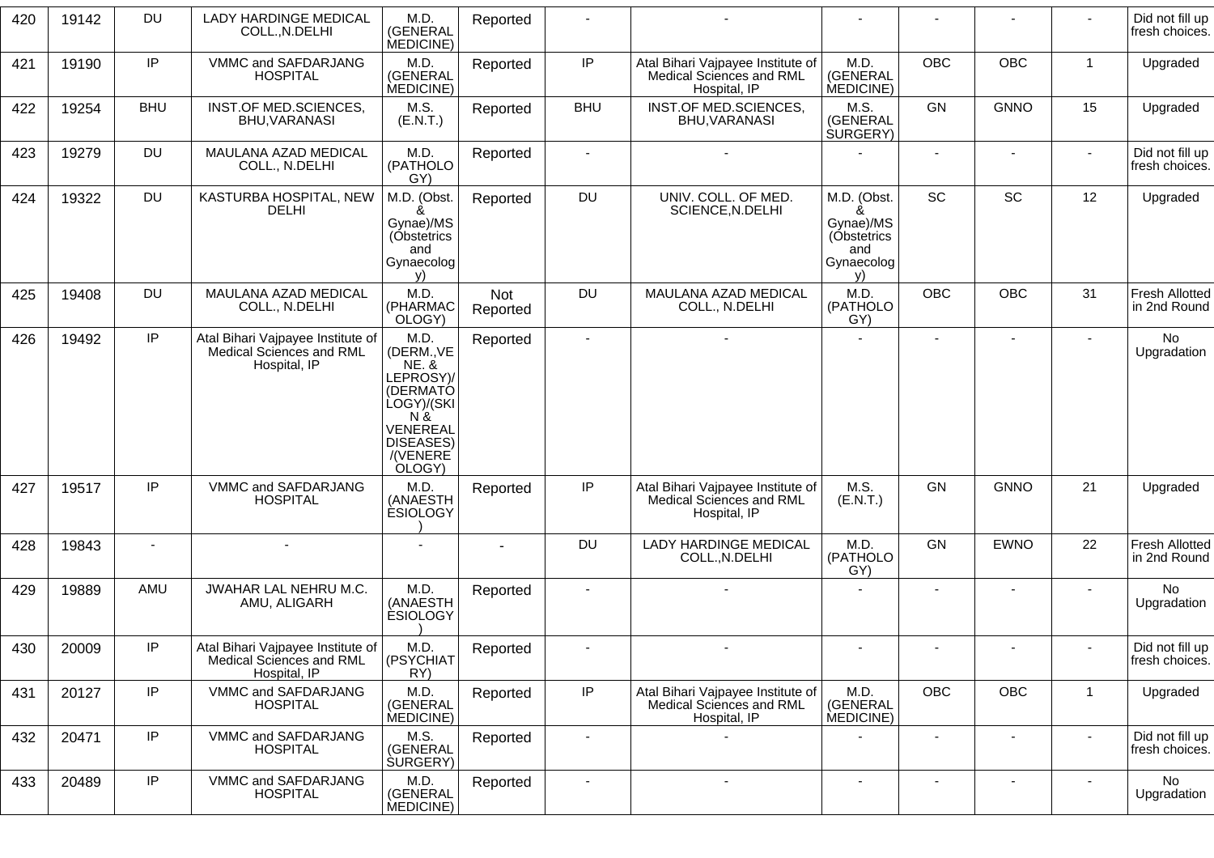| 420 | 19142 | DU | LADY HARDINGE MEDICAL COLL.,N.DELHI | M.D. (GENERAL MEDICINE) | Reported | - | - | - | - | - | - | Did not fill up fresh choices. |
|---|---|---|---|---|---|---|---|---|---|---|---|---|
| 421 | 19190 | IP | VMMC and SAFDARJANG HOSPITAL | M.D. (GENERAL MEDICINE) | Reported | IP | Atal Bihari Vajpayee Institute of Medical Sciences and RML Hospital, IP | M.D. (GENERAL MEDICINE) | OBC | OBC | 1 | Upgraded |
| 422 | 19254 | BHU | INST.OF MED.SCIENCES, BHU,VARANASI | M.S. (E.N.T.) | Reported | BHU | INST.OF MED.SCIENCES, BHU,VARANASI | M.S. (GENERAL SURGERY) | GN | GNNO | 15 | Upgraded |
| 423 | 19279 | DU | MAULANA AZAD MEDICAL COLL., N.DELHI | M.D. (PATHOLOGY) | Reported | - | - | - | - | - | - | Did not fill up fresh choices. |
| 424 | 19322 | DU | KASTURBA HOSPITAL, NEW DELHI | M.D. (Obst. & Gynae)/MS (Obstetrics and Gynaecology) | Reported | DU | UNIV. COLL. OF MED. SCIENCE,N.DELHI | M.D. (Obst. & Gynae)/MS (Obstetrics and Gynaecology) | SC | SC | 12 | Upgraded |
| 425 | 19408 | DU | MAULANA AZAD MEDICAL COLL., N.DELHI | M.D. (PHARMACOLOGY) | Not Reported | DU | MAULANA AZAD MEDICAL COLL., N.DELHI | M.D. (PATHOLOGY) | OBC | OBC | 31 | Fresh Allotted in 2nd Round |
| 426 | 19492 | IP | Atal Bihari Vajpayee Institute of Medical Sciences and RML Hospital, IP | M.D. (DERM.,VENE. & LEPROSY)/(DERMATOLOGY)/(SKIN & VENEREAL DISEASES)/(VENEREOLOGY) | Reported | - | - | - | - | - | - | No Upgradation |
| 427 | 19517 | IP | VMMC and SAFDARJANG HOSPITAL | M.D. (ANAESTHESIOLOGY) | Reported | IP | Atal Bihari Vajpayee Institute of Medical Sciences and RML Hospital, IP | M.S. (E.N.T.) | GN | GNNO | 21 | Upgraded |
| 428 | 19843 | - | - | - | - | DU | LADY HARDINGE MEDICAL COLL.,N.DELHI | M.D. (PATHOLOGY) | GN | EWNO | 22 | Fresh Allotted in 2nd Round |
| 429 | 19889 | AMU | JWAHAR LAL NEHRU M.C. AMU, ALIGARH | M.D. (ANAESTHESIOLOGY) | Reported | - | - | - | - | - | - | No Upgradation |
| 430 | 20009 | IP | Atal Bihari Vajpayee Institute of Medical Sciences and RML Hospital, IP | M.D. (PSYCHIATRY) | Reported | - | - | - | - | - | - | Did not fill up fresh choices. |
| 431 | 20127 | IP | VMMC and SAFDARJANG HOSPITAL | M.D. (GENERAL MEDICINE) | Reported | IP | Atal Bihari Vajpayee Institute of Medical Sciences and RML Hospital, IP | M.D. (GENERAL MEDICINE) | OBC | OBC | 1 | Upgraded |
| 432 | 20471 | IP | VMMC and SAFDARJANG HOSPITAL | M.S. (GENERAL SURGERY) | Reported | - | - | - | - | - | - | Did not fill up fresh choices. |
| 433 | 20489 | IP | VMMC and SAFDARJANG HOSPITAL | M.D. (GENERAL MEDICINE) | Reported | - | - | - | - | - | - | No Upgradation |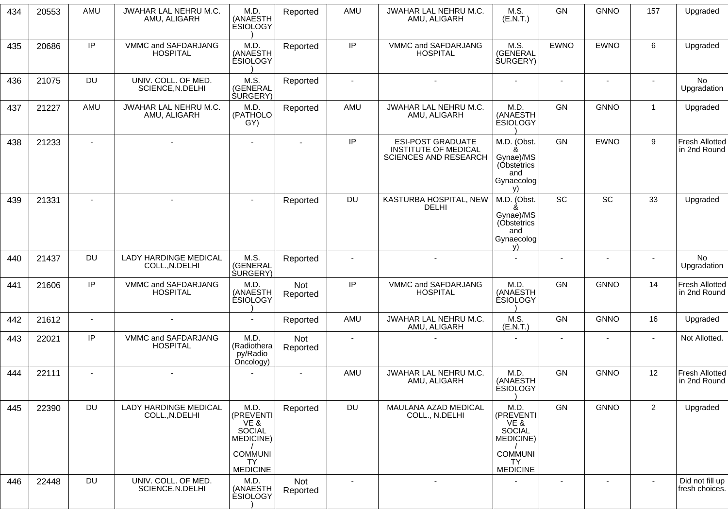| 434 | 20553 | AMU | JWAHAR LAL NEHRU M.C. AMU, ALIGARH | M.D. (ANAESTHESIOLOGY) | Reported | AMU | JWAHAR LAL NEHRU M.C. AMU, ALIGARH | M.S. (E.N.T.) | GN | GNNO | 157 | Upgraded |
|---|---|---|---|---|---|---|---|---|---|---|---|---|
| 435 | 20686 | IP | VMMC and SAFDARJANG HOSPITAL | M.D. (ANAESTHESIOLOGY) | Reported | IP | VMMC and SAFDARJANG HOSPITAL | M.S. (GENERAL SURGERY) | EWNO | EWNO | 6 | Upgraded |
| 436 | 21075 | DU | UNIV. COLL. OF MED. SCIENCE,N.DELHI | M.S. (GENERAL SURGERY) | Reported | - | - | - | - | - | - | No Upgradation |
| 437 | 21227 | AMU | JWAHAR LAL NEHRU M.C. AMU, ALIGARH | M.D. (PATHOLOGY) | Reported | AMU | JWAHAR LAL NEHRU M.C. AMU, ALIGARH | M.D. (ANAESTHESIOLOGY) | GN | GNNO | 1 | Upgraded |
| 438 | 21233 | - | - | - | - | IP | ESI-POST GRADUATE INSTITUTE OF MEDICAL SCIENCES AND RESEARCH | M.D. (Obst. & Gynae)/MS (Obstetrics and Gynaecology) | GN | EWNO | 9 | Fresh Allotted in 2nd Round |
| 439 | 21331 | - | - | - | Reported | DU | KASTURBA HOSPITAL, NEW DELHI | M.D. (Obst. & Gynae)/MS (Obstetrics and Gynaecology) | SC | SC | 33 | Upgraded |
| 440 | 21437 | DU | LADY HARDINGE MEDICAL COLL.,N.DELHI | M.S. (GENERAL SURGERY) | Reported | - | - | - | - | - | - | No Upgradation |
| 441 | 21606 | IP | VMMC and SAFDARJANG HOSPITAL | M.D. (ANAESTHESIOLOGY) | Not Reported | IP | VMMC and SAFDARJANG HOSPITAL | M.D. (ANAESTHESIOLOGY) | GN | GNNO | 14 | Fresh Allotted in 2nd Round |
| 442 | 21612 | - | - | - | Reported | AMU | JWAHAR LAL NEHRU M.C. AMU, ALIGARH | M.S. (E.N.T.) | GN | GNNO | 16 | Upgraded |
| 443 | 22021 | IP | VMMC and SAFDARJANG HOSPITAL | M.D. (Radiotherapy/Radio Oncology) | Not Reported | - | - | - | - | - | - | Not Allotted. |
| 444 | 22111 | - | - | - | - | AMU | JWAHAR LAL NEHRU M.C. AMU, ALIGARH | M.D. (ANAESTHESIOLOGY) | GN | GNNO | 12 | Fresh Allotted in 2nd Round |
| 445 | 22390 | DU | LADY HARDINGE MEDICAL COLL.,N.DELHI | M.D. (PREVENTIVE & SOCIAL MEDICINE)/ COMMUNITY MEDICINE | Reported | DU | MAULANA AZAD MEDICAL COLL., N.DELHI | M.D. (PREVENTIVE & SOCIAL MEDICINE)/ COMMUNITY MEDICINE | GN | GNNO | 2 | Upgraded |
| 446 | 22448 | DU | UNIV. COLL. OF MED. SCIENCE,N.DELHI | M.D. (ANAESTHESIOLOGY) | Not Reported | - | - | - | - | - | - | Did not fill up fresh choices. |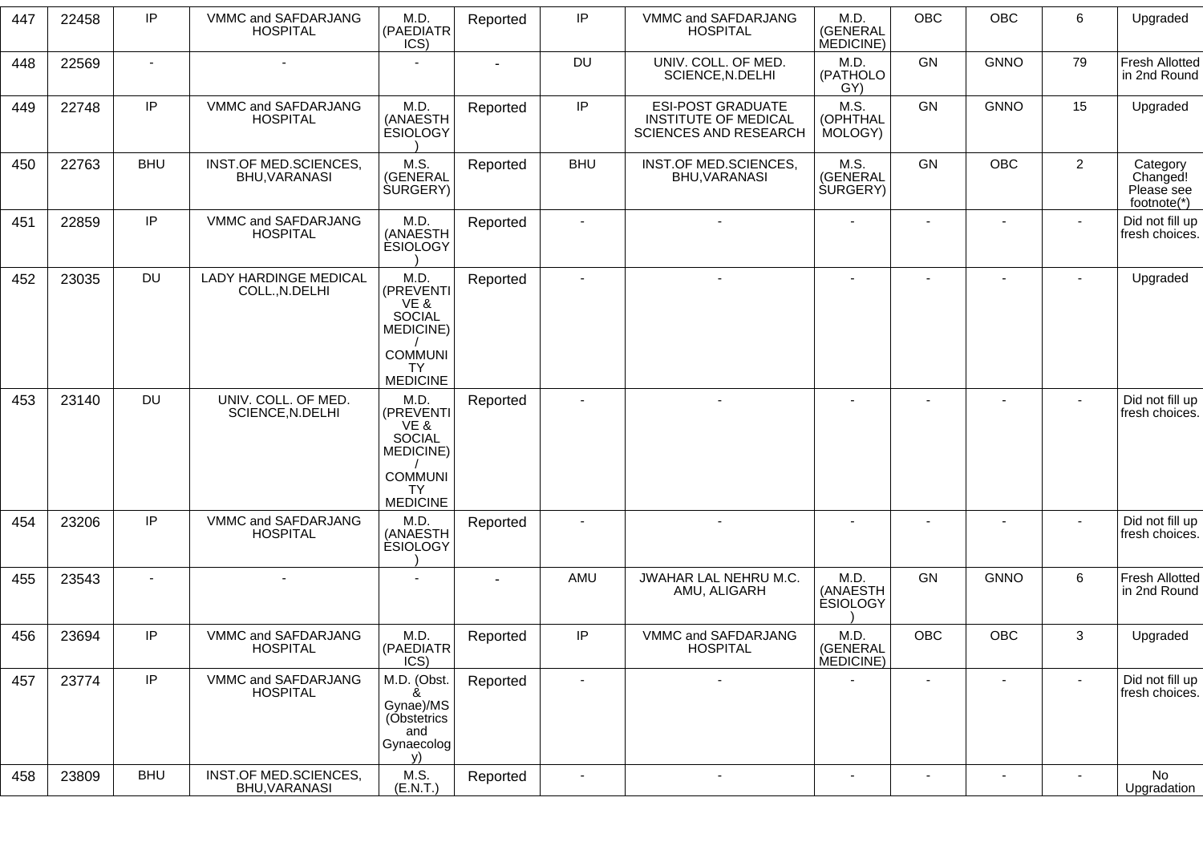| 447 | 22458 | IP | VMMC and SAFDARJANG HOSPITAL | M.D. (PAEDIATRICS) | Reported | IP | VMMC and SAFDARJANG HOSPITAL | M.D. (GENERAL MEDICINE) | OBC | OBC | 6 | Upgraded |
|---|---|---|---|---|---|---|---|---|---|---|---|---|
| 448 | 22569 | - | - | - | - | DU | UNIV. COLL. OF MED. SCIENCE,N.DELHI | M.D. (PATHOLOGY) | GN | GNNO | 79 | Fresh Allotted in 2nd Round |
| 449 | 22748 | IP | VMMC and SAFDARJANG HOSPITAL | M.D. (ANAESTHESIOLOGY) | Reported | IP | ESI-POST GRADUATE INSTITUTE OF MEDICAL SCIENCES AND RESEARCH | M.S. (OPHTHALMOLOGY) | GN | GNNO | 15 | Upgraded |
| 450 | 22763 | BHU | INST.OF MED.SCIENCES, BHU,VARANASI | M.S. (GENERAL SURGERY) | Reported | BHU | INST.OF MED.SCIENCES, BHU,VARANASI | M.S. (GENERAL SURGERY) | GN | OBC | 2 | Category Changed! Please see footnote(*) |
| 451 | 22859 | IP | VMMC and SAFDARJANG HOSPITAL | M.D. (ANAESTHESIOLOGY) | Reported | - | - | - | - | - | - | Did not fill up fresh choices. |
| 452 | 23035 | DU | LADY HARDINGE MEDICAL COLL.,N.DELHI | M.D. (PREVENTIVE & SOCIAL MEDICINE) / COMMUNITY MEDICINE | Reported | - | - | - | - | - | - | Upgraded |
| 453 | 23140 | DU | UNIV. COLL. OF MED. SCIENCE,N.DELHI | M.D. (PREVENTIVE & SOCIAL MEDICINE) / COMMUNITY MEDICINE | Reported | - | - | - | - | - | - | Did not fill up fresh choices. |
| 454 | 23206 | IP | VMMC and SAFDARJANG HOSPITAL | M.D. (ANAESTHESIOLOGY) | Reported | - | - | - | - | - | - | Did not fill up fresh choices. |
| 455 | 23543 | - | - | - | - | AMU | JWAHAR LAL NEHRU M.C. AMU, ALIGARH | M.D. (ANAESTHESIOLOGY) | GN | GNNO | 6 | Fresh Allotted in 2nd Round |
| 456 | 23694 | IP | VMMC and SAFDARJANG HOSPITAL | M.D. (PAEDIATRICS) | Reported | IP | VMMC and SAFDARJANG HOSPITAL | M.D. (GENERAL MEDICINE) | OBC | OBC | 3 | Upgraded |
| 457 | 23774 | IP | VMMC and SAFDARJANG HOSPITAL | M.D. (Obst. & Gynae)/MS (Obstetrics and Gynaecology) | Reported | - | - | - | - | - | - | Did not fill up fresh choices. |
| 458 | 23809 | BHU | INST.OF MED.SCIENCES, BHU,VARANASI | M.S. (E.N.T.) | Reported | - | - | - | - | - | - | No Upgradation |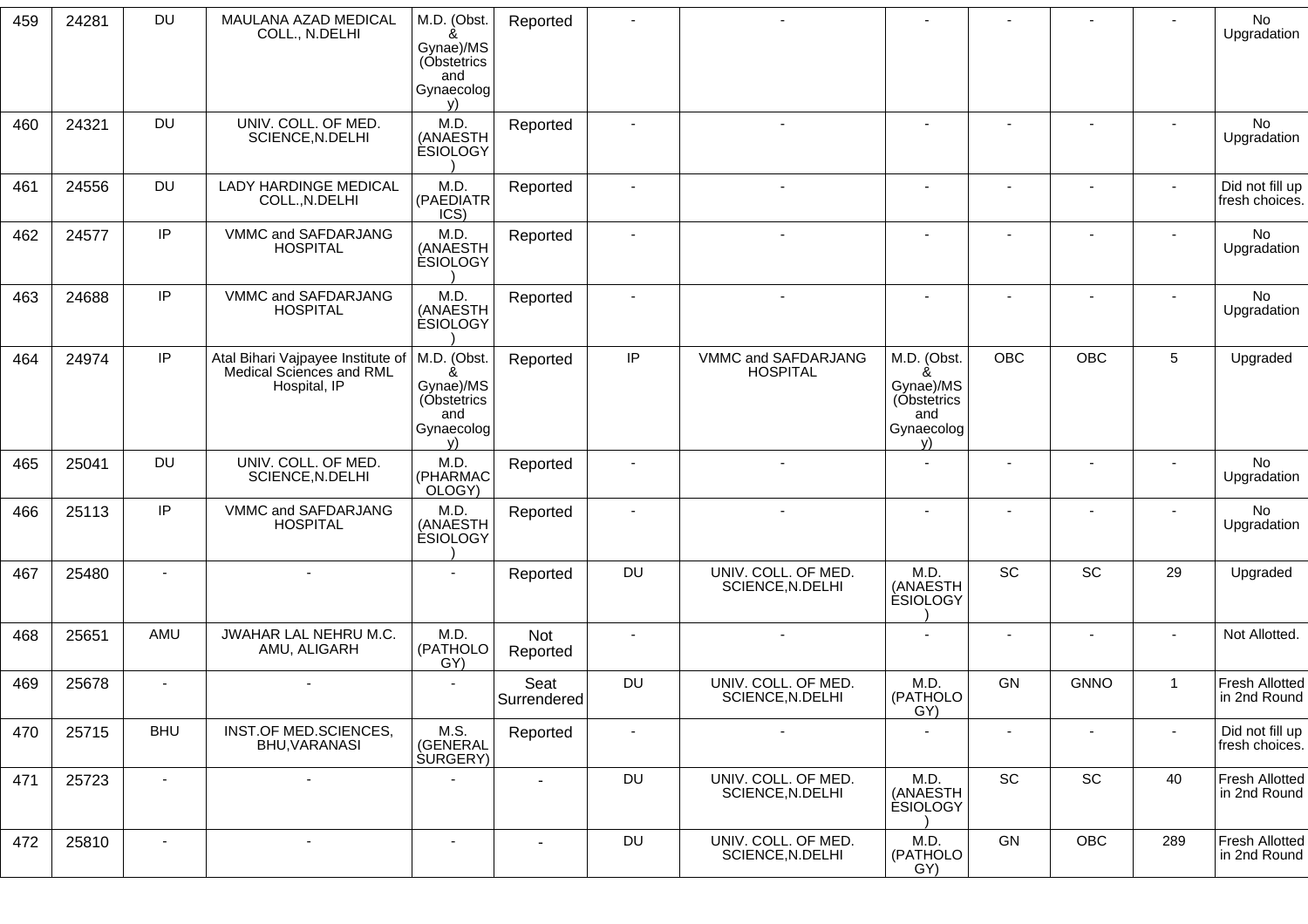| 459 | 24281 | DU | MAULANA AZAD MEDICAL COLL., N.DELHI | M.D. (Obst. & Gynae)/MS (Obstetrics and Gynaecology) | Reported | - | - | - | - | - | - | No Upgradation |
|---|---|---|---|---|---|---|---|---|---|---|---|---|
| 460 | 24321 | DU | UNIV. COLL. OF MED. SCIENCE,N.DELHI | M.D. (ANAESTHESIOLOGY) | Reported | - | - | - | - | - | - | No Upgradation |
| 461 | 24556 | DU | LADY HARDINGE MEDICAL COLL.,N.DELHI | M.D. (PAEDIATRICS) | Reported | - | - | - | - | - | - | Did not fill up fresh choices. |
| 462 | 24577 | IP | VMMC and SAFDARJANG HOSPITAL | M.D. (ANAESTHESIOLOGY) | Reported | - | - | - | - | - | - | No Upgradation |
| 463 | 24688 | IP | VMMC and SAFDARJANG HOSPITAL | M.D. (ANAESTHESIOLOGY) | Reported | - | - | - | - | - | - | No Upgradation |
| 464 | 24974 | IP | Atal Bihari Vajpayee Institute of Medical Sciences and RML Hospital, IP | M.D. (Obst. & Gynae)/MS (Obstetrics and Gynaecology) | Reported | IP | VMMC and SAFDARJANG HOSPITAL | M.D. (Obst. & Gynae)/MS (Obstetrics and Gynaecology) | OBC | OBC | 5 | Upgraded |
| 465 | 25041 | DU | UNIV. COLL. OF MED. SCIENCE,N.DELHI | M.D. (PHARMACOLOGY) | Reported | - | - | - | - | - | - | No Upgradation |
| 466 | 25113 | IP | VMMC and SAFDARJANG HOSPITAL | M.D. (ANAESTHESIOLOGY) | Reported | - | - | - | - | - | - | No Upgradation |
| 467 | 25480 | - | - | - | Reported | DU | UNIV. COLL. OF MED. SCIENCE,N.DELHI | M.D. (ANAESTHESIOLOGY) | SC | SC | 29 | Upgraded |
| 468 | 25651 | AMU | JWAHAR LAL NEHRU M.C. AMU, ALIGARH | M.D. (PATHOLOGY) | Not Reported | - | - | - | - | - | - | Not Allotted. |
| 469 | 25678 | - | - | - | Seat Surrendered | DU | UNIV. COLL. OF MED. SCIENCE,N.DELHI | M.D. (PATHOLOGY) | GN | GNNO | 1 | Fresh Allotted in 2nd Round |
| 470 | 25715 | BHU | INST.OF MED.SCIENCES, BHU,VARANASI | M.S. (GENERAL SURGERY) | Reported | - | - | - | - | - | - | Did not fill up fresh choices. |
| 471 | 25723 | - | - | - | - | DU | UNIV. COLL. OF MED. SCIENCE,N.DELHI | M.D. (ANAESTHESIOLOGY) | SC | SC | 40 | Fresh Allotted in 2nd Round |
| 472 | 25810 | - | - | - | - | DU | UNIV. COLL. OF MED. SCIENCE,N.DELHI | M.D. (PATHOLOGY) | GN | OBC | 289 | Fresh Allotted in 2nd Round |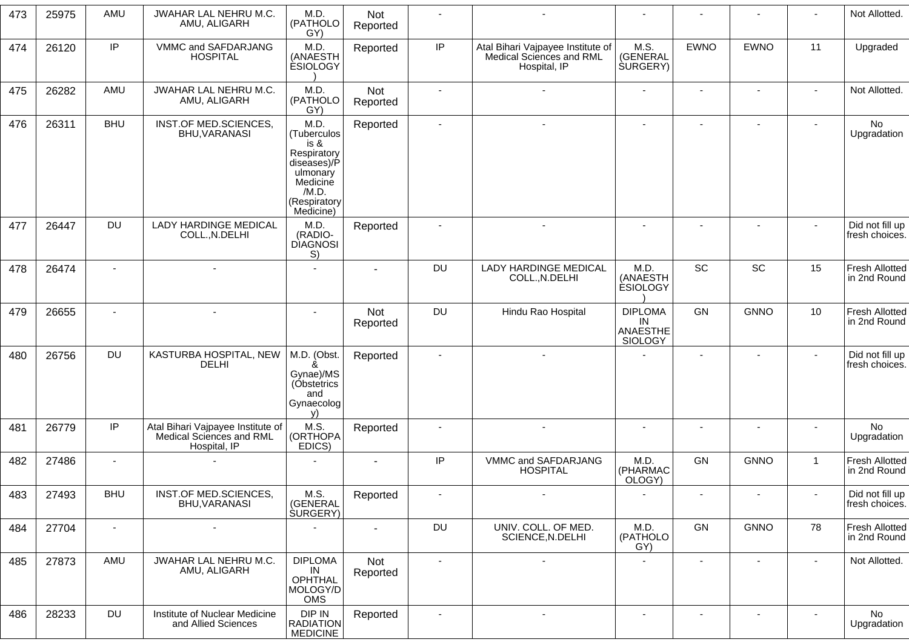| 473 | 25975 | AMU | JWAHAR LAL NEHRU M.C. AMU, ALIGARH | M.D. (PATHOLOGY) | Not Reported | - | - | - | - | - | - | Not Allotted. |
|---|---|---|---|---|---|---|---|---|---|---|---|---|
| 474 | 26120 | IP | VMMC and SAFDARJANG HOSPITAL | M.D. (ANAESTHESIOLOGY) | Reported | IP | Atal Bihari Vajpayee Institute of Medical Sciences and RML Hospital, IP | M.S. (GENERAL SURGERY) | EWNO | EWNO | 11 | Upgraded |
| 475 | 26282 | AMU | JWAHAR LAL NEHRU M.C. AMU, ALIGARH | M.D. (PATHOLOGY) | Not Reported | - | - | - | - | - | - | Not Allotted. |
| 476 | 26311 | BHU | INST.OF MED.SCIENCES, BHU,VARANASI | M.D. (Tuberculosis & Respiratory diseases)/Pulmonary Medicine /M.D. (Respiratory Medicine) | Reported | - | - | - | - | - | - | No Upgradation |
| 477 | 26447 | DU | LADY HARDINGE MEDICAL COLL.,N.DELHI | M.D. (RADIO-DIAGNOSIS) | Reported | - | - | - | - | - | - | Did not fill up fresh choices. |
| 478 | 26474 | - | - | - | - | DU | LADY HARDINGE MEDICAL COLL.,N.DELHI | M.D. (ANAESTHESIOLOGY) | SC | SC | 15 | Fresh Allotted in 2nd Round |
| 479 | 26655 | - | - | - | Not Reported | DU | Hindu Rao Hospital | DIPLOMA IN ANAESTHESIOLOGY | GN | GNNO | 10 | Fresh Allotted in 2nd Round |
| 480 | 26756 | DU | KASTURBA HOSPITAL, NEW DELHI | M.D. (Obst. & Gynae)/MS (Obstetrics and Gynaecology) | Reported | - | - | - | - | - | - | Did not fill up fresh choices. |
| 481 | 26779 | IP | Atal Bihari Vajpayee Institute of Medical Sciences and RML Hospital, IP | M.S. (ORTHOPAEDICS) | Reported | - | - | - | - | - | - | No Upgradation |
| 482 | 27486 | - | - | - | - | IP | VMMC and SAFDARJANG HOSPITAL | M.D. (PHARMACOLOGY) | GN | GNNO | 1 | Fresh Allotted in 2nd Round |
| 483 | 27493 | BHU | INST.OF MED.SCIENCES, BHU,VARANASI | M.S. (GENERAL SURGERY) | Reported | - | - | - | - | - | - | Did not fill up fresh choices. |
| 484 | 27704 | - | - | - | - | DU | UNIV. COLL. OF MED. SCIENCE,N.DELHI | M.D. (PATHOLOGY) | GN | GNNO | 78 | Fresh Allotted in 2nd Round |
| 485 | 27873 | AMU | JWAHAR LAL NEHRU M.C. AMU, ALIGARH | DIPLOMA IN OPHTHALMOLOGY/DOMS | Not Reported | - | - | - | - | - | - | Not Allotted. |
| 486 | 28233 | DU | Institute of Nuclear Medicine and Allied Sciences | DIP IN RADIATION MEDICINE | Reported | - | - | - | - | - | - | No Upgradation |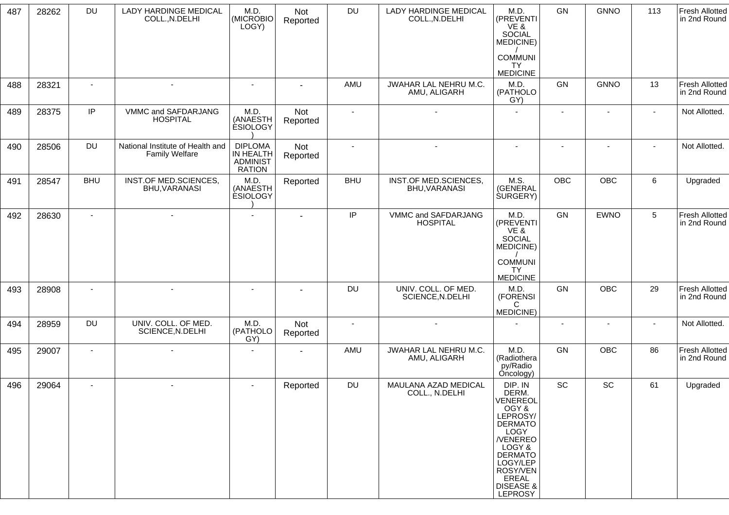| 487 | 28262 | DU | LADY HARDINGE MEDICAL COLL.,N.DELHI | M.D. (MICROBIOLOGY) | Not Reported | DU | LADY HARDINGE MEDICAL COLL.,N.DELHI | M.D. (PREVENTIVE & SOCIAL MEDICINE) / COMMUNITY MEDICINE | GN | GNNO | 113 | Fresh Allotted in 2nd Round |
|---|---|---|---|---|---|---|---|---|---|---|---|---|
| 488 | 28321 | - | - | - | - | AMU | JWAHAR LAL NEHRU M.C. AMU, ALIGARH | M.D. (PATHOLOGY) | GN | GNNO | 13 | Fresh Allotted in 2nd Round |
| 489 | 28375 | IP | VMMC and SAFDARJANG HOSPITAL | M.D. (ANAESTHESIOLOGY) | Not Reported | - | - | - | - | - | - | Not Allotted. |
| 490 | 28506 | DU | National Institute of Health and Family Welfare | DIPLOMA IN HEALTH ADMINISTRATION | Not Reported | - | - | - | - | - | - | Not Allotted. |
| 491 | 28547 | BHU | INST.OF MED.SCIENCES, BHU,VARANASI | M.D. (ANAESTHESIOLOGY) | Reported | BHU | INST.OF MED.SCIENCES, BHU,VARANASI | M.S. (GENERAL SURGERY) | OBC | OBC | 6 | Upgraded |
| 492 | 28630 | - | - | - | - | IP | VMMC and SAFDARJANG HOSPITAL | M.D. (PREVENTIVE & SOCIAL MEDICINE) / COMMUNITY MEDICINE | GN | EWNO | 5 | Fresh Allotted in 2nd Round |
| 493 | 28908 | - | - | - | - | DU | UNIV. COLL. OF MED. SCIENCE,N.DELHI | M.D. (FORENSIC MEDICINE) | GN | OBC | 29 | Fresh Allotted in 2nd Round |
| 494 | 28959 | DU | UNIV. COLL. OF MED. SCIENCE,N.DELHI | M.D. (PATHOLOGY) | Not Reported | - | - | - | - | - | - | Not Allotted. |
| 495 | 29007 | - | - | - | - | AMU | JWAHAR LAL NEHRU M.C. AMU, ALIGARH | M.D. (Radiotherapy/Radio Oncology) | GN | OBC | 86 | Fresh Allotted in 2nd Round |
| 496 | 29064 | - | - | - | Reported | DU | MAULANA AZAD MEDICAL COLL., N.DELHI | DIP. IN DERM. VENEREOLOGY & LEPROSY/ DERMATOLOGY /VENEREOLOGY & DERMATOLOGY/LEPROSY/VENEREAL DISEASE & LEPROSY | SC | SC | 61 | Upgraded |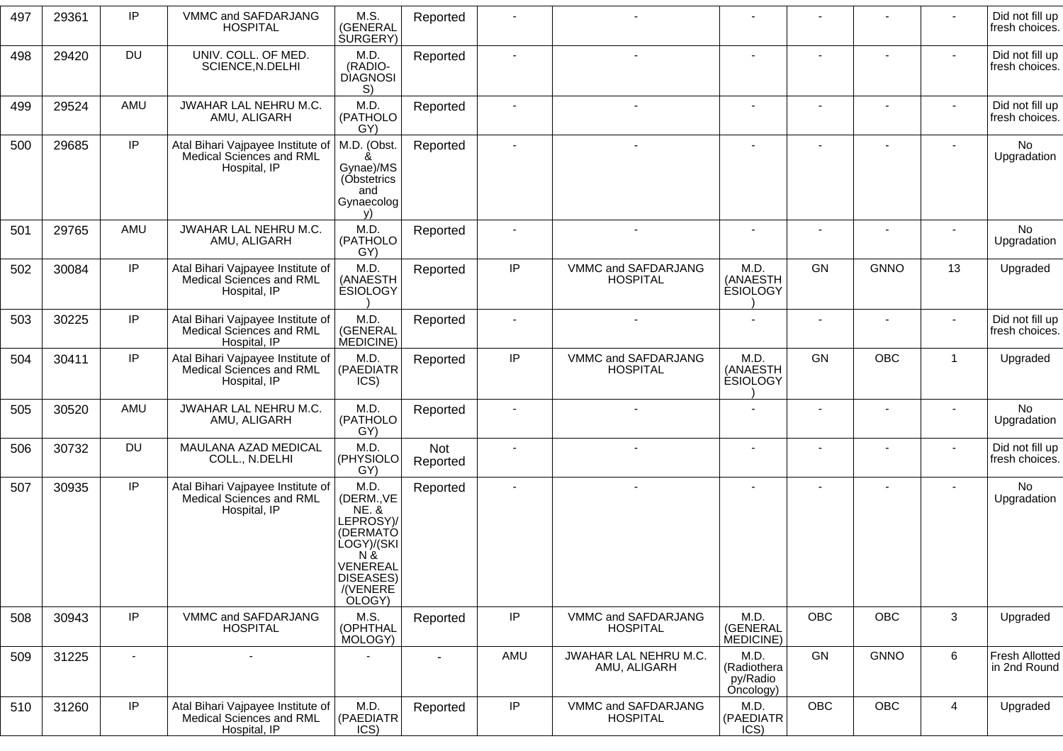| 497 | 29361 | IP | VMMC and SAFDARJANG HOSPITAL | M.S. (GENERAL SURGERY) | Reported | - | - | - | - | - | - | Did not fill up fresh choices. |
|---|---|---|---|---|---|---|---|---|---|---|---|---|
| 498 | 29420 | DU | UNIV. COLL. OF MED. SCIENCE,N.DELHI | M.D. (RADIO-DIAGNOSIS) | Reported | - | - | - | - | - | - | Did not fill up fresh choices. |
| 499 | 29524 | AMU | JWAHAR LAL NEHRU M.C. AMU, ALIGARH | M.D. (PATHOLOGY) | Reported | - | - | - | - | - | - | Did not fill up fresh choices. |
| 500 | 29685 | IP | Atal Bihari Vajpayee Institute of Medical Sciences and RML Hospital, IP | M.D. (Obst. & Gynae)/MS (Obstetrics and Gynaecology) | Reported | - | - | - | - | - | - | No Upgradation |
| 501 | 29765 | AMU | JWAHAR LAL NEHRU M.C. AMU, ALIGARH | M.D. (PATHOLOGY) | Reported | - | - | - | - | - | - | No Upgradation |
| 502 | 30084 | IP | Atal Bihari Vajpayee Institute of Medical Sciences and RML Hospital, IP | M.D. (ANAESTHESIOLOGY) | Reported | IP | VMMC and SAFDARJANG HOSPITAL | M.D. (ANAESTHESIOLOGY) | GN | GNNO | 13 | Upgraded |
| 503 | 30225 | IP | Atal Bihari Vajpayee Institute of Medical Sciences and RML Hospital, IP | M.D. (GENERAL MEDICINE) | Reported | - | - | - | - | - | - | Did not fill up fresh choices. |
| 504 | 30411 | IP | Atal Bihari Vajpayee Institute of Medical Sciences and RML Hospital, IP | M.D. (PAEDIATRICS) | Reported | IP | VMMC and SAFDARJANG HOSPITAL | M.D. (ANAESTHESIOLOGY) | GN | OBC | 1 | Upgraded |
| 505 | 30520 | AMU | JWAHAR LAL NEHRU M.C. AMU, ALIGARH | M.D. (PATHOLOGY) | Reported | - | - | - | - | - | - | No Upgradation |
| 506 | 30732 | DU | MAULANA AZAD MEDICAL COLL., N.DELHI | M.D. (PHYSIOLOGY) | Not Reported | - | - | - | - | - | - | Did not fill up fresh choices. |
| 507 | 30935 | IP | Atal Bihari Vajpayee Institute of Medical Sciences and RML Hospital, IP | M.D. (DERM.,VENE. & LEPROSY)/(DERMATOLOGY)/(SKIN & VENEREAL DISEASES)/(VENEREOLOGY) | Reported | - | - | - | - | - | - | No Upgradation |
| 508 | 30943 | IP | VMMC and SAFDARJANG HOSPITAL | M.S. (OPHTHALMOLOGY) | Reported | IP | VMMC and SAFDARJANG HOSPITAL | M.D. (GENERAL MEDICINE) | OBC | OBC | 3 | Upgraded |
| 509 | 31225 | - | - | - | - | AMU | JWAHAR LAL NEHRU M.C. AMU, ALIGARH | M.D. (Radiotherapy/Radio Oncology) | GN | GNNO | 6 | Fresh Allotted in 2nd Round |
| 510 | 31260 | IP | Atal Bihari Vajpayee Institute of Medical Sciences and RML Hospital, IP | M.D. (PAEDIATRICS) | Reported | IP | VMMC and SAFDARJANG HOSPITAL | M.D. (PAEDIATRICS) | OBC | OBC | 4 | Upgraded |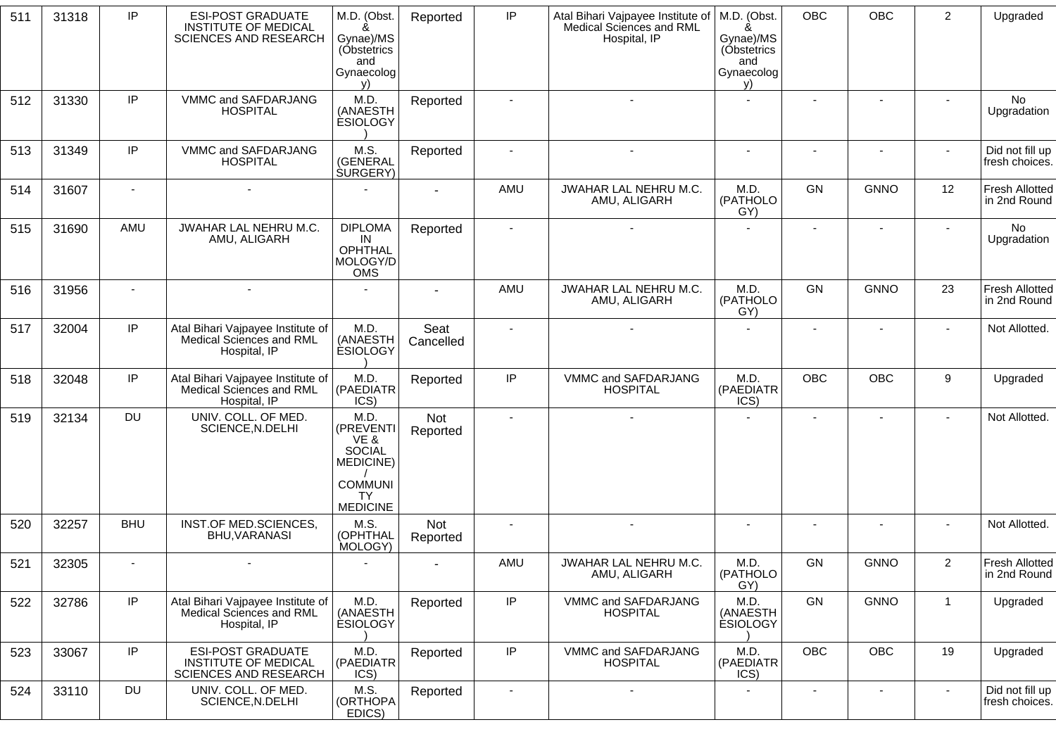| 511 | 31318 | IP | ESI-POST GRADUATE INSTITUTE OF MEDICAL SCIENCES AND RESEARCH | M.D. (Obst. & Gynae)/MS (Obstetrics and Gynaecology) | Reported | IP | Atal Bihari Vajpayee Institute of Medical Sciences and RML Hospital, IP | M.D. (Obst. & Gynae)/MS (Obstetrics and Gynaecology) | OBC | OBC | 2 | Upgraded |
|---|---|---|---|---|---|---|---|---|---|---|---|---|
| 512 | 31330 | IP | VMMC and SAFDARJANG HOSPITAL | M.D. (ANAESTHESIOLOGY) | Reported | - | - | - | - | - | - | No Upgradation |
| 513 | 31349 | IP | VMMC and SAFDARJANG HOSPITAL | M.S. (GENERAL SURGERY) | Reported | - | - | - | - | - | - | Did not fill up fresh choices. |
| 514 | 31607 | - | - | - | - | AMU | JWAHAR LAL NEHRU M.C. AMU, ALIGARH | M.D. (PATHOLOGY) | GN | GNNO | 12 | Fresh Allotted in 2nd Round |
| 515 | 31690 | AMU | JWAHAR LAL NEHRU M.C. AMU, ALIGARH | DIPLOMA IN OPHTHALMOLOGY/DOMS | Reported | - | - | - | - | - | - | No Upgradation |
| 516 | 31956 | - | - | - | - | AMU | JWAHAR LAL NEHRU M.C. AMU, ALIGARH | M.D. (PATHOLOGY) | GN | GNNO | 23 | Fresh Allotted in 2nd Round |
| 517 | 32004 | IP | Atal Bihari Vajpayee Institute of Medical Sciences and RML Hospital, IP | M.D. (ANAESTHESIOLOGY) | Seat Cancelled | - | - | - | - | - | - | Not Allotted. |
| 518 | 32048 | IP | Atal Bihari Vajpayee Institute of Medical Sciences and RML Hospital, IP | M.D. (PAEDIATRICS) | Reported | IP | VMMC and SAFDARJANG HOSPITAL | M.D. (PAEDIATRICS) | OBC | OBC | 9 | Upgraded |
| 519 | 32134 | DU | UNIV. COLL. OF MED. SCIENCE,N.DELHI | M.D. (PREVENTIVE & SOCIAL MEDICINE)/ COMMUNITY MEDICINE | Not Reported | - | - | - | - | - | - | Not Allotted. |
| 520 | 32257 | BHU | INST.OF MED.SCIENCES, BHU,VARANASI | M.S. (OPHTHALMOLOGY) | Not Reported | - | - | - | - | - | - | Not Allotted. |
| 521 | 32305 | - | - | - | - | AMU | JWAHAR LAL NEHRU M.C. AMU, ALIGARH | M.D. (PATHOLOGY) | GN | GNNO | 2 | Fresh Allotted in 2nd Round |
| 522 | 32786 | IP | Atal Bihari Vajpayee Institute of Medical Sciences and RML Hospital, IP | M.D. (ANAESTHESIOLOGY) | Reported | IP | VMMC and SAFDARJANG HOSPITAL | M.D. (ANAESTHESIOLOGY) | GN | GNNO | 1 | Upgraded |
| 523 | 33067 | IP | ESI-POST GRADUATE INSTITUTE OF MEDICAL SCIENCES AND RESEARCH | M.D. (PAEDIATRICS) | Reported | IP | VMMC and SAFDARJANG HOSPITAL | M.D. (PAEDIATRICS) | OBC | OBC | 19 | Upgraded |
| 524 | 33110 | DU | UNIV. COLL. OF MED. SCIENCE,N.DELHI | M.S. (ORTHOPAEDICS) | Reported | - | - | - | - | - | - | Did not fill up fresh choices. |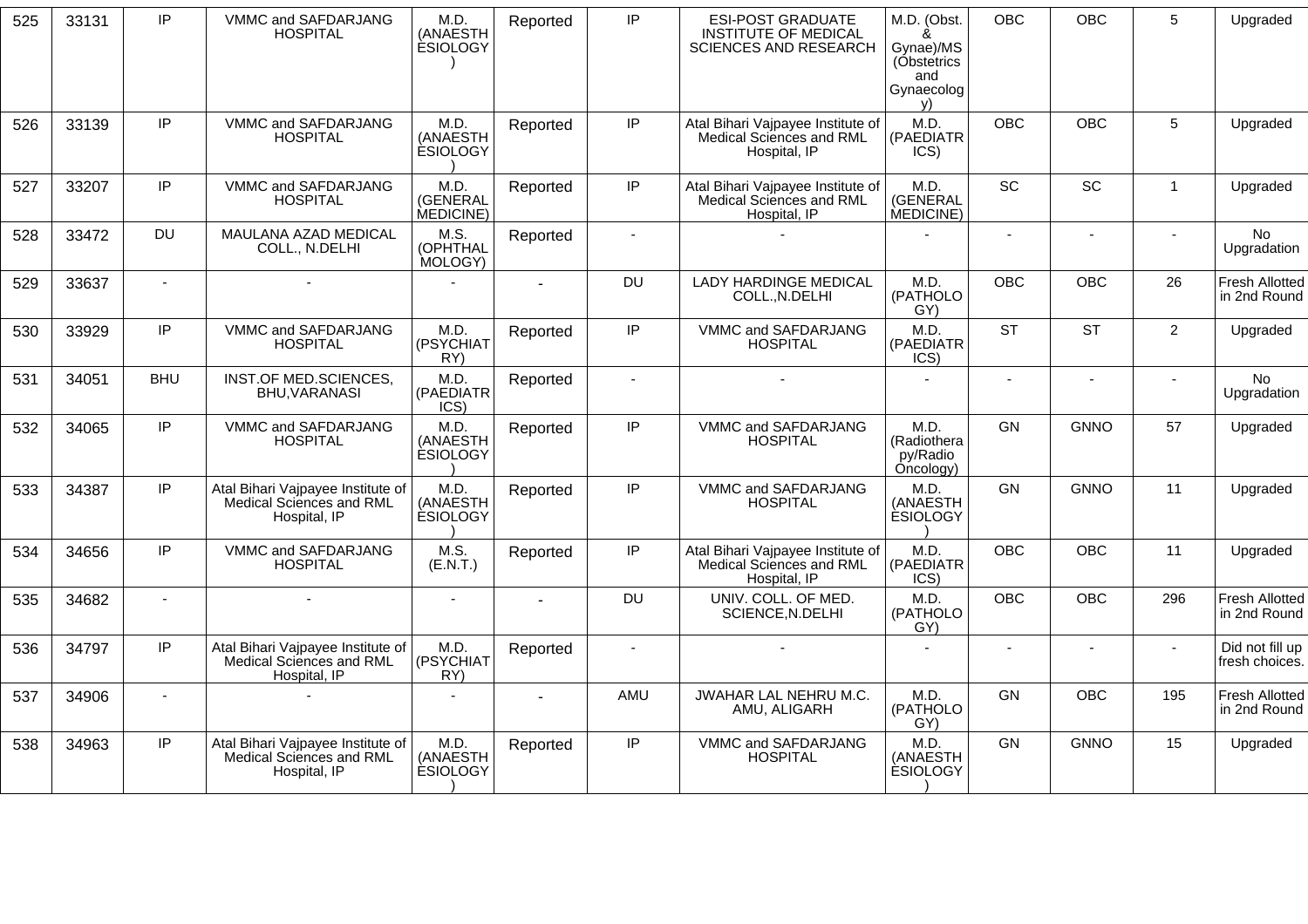| 525 | 33131 | IP | VMMC and SAFDARJANG HOSPITAL | M.D. (ANAESTHESIOLOGY) | Reported | IP | ESI-POST GRADUATE INSTITUTE OF MEDICAL SCIENCES AND RESEARCH | M.D. (Obst. & Gynae)/MS (Obstetrics and Gynaecology) | OBC | OBC | 5 | Upgraded |
|---|---|---|---|---|---|---|---|---|---|---|---|---|
| 526 | 33139 | IP | VMMC and SAFDARJANG HOSPITAL | M.D. (ANAESTHESIOLOGY) | Reported | IP | Atal Bihari Vajpayee Institute of Medical Sciences and RML Hospital, IP | M.D. (PAEDIATRICS) | OBC | OBC | 5 | Upgraded |
| 527 | 33207 | IP | VMMC and SAFDARJANG HOSPITAL | M.D. (GENERAL MEDICINE) | Reported | IP | Atal Bihari Vajpayee Institute of Medical Sciences and RML Hospital, IP | M.D. (GENERAL MEDICINE) | SC | SC | 1 | Upgraded |
| 528 | 33472 | DU | MAULANA AZAD MEDICAL COLL., N.DELHI | M.S. (OPHTHALMOLOGY) | Reported | - | - | - | - | - | - | No Upgradation |
| 529 | 33637 | - | - | - | - | DU | LADY HARDINGE MEDICAL COLL.,N.DELHI | M.D. (PATHOLOGY) | OBC | OBC | 26 | Fresh Allotted in 2nd Round |
| 530 | 33929 | IP | VMMC and SAFDARJANG HOSPITAL | M.D. (PSYCHIATRY) | Reported | IP | VMMC and SAFDARJANG HOSPITAL | M.D. (PAEDIATRICS) | ST | ST | 2 | Upgraded |
| 531 | 34051 | BHU | INST.OF MED.SCIENCES, BHU,VARANASI | M.D. (PAEDIATRICS) | Reported | - | - | - | - | - | - | No Upgradation |
| 532 | 34065 | IP | VMMC and SAFDARJANG HOSPITAL | M.D. (ANAESTHESIOLOGY) | Reported | IP | VMMC and SAFDARJANG HOSPITAL | M.D. (Radiotherapy/Radio Oncology) | GN | GNNO | 57 | Upgraded |
| 533 | 34387 | IP | Atal Bihari Vajpayee Institute of Medical Sciences and RML Hospital, IP | M.D. (ANAESTHESIOLOGY) | Reported | IP | VMMC and SAFDARJANG HOSPITAL | M.D. (ANAESTHESIOLOGY) | GN | GNNO | 11 | Upgraded |
| 534 | 34656 | IP | VMMC and SAFDARJANG HOSPITAL | M.S. (E.N.T.) | Reported | IP | Atal Bihari Vajpayee Institute of Medical Sciences and RML Hospital, IP | M.D. (PAEDIATRICS) | OBC | OBC | 11 | Upgraded |
| 535 | 34682 | - | - | - | - | DU | UNIV. COLL. OF MED. SCIENCE,N.DELHI | M.D. (PATHOLOGY) | OBC | OBC | 296 | Fresh Allotted in 2nd Round |
| 536 | 34797 | IP | Atal Bihari Vajpayee Institute of Medical Sciences and RML Hospital, IP | M.D. (PSYCHIATRY) | Reported | - | - | - | - | - | - | Did not fill up fresh choices. |
| 537 | 34906 | - | - | - | - | AMU | JWAHAR LAL NEHRU M.C. AMU, ALIGARH | M.D. (PATHOLOGY) | GN | OBC | 195 | Fresh Allotted in 2nd Round |
| 538 | 34963 | IP | Atal Bihari Vajpayee Institute of Medical Sciences and RML Hospital, IP | M.D. (ANAESTHESIOLOGY) | Reported | IP | VMMC and SAFDARJANG HOSPITAL | M.D. (ANAESTHESIOLOGY) | GN | GNNO | 15 | Upgraded |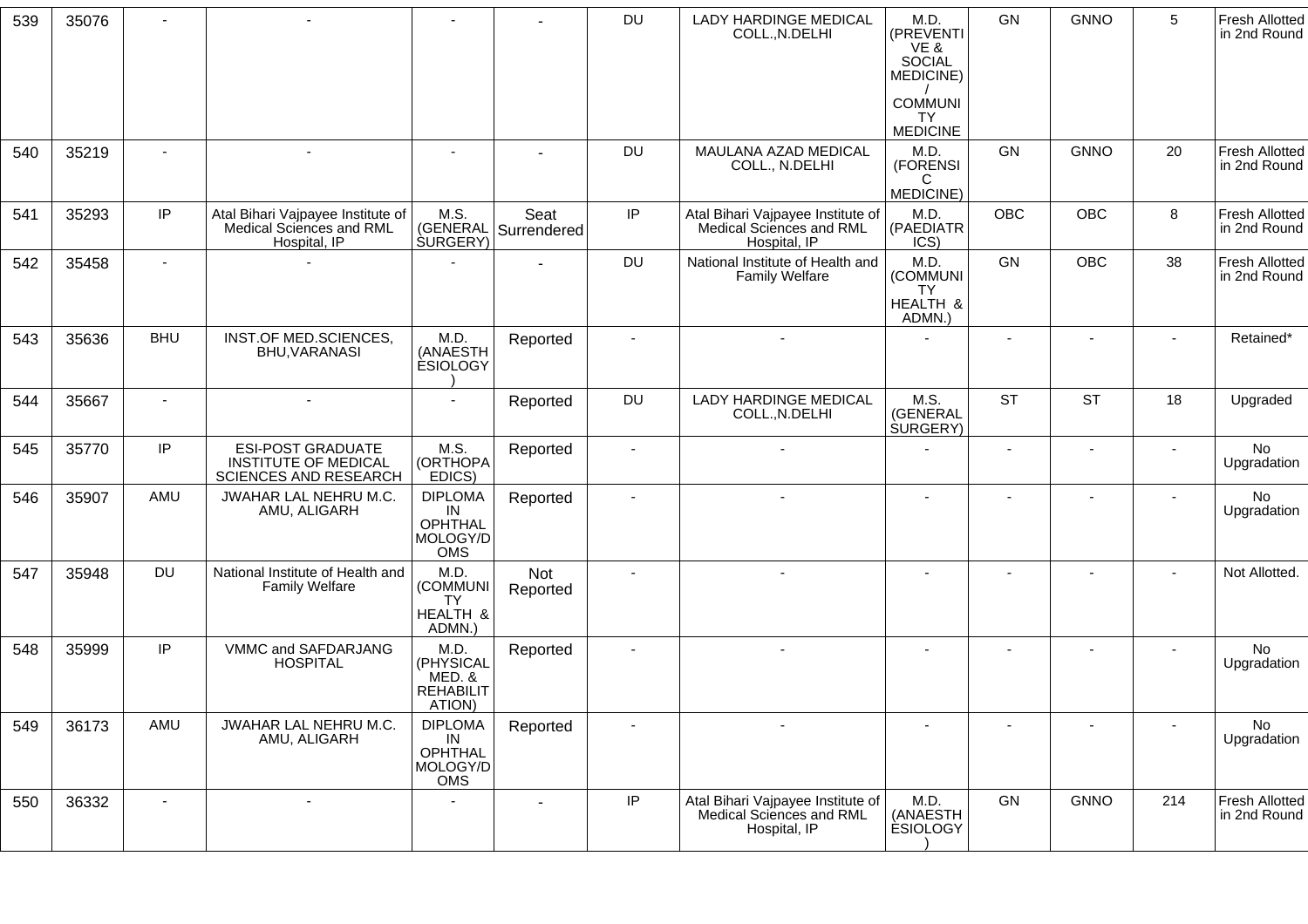| 539 | 35076 | - | - | - | - | DU | LADY HARDINGE MEDICAL COLL.,N.DELHI | M.D. (PREVENTIVE & SOCIAL MEDICINE)/ COMMUNITY MEDICINE | GN | GNNO | 5 | Fresh Allotted in 2nd Round |
|---|---|---|---|---|---|---|---|---|---|---|---|---|
| 540 | 35219 | - | - | - | - | DU | MAULANA AZAD MEDICAL COLL., N.DELHI | M.D. (FORENSIC MEDICINE) | GN | GNNO | 20 | Fresh Allotted in 2nd Round |
| 541 | 35293 | IP | Atal Bihari Vajpayee Institute of Medical Sciences and RML Hospital, IP | M.S. (GENERAL SURGERY) | Seat Surrendered | IP | Atal Bihari Vajpayee Institute of Medical Sciences and RML Hospital, IP | M.D. (PAEDIATRICS) | OBC | OBC | 8 | Fresh Allotted in 2nd Round |
| 542 | 35458 | - | - | - | - | DU | National Institute of Health and Family Welfare | M.D. (COMMUNITY HEALTH & ADMN.) | GN | OBC | 38 | Fresh Allotted in 2nd Round |
| 543 | 35636 | BHU | INST.OF MED.SCIENCES, BHU,VARANASI | M.D. (ANAESTHESIOLOGY) | Reported | - | - | - | - | - | - | Retained* |
| 544 | 35667 | - | - | - | Reported | DU | LADY HARDINGE MEDICAL COLL.,N.DELHI | M.S. (GENERAL SURGERY) | ST | ST | 18 | Upgraded |
| 545 | 35770 | IP | ESI-POST GRADUATE INSTITUTE OF MEDICAL SCIENCES AND RESEARCH | M.S. (ORTHOPAEDICS) | Reported | - | - | - | - | - | - | No Upgradation |
| 546 | 35907 | AMU | JWAHAR LAL NEHRU M.C. AMU, ALIGARH | DIPLOMA IN OPHTHALMOLOGY/DOMS | Reported | - | - | - | - | - | - | No Upgradation |
| 547 | 35948 | DU | National Institute of Health and Family Welfare | M.D. (COMMUNITY HEALTH & ADMN.) | Not Reported | - | - | - | - | - | - | Not Allotted. |
| 548 | 35999 | IP | VMMC and SAFDARJANG HOSPITAL | M.D. (PHYSICAL MED. & REHABILITATION) | Reported | - | - | - | - | - | - | No Upgradation |
| 549 | 36173 | AMU | JWAHAR LAL NEHRU M.C. AMU, ALIGARH | DIPLOMA IN OPHTHALMOLOGY/DOMS | Reported | - | - | - | - | - | - | No Upgradation |
| 550 | 36332 | - | - | - | - | IP | Atal Bihari Vajpayee Institute of Medical Sciences and RML Hospital, IP | M.D. (ANAESTHESIOLOGY) | GN | GNNO | 214 | Fresh Allotted in 2nd Round |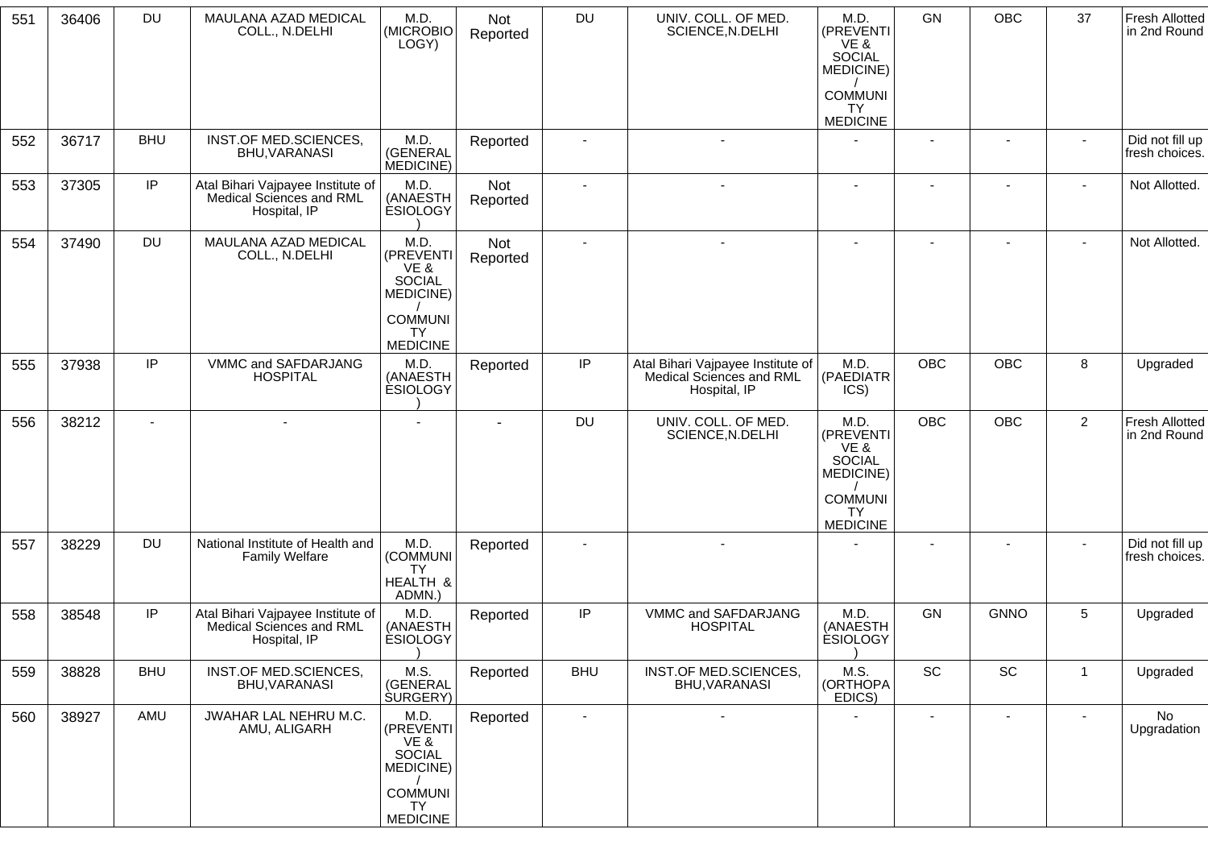| 551 | 36406 | DU | MAULANA AZAD MEDICAL COLL., N.DELHI | M.D. (MICROBIOLOGY) | Not Reported | DU | UNIV. COLL. OF MED. SCIENCE,N.DELHI | M.D. (PREVENTIVE & SOCIAL MEDICINE) / COMMUNITY MEDICINE | GN | OBC | 37 | Fresh Allotted in 2nd Round |
|---|---|---|---|---|---|---|---|---|---|---|---|---|
| 552 | 36717 | BHU | INST.OF MED.SCIENCES, BHU,VARANASI | M.D. (GENERAL MEDICINE) | Reported | - | - | - | - | - | - | Did not fill up fresh choices. |
| 553 | 37305 | IP | Atal Bihari Vajpayee Institute of Medical Sciences and RML Hospital, IP | M.D. (ANAESTHESIOLOGY) | Not Reported | - | - | - | - | - | - | Not Allotted. |
| 554 | 37490 | DU | MAULANA AZAD MEDICAL COLL., N.DELHI | M.D. (PREVENTIVE & SOCIAL MEDICINE) / COMMUNITY MEDICINE | Not Reported | - | - | - | - | - | - | Not Allotted. |
| 555 | 37938 | IP | VMMC and SAFDARJANG HOSPITAL | M.D. (ANAESTHESIOLOGY) | Reported | IP | Atal Bihari Vajpayee Institute of Medical Sciences and RML Hospital, IP | M.D. (PAEDIATRICS) | OBC | OBC | 8 | Upgraded |
| 556 | 38212 | - | - | - | - | DU | UNIV. COLL. OF MED. SCIENCE,N.DELHI | M.D. (PREVENTIVE & SOCIAL MEDICINE) / COMMUNITY MEDICINE | OBC | OBC | 2 | Fresh Allotted in 2nd Round |
| 557 | 38229 | DU | National Institute of Health and Family Welfare | M.D. (COMMUNITY HEALTH & ADMN.) | Reported | - | - | - | - | - | - | Did not fill up fresh choices. |
| 558 | 38548 | IP | Atal Bihari Vajpayee Institute of Medical Sciences and RML Hospital, IP | M.D. (ANAESTHESIOLOGY) | Reported | IP | VMMC and SAFDARJANG HOSPITAL | M.D. (ANAESTHESIOLOGY) | GN | GNNO | 5 | Upgraded |
| 559 | 38828 | BHU | INST.OF MED.SCIENCES, BHU,VARANASI | M.S. (GENERAL SURGERY) | Reported | BHU | INST.OF MED.SCIENCES, BHU,VARANASI | M.S. (ORTHOPAEDICS) | SC | SC | 1 | Upgraded |
| 560 | 38927 | AMU | JWAHAR LAL NEHRU M.C. AMU, ALIGARH | M.D. (PREVENTIVE & SOCIAL MEDICINE) / COMMUNITY MEDICINE | Reported | - | - | - | - | - | - | No Upgradation |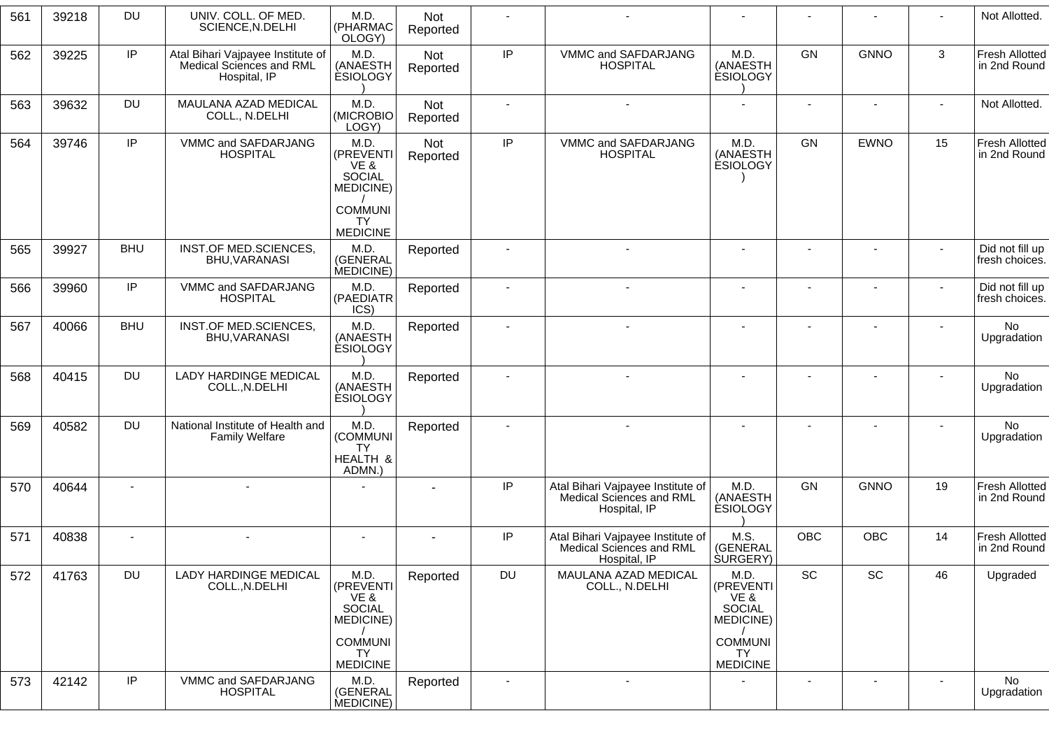| 561 | 39218 | DU | UNIV. COLL. OF MED. SCIENCE,N.DELHI | M.D. (PHARMACOLOGY) | Not Reported | - | - | - | - | - | - | Not Allotted. |
|---|---|---|---|---|---|---|---|---|---|---|---|---|
| 562 | 39225 | IP | Atal Bihari Vajpayee Institute of Medical Sciences and RML Hospital, IP | M.D. (ANAESTHESIOLOGY) | Not Reported | IP | VMMC and SAFDARJANG HOSPITAL | M.D. (ANAESTHESIOLOGY) | GN | GNNO | 3 | Fresh Allotted in 2nd Round |
| 563 | 39632 | DU | MAULANA AZAD MEDICAL COLL., N.DELHI | M.D. (MICROBIOLOGY) | Not Reported | - | - | - | - | - | - | Not Allotted. |
| 564 | 39746 | IP | VMMC and SAFDARJANG HOSPITAL | M.D. (PREVENTIVE & SOCIAL MEDICINE) / COMMUNITY MEDICINE | Not Reported | IP | VMMC and SAFDARJANG HOSPITAL | M.D. (ANAESTHESIOLOGY) | GN | EWNO | 15 | Fresh Allotted in 2nd Round |
| 565 | 39927 | BHU | INST.OF MED.SCIENCES, BHU,VARANASI | M.D. (GENERAL MEDICINE) | Reported | - | - | - | - | - | - | Did not fill up fresh choices. |
| 566 | 39960 | IP | VMMC and SAFDARJANG HOSPITAL | M.D. (PAEDIATRICS) | Reported | - | - | - | - | - | - | Did not fill up fresh choices. |
| 567 | 40066 | BHU | INST.OF MED.SCIENCES, BHU,VARANASI | M.D. (ANAESTHESIOLOGY) | Reported | - | - | - | - | - | - | No Upgradation |
| 568 | 40415 | DU | LADY HARDINGE MEDICAL COLL.,N.DELHI | M.D. (ANAESTHESIOLOGY) | Reported | - | - | - | - | - | - | No Upgradation |
| 569 | 40582 | DU | National Institute of Health and Family Welfare | M.D. (COMMUNITY HEALTH & ADMN.) | Reported | - | - | - | - | - | - | No Upgradation |
| 570 | 40644 | - | - | - | - | IP | Atal Bihari Vajpayee Institute of Medical Sciences and RML Hospital, IP | M.D. (ANAESTHESIOLOGY) | GN | GNNO | 19 | Fresh Allotted in 2nd Round |
| 571 | 40838 | - | - | - | - | IP | Atal Bihari Vajpayee Institute of Medical Sciences and RML Hospital, IP | M.S. (GENERAL SURGERY) | OBC | OBC | 14 | Fresh Allotted in 2nd Round |
| 572 | 41763 | DU | LADY HARDINGE MEDICAL COLL.,N.DELHI | M.D. (PREVENTIVE & SOCIAL MEDICINE) / COMMUNITY MEDICINE | Reported | DU | MAULANA AZAD MEDICAL COLL., N.DELHI | M.D. (PREVENTIVE & SOCIAL MEDICINE) / COMMUNITY MEDICINE | SC | SC | 46 | Upgraded |
| 573 | 42142 | IP | VMMC and SAFDARJANG HOSPITAL | M.D. (GENERAL MEDICINE) | Reported | - | - | - | - | - | - | No Upgradation |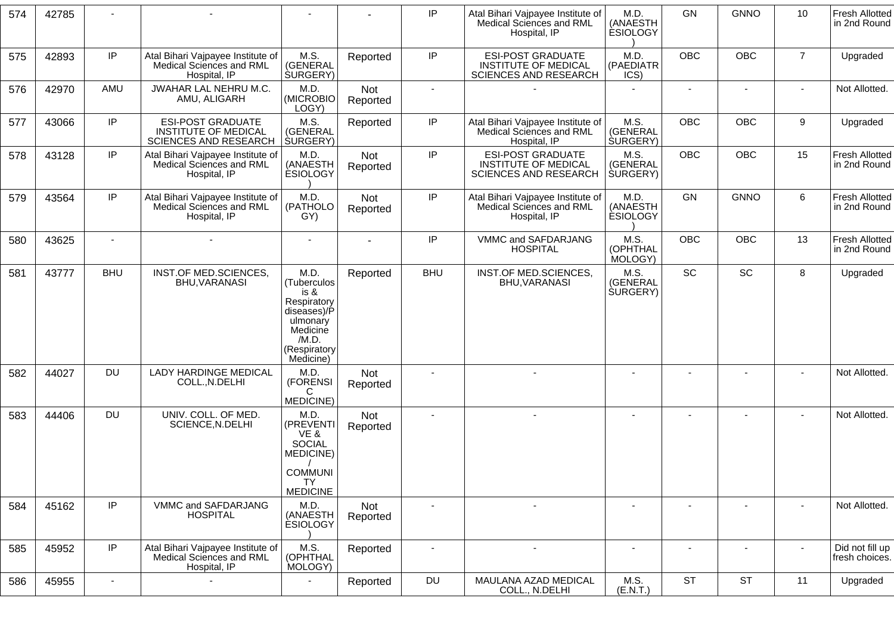| 574 | 42785 | - | - | - | - | IP | Atal Bihari Vajpayee Institute of Medical Sciences and RML Hospital, IP | M.D. (ANAESTHESIOLOGY) | GN | GNNO | 10 | Fresh Allotted in 2nd Round |
|---|---|---|---|---|---|---|---|---|---|---|---|---|
| 575 | 42893 | IP | Atal Bihari Vajpayee Institute of Medical Sciences and RML Hospital, IP | M.S. (GENERAL SURGERY) | Reported | IP | ESI-POST GRADUATE INSTITUTE OF MEDICAL SCIENCES AND RESEARCH | M.D. (PAEDIATRICS) | OBC | OBC | 7 | Upgraded |
| 576 | 42970 | AMU | JWAHAR LAL NEHRU M.C. AMU, ALIGARH | M.D. (MICROBIOLOGY) | Not Reported | - | - | - | - | - | - | Not Allotted. |
| 577 | 43066 | IP | ESI-POST GRADUATE INSTITUTE OF MEDICAL SCIENCES AND RESEARCH | M.S. (GENERAL SURGERY) | Reported | IP | Atal Bihari Vajpayee Institute of Medical Sciences and RML Hospital, IP | M.S. (GENERAL SURGERY) | OBC | OBC | 9 | Upgraded |
| 578 | 43128 | IP | Atal Bihari Vajpayee Institute of Medical Sciences and RML Hospital, IP | M.D. (ANAESTHESIOLOGY) | Not Reported | IP | ESI-POST GRADUATE INSTITUTE OF MEDICAL SCIENCES AND RESEARCH | M.S. (GENERAL SURGERY) | OBC | OBC | 15 | Fresh Allotted in 2nd Round |
| 579 | 43564 | IP | Atal Bihari Vajpayee Institute of Medical Sciences and RML Hospital, IP | M.D. (PATHOLOGY) | Not Reported | IP | Atal Bihari Vajpayee Institute of Medical Sciences and RML Hospital, IP | M.D. (ANAESTHESIOLOGY) | GN | GNNO | 6 | Fresh Allotted in 2nd Round |
| 580 | 43625 | - | - | - | - | IP | VMMC and SAFDARJANG HOSPITAL | M.S. (OPHTHALMOLOGY) | OBC | OBC | 13 | Fresh Allotted in 2nd Round |
| 581 | 43777 | BHU | INST.OF MED.SCIENCES, BHU,VARANASI | M.D. (Tuberculosis & Respiratory diseases)/Pulmonary Medicine /M.D. (Respiratory Medicine) | Reported | BHU | INST.OF MED.SCIENCES, BHU,VARANASI | M.S. (GENERAL SURGERY) | SC | SC | 8 | Upgraded |
| 582 | 44027 | DU | LADY HARDINGE MEDICAL COLL.,N.DELHI | M.D. (FORENSIC MEDICINE) | Not Reported | - | - | - | - | - | - | Not Allotted. |
| 583 | 44406 | DU | UNIV. COLL. OF MED. SCIENCE,N.DELHI | M.D. (PREVENTIVE & SOCIAL MEDICINE) / COMMUNITY MEDICINE | Not Reported | - | - | - | - | - | - | Not Allotted. |
| 584 | 45162 | IP | VMMC and SAFDARJANG HOSPITAL | M.D. (ANAESTHESIOLOGY) | Not Reported | - | - | - | - | - | - | Not Allotted. |
| 585 | 45952 | IP | Atal Bihari Vajpayee Institute of Medical Sciences and RML Hospital, IP | M.S. (OPHTHALMOLOGY) | Reported | - | - | - | - | - | - | Did not fill up fresh choices. |
| 586 | 45955 | - | - | - | Reported | DU | MAULANA AZAD MEDICAL COLL., N.DELHI | M.S. (E.N.T.) | ST | ST | 11 | Upgraded |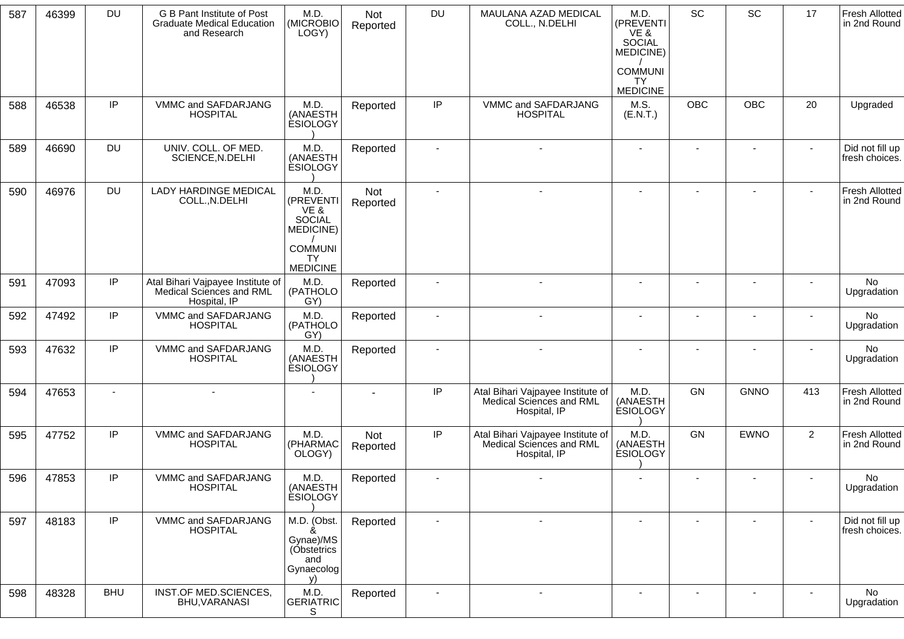| 587 | 46399 | DU | G B Pant Institute of Post Graduate Medical Education and Research | M.D. (MICROBIOLOGY) | Not Reported | DU | MAULANA AZAD MEDICAL COLL., N.DELHI | M.D. (PREVENTIVE & SOCIAL MEDICINE) / COMMUNITY MEDICINE | SC | SC | 17 | Fresh Allotted in 2nd Round |
|---|---|---|---|---|---|---|---|---|---|---|---|---|
| 588 | 46538 | IP | VMMC and SAFDARJANG HOSPITAL | M.D. (ANAESTHESIOLOGY) | Reported | IP | VMMC and SAFDARJANG HOSPITAL | M.S. (E.N.T.) | OBC | OBC | 20 | Upgraded |
| 589 | 46690 | DU | UNIV. COLL. OF MED. SCIENCE,N.DELHI | M.D. (ANAESTHESIOLOGY) | Reported | - | - | - | - | - | - | Did not fill up fresh choices. |
| 590 | 46976 | DU | LADY HARDINGE MEDICAL COLL.,N.DELHI | M.D. (PREVENTIVE & SOCIAL MEDICINE) / COMMUNITY MEDICINE | Not Reported | - | - | - | - | - | - | Fresh Allotted in 2nd Round |
| 591 | 47093 | IP | Atal Bihari Vajpayee Institute of Medical Sciences and RML Hospital, IP | M.D. (PATHOLOGY) | Reported | - | - | - | - | - | - | No Upgradation |
| 592 | 47492 | IP | VMMC and SAFDARJANG HOSPITAL | M.D. (PATHOLOGY) | Reported | - | - | - | - | - | - | No Upgradation |
| 593 | 47632 | IP | VMMC and SAFDARJANG HOSPITAL | M.D. (ANAESTHESIOLOGY) | Reported | - | - | - | - | - | - | No Upgradation |
| 594 | 47653 | - | - | - | - | IP | Atal Bihari Vajpayee Institute of Medical Sciences and RML Hospital, IP | M.D. (ANAESTHESIOLOGY) | GN | GNNO | 413 | Fresh Allotted in 2nd Round |
| 595 | 47752 | IP | VMMC and SAFDARJANG HOSPITAL | M.D. (PHARMACOLOGY) | Not Reported | IP | Atal Bihari Vajpayee Institute of Medical Sciences and RML Hospital, IP | M.D. (ANAESTHESIOLOGY) | GN | EWNO | 2 | Fresh Allotted in 2nd Round |
| 596 | 47853 | IP | VMMC and SAFDARJANG HOSPITAL | M.D. (ANAESTHESIOLOGY) | Reported | - | - | - | - | - | - | No Upgradation |
| 597 | 48183 | IP | VMMC and SAFDARJANG HOSPITAL | M.D. (Obst. & Gynae)/MS (Obstetrics and Gynaecology) | Reported | - | - | - | - | - | - | Did not fill up fresh choices. |
| 598 | 48328 | BHU | INST.OF MED.SCIENCES, BHU,VARANASI | M.D. GERIATRICS | Reported | - | - | - | - | - | - | No Upgradation |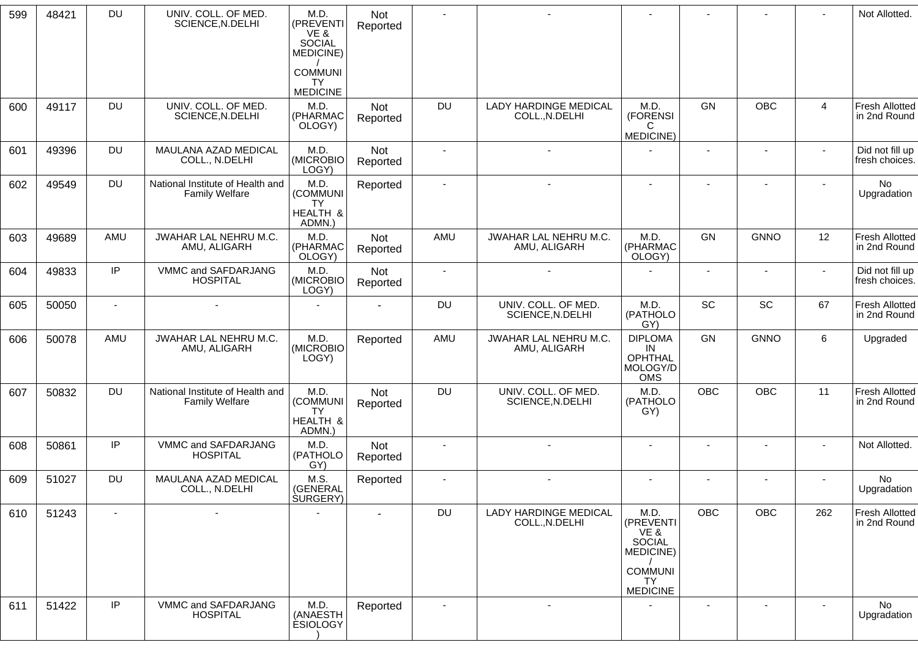| 599 | 48421 | DU | UNIV. COLL. OF MED. SCIENCE,N.DELHI | M.D. (PREVENTIVE & SOCIAL MEDICINE) / COMMUNITY MEDICINE | Not Reported | - | - | - | - | - | - | Not Allotted. |
|---|---|---|---|---|---|---|---|---|---|---|---|---|
| 600 | 49117 | DU | UNIV. COLL. OF MED. SCIENCE,N.DELHI | M.D. (PHARMACOLOGY) | Not Reported | DU | LADY HARDINGE MEDICAL COLL.,N.DELHI | M.D. (FORENSIC MEDICINE) | GN | OBC | 4 | Fresh Allotted in 2nd Round |
| 601 | 49396 | DU | MAULANA AZAD MEDICAL COLL., N.DELHI | M.D. (MICROBIOLOGY) | Not Reported | - | - | - | - | - | - | Did not fill up fresh choices. |
| 602 | 49549 | DU | National Institute of Health and Family Welfare | M.D. (COMMUNITY HEALTH & ADMN.) | Reported | - | - | - | - | - | - | No Upgradation |
| 603 | 49689 | AMU | JWAHAR LAL NEHRU M.C. AMU, ALIGARH | M.D. (PHARMACOLOGY) | Not Reported | AMU | JWAHAR LAL NEHRU M.C. AMU, ALIGARH | M.D. (PHARMACOLOGY) | GN | GNNO | 12 | Fresh Allotted in 2nd Round |
| 604 | 49833 | IP | VMMC and SAFDARJANG HOSPITAL | M.D. (MICROBIOLOGY) | Not Reported | - | - | - | - | - | - | Did not fill up fresh choices. |
| 605 | 50050 | - | - | - | - | DU | UNIV. COLL. OF MED. SCIENCE,N.DELHI | M.D. (PATHOLOGY) | SC | SC | 67 | Fresh Allotted in 2nd Round |
| 606 | 50078 | AMU | JWAHAR LAL NEHRU M.C. AMU, ALIGARH | M.D. (MICROBIOLOGY) | Reported | AMU | JWAHAR LAL NEHRU M.C. AMU, ALIGARH | DIPLOMA IN OPHTHALMOLOGY/DOMS | GN | GNNO | 6 | Upgraded |
| 607 | 50832 | DU | National Institute of Health and Family Welfare | M.D. (COMMUNITY HEALTH & ADMN.) | Not Reported | DU | UNIV. COLL. OF MED. SCIENCE,N.DELHI | M.D. (PATHOLOGY) | OBC | OBC | 11 | Fresh Allotted in 2nd Round |
| 608 | 50861 | IP | VMMC and SAFDARJANG HOSPITAL | M.D. (PATHOLOGY) | Not Reported | - | - | - | - | - | - | Not Allotted. |
| 609 | 51027 | DU | MAULANA AZAD MEDICAL COLL., N.DELHI | M.S. (GENERAL SURGERY) | Reported | - | - | - | - | - | - | No Upgradation |
| 610 | 51243 | - | - | - | - | DU | LADY HARDINGE MEDICAL COLL.,N.DELHI | M.D. (PREVENTIVE & SOCIAL MEDICINE) / COMMUNITY MEDICINE | OBC | OBC | 262 | Fresh Allotted in 2nd Round |
| 611 | 51422 | IP | VMMC and SAFDARJANG HOSPITAL | M.D. (ANAESTHESIOLOGY) | Reported | - | - | - | - | - | - | No Upgradation |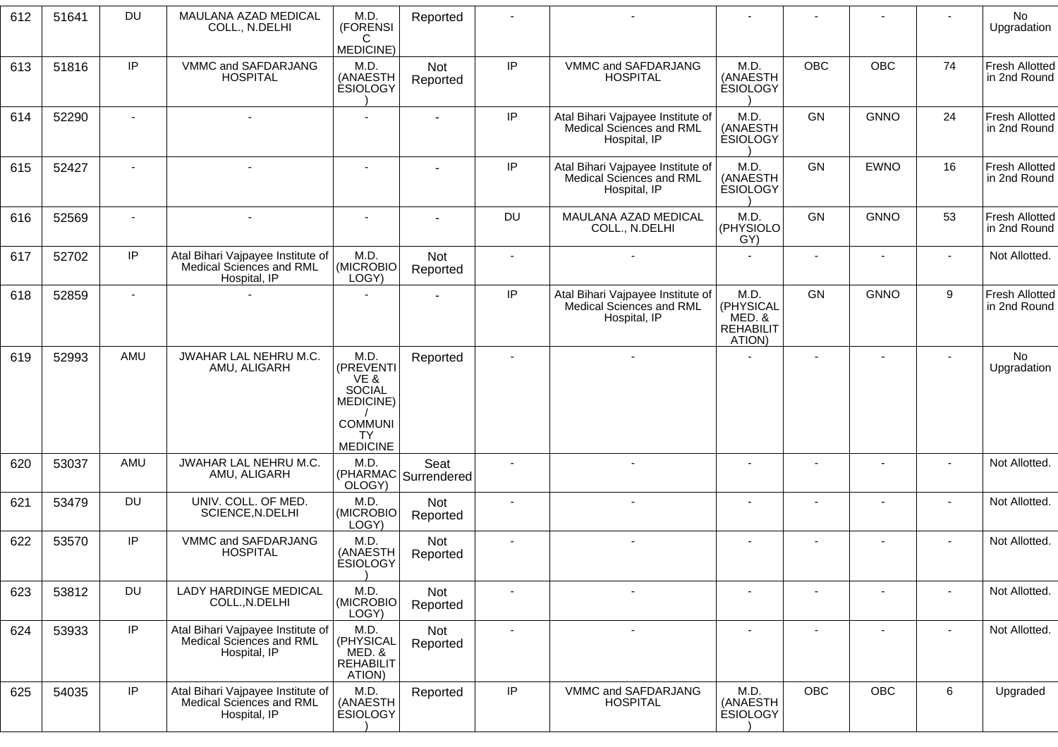| 612 | 51641 | DU | MAULANA AZAD MEDICAL COLL., N.DELHI | M.D. (FORENSIC MEDICINE) | Reported | - | - | - | - | - | - | No Upgradation |
|---|---|---|---|---|---|---|---|---|---|---|---|---|
| 613 | 51816 | IP | VMMC and SAFDARJANG HOSPITAL | M.D. (ANAESTHESIOLOGY) | Not Reported | IP | VMMC and SAFDARJANG HOSPITAL | M.D. (ANAESTHESIOLOGY) | OBC | OBC | 74 | Fresh Allotted in 2nd Round |
| 614 | 52290 | - | - | - | - | IP | Atal Bihari Vajpayee Institute of Medical Sciences and RML Hospital, IP | M.D. (ANAESTHESIOLOGY) | GN | GNNO | 24 | Fresh Allotted in 2nd Round |
| 615 | 52427 | - | - | - | - | IP | Atal Bihari Vajpayee Institute of Medical Sciences and RML Hospital, IP | M.D. (ANAESTHESIOLOGY) | GN | EWNO | 16 | Fresh Allotted in 2nd Round |
| 616 | 52569 | - | - | - | - | DU | MAULANA AZAD MEDICAL COLL., N.DELHI | M.D. (PHYSIOLOGY) | GN | GNNO | 53 | Fresh Allotted in 2nd Round |
| 617 | 52702 | IP | Atal Bihari Vajpayee Institute of Medical Sciences and RML Hospital, IP | M.D. (MICROBIOLOGY) | Not Reported | - | - | - | - | - | - | Not Allotted. |
| 618 | 52859 | - | - | - | - | IP | Atal Bihari Vajpayee Institute of Medical Sciences and RML Hospital, IP | M.D. (PHYSICAL MED. & REHABILITATION) | GN | GNNO | 9 | Fresh Allotted in 2nd Round |
| 619 | 52993 | AMU | JWAHAR LAL NEHRU M.C. AMU, ALIGARH | M.D. (PREVENTIVE & SOCIAL MEDICINE) / COMMUNITY MEDICINE | Reported | - | - | - | - | - | - | No Upgradation |
| 620 | 53037 | AMU | JWAHAR LAL NEHRU M.C. AMU, ALIGARH | M.D. (PHARMACOLOGY) | Seat Surrendered | - | - | - | - | - | - | Not Allotted. |
| 621 | 53479 | DU | UNIV. COLL. OF MED. SCIENCE,N.DELHI | M.D. (MICROBIOLOGY) | Not Reported | - | - | - | - | - | - | Not Allotted. |
| 622 | 53570 | IP | VMMC and SAFDARJANG HOSPITAL | M.D. (ANAESTHESIOLOGY) | Not Reported | - | - | - | - | - | - | Not Allotted. |
| 623 | 53812 | DU | LADY HARDINGE MEDICAL COLL.,N.DELHI | M.D. (MICROBIOLOGY) | Not Reported | - | - | - | - | - | - | Not Allotted. |
| 624 | 53933 | IP | Atal Bihari Vajpayee Institute of Medical Sciences and RML Hospital, IP | M.D. (PHYSICAL MED. & REHABILITATION) | Not Reported | - | - | - | - | - | - | Not Allotted. |
| 625 | 54035 | IP | Atal Bihari Vajpayee Institute of Medical Sciences and RML Hospital, IP | M.D. (ANAESTHESIOLOGY) | Reported | IP | VMMC and SAFDARJANG HOSPITAL | M.D. (ANAESTHESIOLOGY) | OBC | OBC | 6 | Upgraded |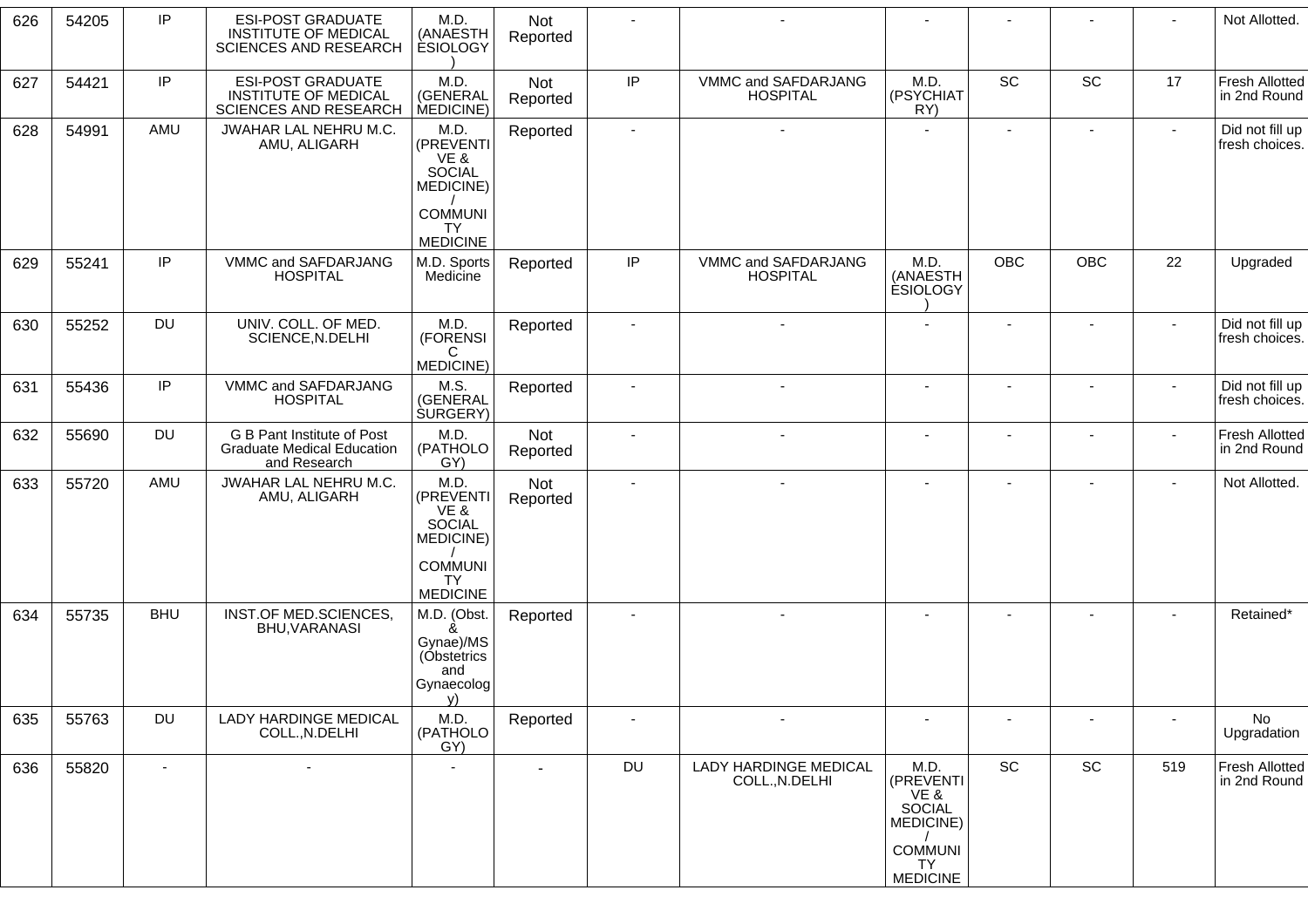| 626 | 54205 | IP | ESI-POST GRADUATE INSTITUTE OF MEDICAL SCIENCES AND RESEARCH | M.D. (ANAESTHESIOLOGY) | Not Reported | - | - | - | - | - | - | Not Allotted. |
|---|---|---|---|---|---|---|---|---|---|---|---|---|
| 627 | 54421 | IP | ESI-POST GRADUATE INSTITUTE OF MEDICAL SCIENCES AND RESEARCH | M.D. (GENERAL MEDICINE) | Not Reported | IP | VMMC and SAFDARJANG HOSPITAL | M.D. (PSYCHIATRY) | SC | SC | 17 | Fresh Allotted in 2nd Round |
| 628 | 54991 | AMU | JWAHAR LAL NEHRU M.C. AMU, ALIGARH | M.D. (PREVENTIVE & SOCIAL MEDICINE) / COMMUNITY MEDICINE | Reported | - | - | - | - | - | - | Did not fill up fresh choices. |
| 629 | 55241 | IP | VMMC and SAFDARJANG HOSPITAL | M.D. Sports Medicine | Reported | IP | VMMC and SAFDARJANG HOSPITAL | M.D. (ANAESTHESIOLOGY) | OBC | OBC | 22 | Upgraded |
| 630 | 55252 | DU | UNIV. COLL. OF MED. SCIENCE,N.DELHI | M.D. (FORENSIC MEDICINE) | Reported | - | - | - | - | - | - | Did not fill up fresh choices. |
| 631 | 55436 | IP | VMMC and SAFDARJANG HOSPITAL | M.S. (GENERAL SURGERY) | Reported | - | - | - | - | - | - | Did not fill up fresh choices. |
| 632 | 55690 | DU | G B Pant Institute of Post Graduate Medical Education and Research | M.D. (PATHOLOGY) | Not Reported | - | - | - | - | - | - | Fresh Allotted in 2nd Round |
| 633 | 55720 | AMU | JWAHAR LAL NEHRU M.C. AMU, ALIGARH | M.D. (PREVENTIVE & SOCIAL MEDICINE) / COMMUNITY MEDICINE | Not Reported | - | - | - | - | - | - | Not Allotted. |
| 634 | 55735 | BHU | INST.OF MED.SCIENCES, BHU,VARANASI | M.D. (Obst. & Gynae)/MS (Obstetrics and Gynaecology) | Reported | - | - | - | - | - | - | Retained* |
| 635 | 55763 | DU | LADY HARDINGE MEDICAL COLL.,N.DELHI | M.D. (PATHOLOGY) | Reported | - | - | - | - | - | - | No Upgradation |
| 636 | 55820 | - | - | - | - | DU | LADY HARDINGE MEDICAL COLL.,N.DELHI | M.D. (PREVENTIVE & SOCIAL MEDICINE) / COMMUNITY MEDICINE | SC | SC | 519 | Fresh Allotted in 2nd Round |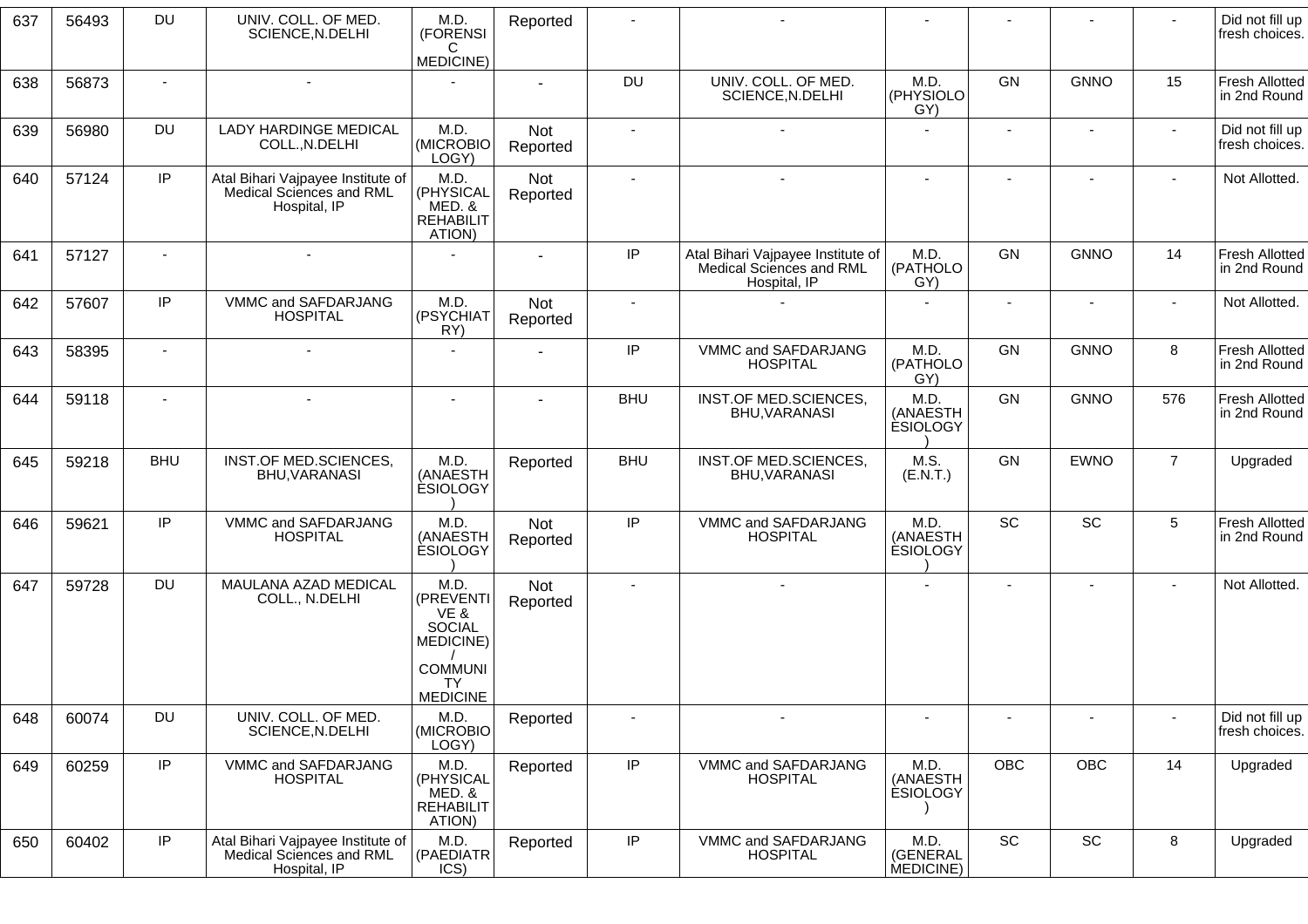| 637 | 56493 | DU | UNIV. COLL. OF MED. SCIENCE,N.DELHI | M.D. (FORENSIC MEDICINE) | Reported | - | - | - | - | - | - | Did not fill up fresh choices. |
|---|---|---|---|---|---|---|---|---|---|---|---|---|
| 638 | 56873 | - | - | - | - | DU | UNIV. COLL. OF MED. SCIENCE,N.DELHI | M.D. (PHYSIOLOGY) | GN | GNNO | 15 | Fresh Allotted in 2nd Round |
| 639 | 56980 | DU | LADY HARDINGE MEDICAL COLL.,N.DELHI | M.D. (MICROBIOLOGY) | Not Reported | - | - | - | - | - | - | Did not fill up fresh choices. |
| 640 | 57124 | IP | Atal Bihari Vajpayee Institute of Medical Sciences and RML Hospital, IP | M.D. (PHYSICAL MED. & REHABILITATION) | Not Reported | - | - | - | - | - | - | Not Allotted. |
| 641 | 57127 | - | - | - | - | IP | Atal Bihari Vajpayee Institute of Medical Sciences and RML Hospital, IP | M.D. (PATHOLOGY) | GN | GNNO | 14 | Fresh Allotted in 2nd Round |
| 642 | 57607 | IP | VMMC and SAFDARJANG HOSPITAL | M.D. (PSYCHIATRY) | Not Reported | - | - | - | - | - | - | Not Allotted. |
| 643 | 58395 | - | - | - | - | IP | VMMC and SAFDARJANG HOSPITAL | M.D. (PATHOLOGY) | GN | GNNO | 8 | Fresh Allotted in 2nd Round |
| 644 | 59118 | - | - | - | - | BHU | INST.OF MED.SCIENCES, BHU,VARANASI | M.D. (ANAESTHESIOLOGY) | GN | GNNO | 576 | Fresh Allotted in 2nd Round |
| 645 | 59218 | BHU | INST.OF MED.SCIENCES, BHU,VARANASI | M.D. (ANAESTHESIOLOGY) | Reported | BHU | INST.OF MED.SCIENCES, BHU,VARANASI | M.S. (E.N.T.) | GN | EWNO | 7 | Upgraded |
| 646 | 59621 | IP | VMMC and SAFDARJANG HOSPITAL | M.D. (ANAESTHESIOLOGY) | Not Reported | IP | VMMC and SAFDARJANG HOSPITAL | M.D. (ANAESTHESIOLOGY) | SC | SC | 5 | Fresh Allotted in 2nd Round |
| 647 | 59728 | DU | MAULANA AZAD MEDICAL COLL., N.DELHI | M.D. (PREVENTIVE & SOCIAL MEDICINE) / COMMUNITY MEDICINE | Not Reported | - | - | - | - | - | - | Not Allotted. |
| 648 | 60074 | DU | UNIV. COLL. OF MED. SCIENCE,N.DELHI | M.D. (MICROBIOLOGY) | Reported | - | - | - | - | - | - | Did not fill up fresh choices. |
| 649 | 60259 | IP | VMMC and SAFDARJANG HOSPITAL | M.D. (PHYSICAL MED. & REHABILITATION) | Reported | IP | VMMC and SAFDARJANG HOSPITAL | M.D. (ANAESTHESIOLOGY) | OBC | OBC | 14 | Upgraded |
| 650 | 60402 | IP | Atal Bihari Vajpayee Institute of Medical Sciences and RML Hospital, IP | M.D. (PAEDIATRICS) | Reported | IP | VMMC and SAFDARJANG HOSPITAL | M.D. (GENERAL MEDICINE) | SC | SC | 8 | Upgraded |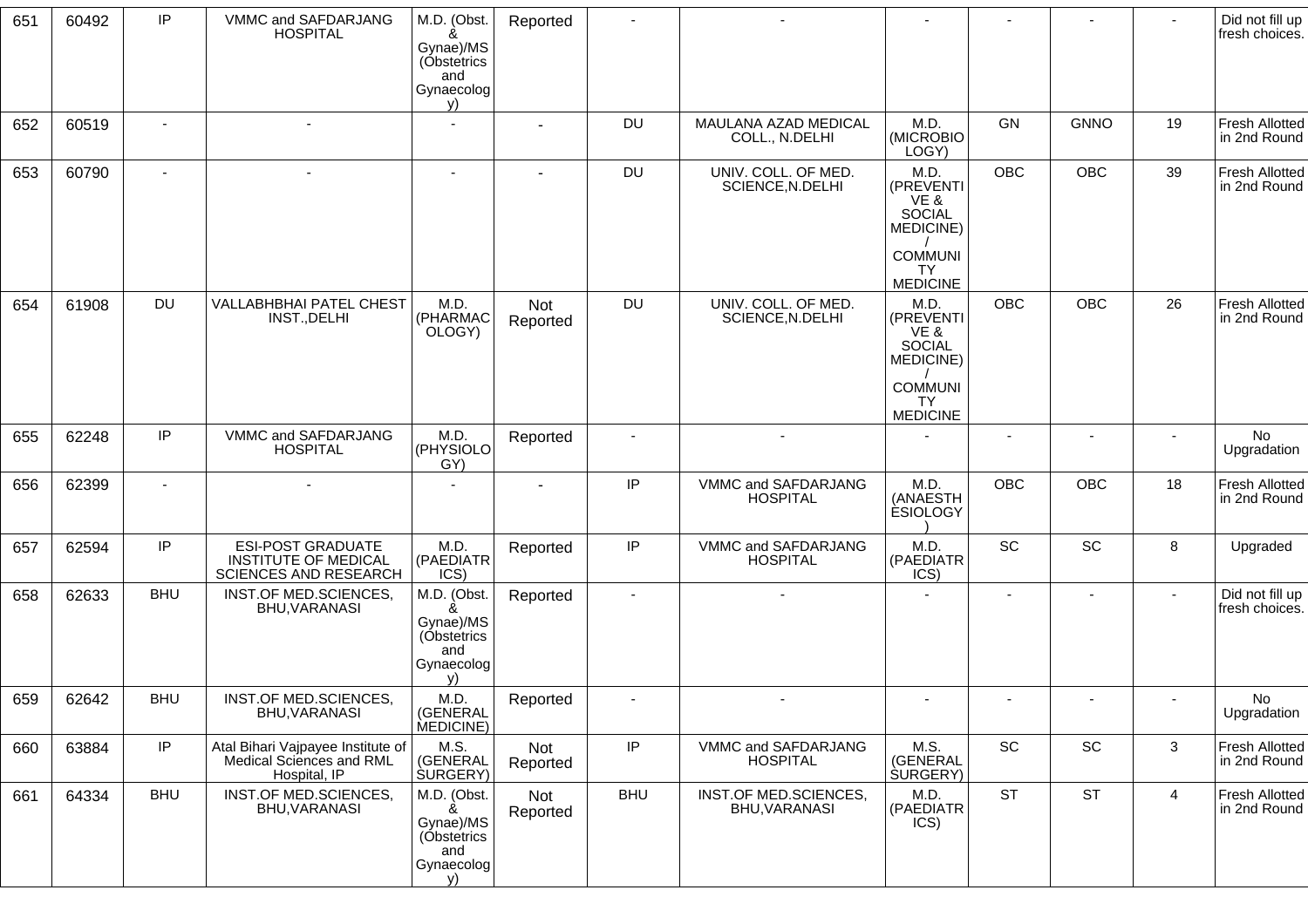| 651 | 60492 | IP | VMMC and SAFDARJANG HOSPITAL | M.D. (Obst. & Gynae)/MS (Obstetrics and Gynaecology) | Reported | - | - | - | - | - | - | Did not fill up fresh choices. |
|---|---|---|---|---|---|---|---|---|---|---|---|---|
| 652 | 60519 | - | - | - | - | DU | MAULANA AZAD MEDICAL COLL., N.DELHI | M.D. (MICROBIOLOGY) | GN | GNNO | 19 | Fresh Allotted in 2nd Round |
| 653 | 60790 | - | - | - | - | DU | UNIV. COLL. OF MED. SCIENCE,N.DELHI | M.D. (PREVENTIVE & SOCIAL MEDICINE) / COMMUNITY MEDICINE | OBC | OBC | 39 | Fresh Allotted in 2nd Round |
| 654 | 61908 | DU | VALLABHBHAI PATEL CHEST INST.,DELHI | M.D. (PHARMACOLOGY) | Not Reported | DU | UNIV. COLL. OF MED. SCIENCE,N.DELHI | M.D. (PREVENTIVE & SOCIAL MEDICINE) / COMMUNITY MEDICINE | OBC | OBC | 26 | Fresh Allotted in 2nd Round |
| 655 | 62248 | IP | VMMC and SAFDARJANG HOSPITAL | M.D. (PHYSIOLOGY) | Reported | - | - | - | - | - | - | No Upgradation |
| 656 | 62399 | - | - | - | - | IP | VMMC and SAFDARJANG HOSPITAL | M.D. (ANAESTHESIOLOGY) | OBC | OBC | 18 | Fresh Allotted in 2nd Round |
| 657 | 62594 | IP | ESI-POST GRADUATE INSTITUTE OF MEDICAL SCIENCES AND RESEARCH | M.D. (PAEDIATRICS) | Reported | IP | VMMC and SAFDARJANG HOSPITAL | M.D. (PAEDIATRICS) | SC | SC | 8 | Upgraded |
| 658 | 62633 | BHU | INST.OF MED.SCIENCES, BHU,VARANASI | M.D. (Obst. & Gynae)/MS (Obstetrics and Gynaecology) | Reported | - | - | - | - | - | - | Did not fill up fresh choices. |
| 659 | 62642 | BHU | INST.OF MED.SCIENCES, BHU,VARANASI | M.D. (GENERAL MEDICINE) | Reported | - | - | - | - | - | - | No Upgradation |
| 660 | 63884 | IP | Atal Bihari Vajpayee Institute of Medical Sciences and RML Hospital, IP | M.S. (GENERAL SURGERY) | Not Reported | IP | VMMC and SAFDARJANG HOSPITAL | M.S. (GENERAL SURGERY) | SC | SC | 3 | Fresh Allotted in 2nd Round |
| 661 | 64334 | BHU | INST.OF MED.SCIENCES, BHU,VARANASI | M.D. (Obst. & Gynae)/MS (Obstetrics and Gynaecology) | Not Reported | BHU | INST.OF MED.SCIENCES, BHU,VARANASI | M.D. (PAEDIATRICS) | ST | ST | 4 | Fresh Allotted in 2nd Round |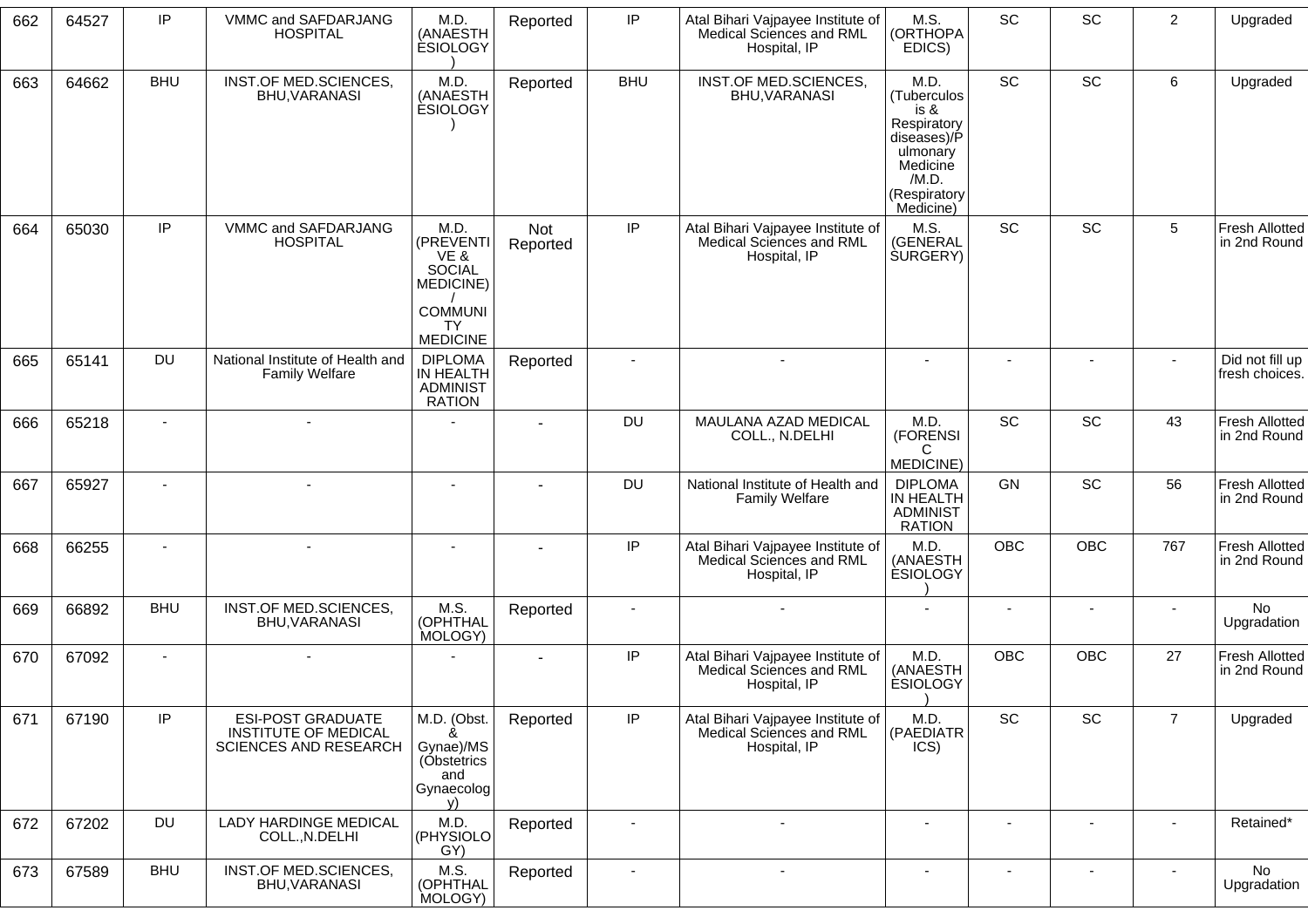| 662 | 64527 | IP | VMMC and SAFDARJANG HOSPITAL | M.D. (ANAESTHESIOLOGY) | Reported | IP | Atal Bihari Vajpayee Institute of Medical Sciences and RML Hospital, IP | M.S. (ORTHOPAEDICS) | SC | SC | 2 | Upgraded |
|---|---|---|---|---|---|---|---|---|---|---|---|---|
| 663 | 64662 | BHU | INST.OF MED.SCIENCES, BHU,VARANASI | M.D. (ANAESTHESIOLOGY) | Reported | BHU | INST.OF MED.SCIENCES, BHU,VARANASI | M.D. (Tuberculosis & Respiratory diseases)/Pulmonary Medicine /M.D. (Respiratory Medicine) | SC | SC | 6 | Upgraded |
| 664 | 65030 | IP | VMMC and SAFDARJANG HOSPITAL | M.D. (PREVENTIVE & SOCIAL MEDICINE) / COMMUNITY MEDICINE | Not Reported | IP | Atal Bihari Vajpayee Institute of Medical Sciences and RML Hospital, IP | M.S. (GENERAL SURGERY) | SC | SC | 5 | Fresh Allotted in 2nd Round |
| 665 | 65141 | DU | National Institute of Health and Family Welfare | DIPLOMA IN HEALTH ADMINISTRATION | Reported | - | - | - | - | - | - | Did not fill up fresh choices. |
| 666 | 65218 | - | - | - | - | DU | MAULANA AZAD MEDICAL COLL., N.DELHI | M.D. (FORENSIC MEDICINE) | SC | SC | 43 | Fresh Allotted in 2nd Round |
| 667 | 65927 | - | - | - | - | DU | National Institute of Health and Family Welfare | DIPLOMA IN HEALTH ADMINISTRATION | GN | SC | 56 | Fresh Allotted in 2nd Round |
| 668 | 66255 | - | - | - | - | IP | Atal Bihari Vajpayee Institute of Medical Sciences and RML Hospital, IP | M.D. (ANAESTHESIOLOGY) | OBC | OBC | 767 | Fresh Allotted in 2nd Round |
| 669 | 66892 | BHU | INST.OF MED.SCIENCES, BHU,VARANASI | M.S. (OPHTHALMOLOGY) | Reported | - | - | - | - | - | - | No Upgradation |
| 670 | 67092 | - | - | - | - | IP | Atal Bihari Vajpayee Institute of Medical Sciences and RML Hospital, IP | M.D. (ANAESTHESIOLOGY) | OBC | OBC | 27 | Fresh Allotted in 2nd Round |
| 671 | 67190 | IP | ESI-POST GRADUATE INSTITUTE OF MEDICAL SCIENCES AND RESEARCH | M.D. (Obst. & Gynae)/MS (Obstetrics and Gynaecology) | Reported | IP | Atal Bihari Vajpayee Institute of Medical Sciences and RML Hospital, IP | M.D. (PAEDIATRICS) | SC | SC | 7 | Upgraded |
| 672 | 67202 | DU | LADY HARDINGE MEDICAL COLL.,N.DELHI | M.D. (PHYSIOLOGY) | Reported | - | - | - | - | - | - | Retained* |
| 673 | 67589 | BHU | INST.OF MED.SCIENCES, BHU,VARANASI | M.S. (OPHTHALMOLOGY) | Reported | - | - | - | - | - | - | No Upgradation |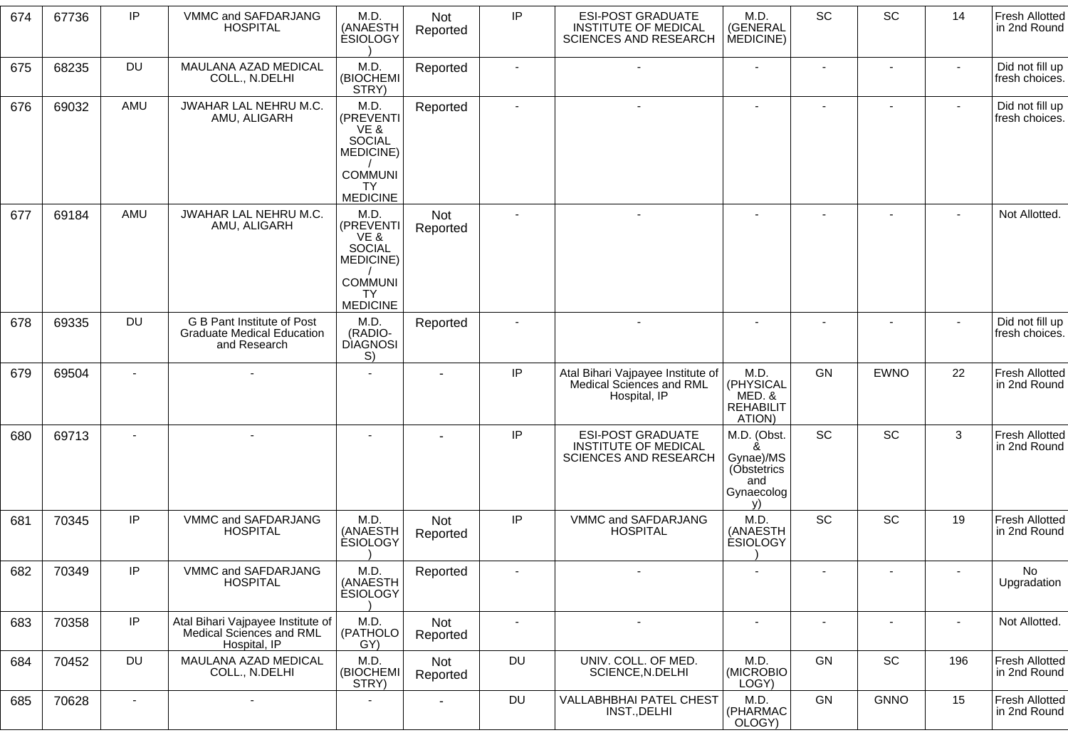| 674 | 67736 | IP | VMMC and SAFDARJANG HOSPITAL | M.D. (ANAESTHESIOLOGY) | Not Reported | IP | ESI-POST GRADUATE INSTITUTE OF MEDICAL SCIENCES AND RESEARCH | M.D. (GENERAL MEDICINE) | SC | SC | 14 | Fresh Allotted in 2nd Round |
|---|---|---|---|---|---|---|---|---|---|---|---|---|
| 675 | 68235 | DU | MAULANA AZAD MEDICAL COLL., N.DELHI | M.D. (BIOCHEMISTRY) | Reported | - | - | - | - | - | - | Did not fill up fresh choices. |
| 676 | 69032 | AMU | JWAHAR LAL NEHRU M.C. AMU, ALIGARH | M.D. (PREVENTIVE & SOCIAL MEDICINE) / COMMUNITY MEDICINE | Reported | - | - | - | - | - | - | Did not fill up fresh choices. |
| 677 | 69184 | AMU | JWAHAR LAL NEHRU M.C. AMU, ALIGARH | M.D. (PREVENTIVE & SOCIAL MEDICINE) / COMMUNITY MEDICINE | Not Reported | - | - | - | - | - | - | Not Allotted. |
| 678 | 69335 | DU | G B Pant Institute of Post Graduate Medical Education and Research | M.D. (RADIO-DIAGNOSIS) | Reported | - | - | - | - | - | - | Did not fill up fresh choices. |
| 679 | 69504 | - | - | - | - | IP | Atal Bihari Vajpayee Institute of Medical Sciences and RML Hospital, IP | M.D. (PHYSICAL MED. & REHABILITATION) | GN | EWNO | 22 | Fresh Allotted in 2nd Round |
| 680 | 69713 | - | - | - | - | IP | ESI-POST GRADUATE INSTITUTE OF MEDICAL SCIENCES AND RESEARCH | M.D. (Obst. & Gynae)/MS (Obstetrics and Gynaecology) | SC | SC | 3 | Fresh Allotted in 2nd Round |
| 681 | 70345 | IP | VMMC and SAFDARJANG HOSPITAL | M.D. (ANAESTHESIOLOGY) | Not Reported | IP | VMMC and SAFDARJANG HOSPITAL | M.D. (ANAESTHESIOLOGY) | SC | SC | 19 | Fresh Allotted in 2nd Round |
| 682 | 70349 | IP | VMMC and SAFDARJANG HOSPITAL | M.D. (ANAESTHESIOLOGY) | Reported | - | - | - | - | - | - | No Upgradation |
| 683 | 70358 | IP | Atal Bihari Vajpayee Institute of Medical Sciences and RML Hospital, IP | M.D. (PATHOLOGY) | Not Reported | - | - | - | - | - | - | Not Allotted. |
| 684 | 70452 | DU | MAULANA AZAD MEDICAL COLL., N.DELHI | M.D. (BIOCHEMISTRY) | Not Reported | DU | UNIV. COLL. OF MED. SCIENCE,N.DELHI | M.D. (MICROBIOLOGY) | GN | SC | 196 | Fresh Allotted in 2nd Round |
| 685 | 70628 | - | - | - | - | DU | VALLABHBHAI PATEL CHEST INST.,DELHI | M.D. (PHARMACOLOGY) | GN | GNNO | 15 | Fresh Allotted in 2nd Round |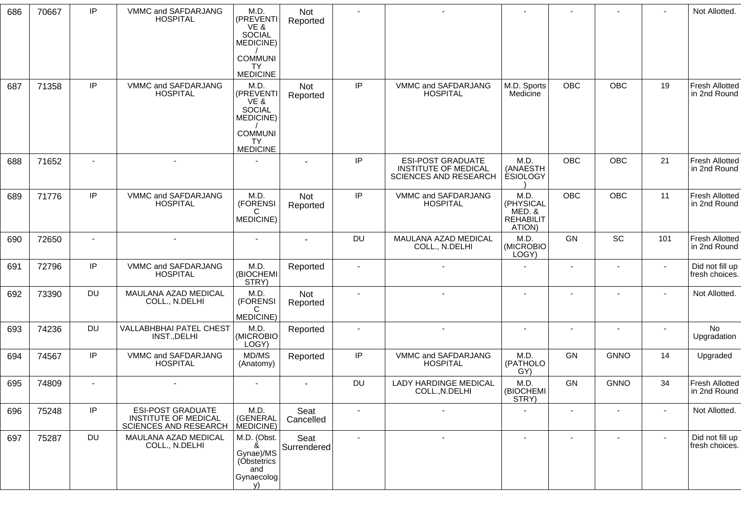| 686 | 70667 | IP | VMMC and SAFDARJANG HOSPITAL | M.D. (PREVENTIVE & SOCIAL MEDICINE)/ COMMUNITY MEDICINE | Not Reported | - | - | - | - | - | - | Not Allotted. |
|---|---|---|---|---|---|---|---|---|---|---|---|---|
| 687 | 71358 | IP | VMMC and SAFDARJANG HOSPITAL | M.D. (PREVENTIVE & SOCIAL MEDICINE)/ COMMUNITY MEDICINE | Not Reported | IP | VMMC and SAFDARJANG HOSPITAL | M.D. Sports Medicine | OBC | OBC | 19 | Fresh Allotted in 2nd Round |
| 688 | 71652 | - | - | - | - | IP | ESI-POST GRADUATE INSTITUTE OF MEDICAL SCIENCES AND RESEARCH | M.D. (ANAESTHESIOLOGY) | OBC | OBC | 21 | Fresh Allotted in 2nd Round |
| 689 | 71776 | IP | VMMC and SAFDARJANG HOSPITAL | M.D. (FORENSIC MEDICINE) | Not Reported | IP | VMMC and SAFDARJANG HOSPITAL | M.D. (PHYSICAL MED. & REHABILITATION) | OBC | OBC | 11 | Fresh Allotted in 2nd Round |
| 690 | 72650 | - | - | - | - | DU | MAULANA AZAD MEDICAL COLL., N.DELHI | M.D. (MICROBIOLOGY) | GN | SC | 101 | Fresh Allotted in 2nd Round |
| 691 | 72796 | IP | VMMC and SAFDARJANG HOSPITAL | M.D. (BIOCHEMISTRY) | Reported | - | - | - | - | - | - | Did not fill up fresh choices. |
| 692 | 73390 | DU | MAULANA AZAD MEDICAL COLL., N.DELHI | M.D. (FORENSIC MEDICINE) | Not Reported | - | - | - | - | - | - | Not Allotted. |
| 693 | 74236 | DU | VALLABHBHAI PATEL CHEST INST.,DELHI | M.D. (MICROBIOLOGY) | Reported | - | - | - | - | - | - | No Upgradation |
| 694 | 74567 | IP | VMMC and SAFDARJANG HOSPITAL | MD/MS (Anatomy) | Reported | IP | VMMC and SAFDARJANG HOSPITAL | M.D. (PATHOLOGY) | GN | GNNO | 14 | Upgraded |
| 695 | 74809 | - | - | - | - | DU | LADY HARDINGE MEDICAL COLL.,N.DELHI | M.D. (BIOCHEMISTRY) | GN | GNNO | 34 | Fresh Allotted in 2nd Round |
| 696 | 75248 | IP | ESI-POST GRADUATE INSTITUTE OF MEDICAL SCIENCES AND RESEARCH | M.D. (GENERAL MEDICINE) | Seat Cancelled | - | - | - | - | - | - | Not Allotted. |
| 697 | 75287 | DU | MAULANA AZAD MEDICAL COLL., N.DELHI | M.D. (Obst. & Gynae)/MS (Obstetrics and Gynaecology) | Seat Surrendered | - | - | - | - | - | - | Did not fill up fresh choices. |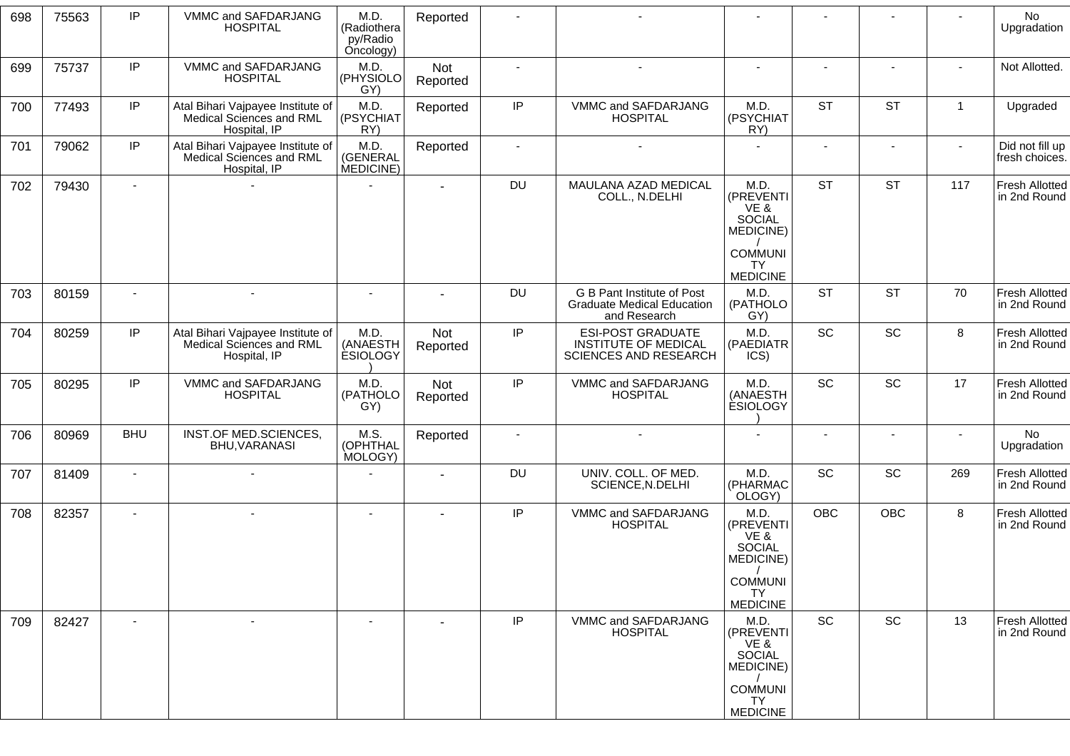| 698 | 75563 | IP | VMMC and SAFDARJANG HOSPITAL | M.D. (Radiotherapy/Radio Oncology) | Reported | - | - | - | - | - | - | No Upgradation |
|---|---|---|---|---|---|---|---|---|---|---|---|---|
| 699 | 75737 | IP | VMMC and SAFDARJANG HOSPITAL | M.D. (PHYSIOLOGY) | Not Reported | - | - | - | - | - | - | Not Allotted. |
| 700 | 77493 | IP | Atal Bihari Vajpayee Institute of Medical Sciences and RML Hospital, IP | M.D. (PSYCHIATRY) | Reported | IP | VMMC and SAFDARJANG HOSPITAL | M.D. (PSYCHIATRY) | ST | ST | 1 | Upgraded |
| 701 | 79062 | IP | Atal Bihari Vajpayee Institute of Medical Sciences and RML Hospital, IP | M.D. (GENERAL MEDICINE) | Reported | - | - | - | - | - | - | Did not fill up fresh choices. |
| 702 | 79430 | - | - | - | - | DU | MAULANA AZAD MEDICAL COLL., N.DELHI | M.D. (PREVENTIVE & SOCIAL MEDICINE) / COMMUNITY MEDICINE | ST | ST | 117 | Fresh Allotted in 2nd Round |
| 703 | 80159 | - | - | - | - | DU | G B Pant Institute of Post Graduate Medical Education and Research | M.D. (PATHOLOGY) | ST | ST | 70 | Fresh Allotted in 2nd Round |
| 704 | 80259 | IP | Atal Bihari Vajpayee Institute of Medical Sciences and RML Hospital, IP | M.D. (ANAESTHESIOLOGY) | Not Reported | IP | ESI-POST GRADUATE INSTITUTE OF MEDICAL SCIENCES AND RESEARCH | M.D. (PAEDIATRICS) | SC | SC | 8 | Fresh Allotted in 2nd Round |
| 705 | 80295 | IP | VMMC and SAFDARJANG HOSPITAL | M.D. (PATHOLOGY) | Not Reported | IP | VMMC and SAFDARJANG HOSPITAL | M.D. (ANAESTHESIOLOGY) | SC | SC | 17 | Fresh Allotted in 2nd Round |
| 706 | 80969 | BHU | INST.OF MED.SCIENCES, BHU,VARANASI | M.S. (OPHTHALMOLOGY) | Reported | - | - | - | - | - | - | No Upgradation |
| 707 | 81409 | - | - | - | - | DU | UNIV. COLL. OF MED. SCIENCE,N.DELHI | M.D. (PHARMACOLOGY) | SC | SC | 269 | Fresh Allotted in 2nd Round |
| 708 | 82357 | - | - | - | - | IP | VMMC and SAFDARJANG HOSPITAL | M.D. (PREVENTIVE & SOCIAL MEDICINE) / COMMUNITY MEDICINE | OBC | OBC | 8 | Fresh Allotted in 2nd Round |
| 709 | 82427 | - | - | - | - | IP | VMMC and SAFDARJANG HOSPITAL | M.D. (PREVENTIVE & SOCIAL MEDICINE) / COMMUNITY MEDICINE | SC | SC | 13 | Fresh Allotted in 2nd Round |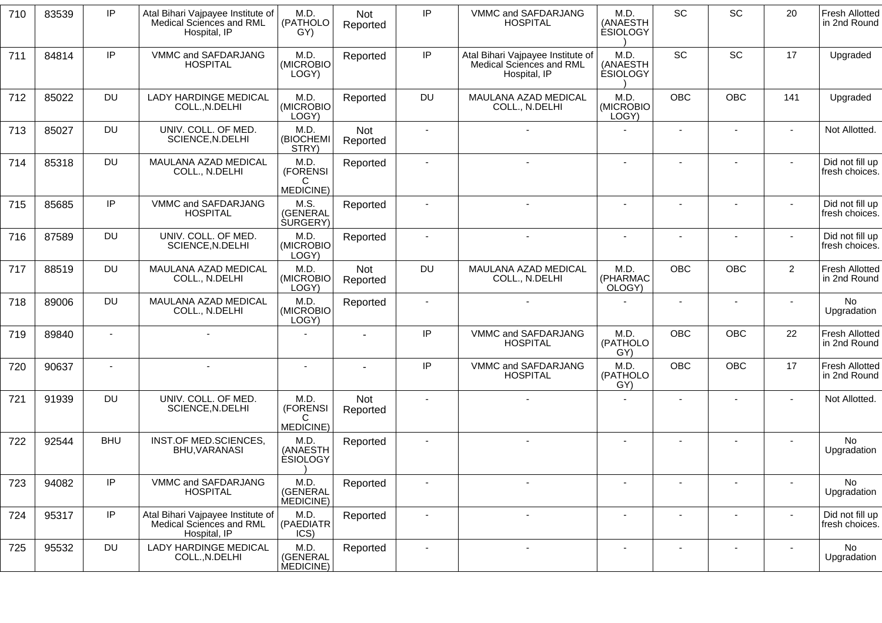| 710 | 83539 | IP | Atal Bihari Vajpayee Institute of Medical Sciences and RML Hospital, IP | M.D. (PATHOLOGY) | Not Reported | IP | VMMC and SAFDARJANG HOSPITAL | M.D. (ANAESTHESIOLOGY) | SC | SC | 20 | Fresh Allotted in 2nd Round |
|---|---|---|---|---|---|---|---|---|---|---|---|---|
| 711 | 84814 | IP | VMMC and SAFDARJANG HOSPITAL | M.D. (MICROBIOLOGY) | Reported | IP | Atal Bihari Vajpayee Institute of Medical Sciences and RML Hospital, IP | M.D. (ANAESTHESIOLOGY) | SC | SC | 17 | Upgraded |
| 712 | 85022 | DU | LADY HARDINGE MEDICAL COLL.,N.DELHI | M.D. (MICROBIOLOGY) | Reported | DU | MAULANA AZAD MEDICAL COLL., N.DELHI | M.D. (MICROBIOLOGY) | OBC | OBC | 141 | Upgraded |
| 713 | 85027 | DU | UNIV. COLL. OF MED. SCIENCE,N.DELHI | M.D. (BIOCHEMISTRY) | Not Reported | - | - | - | - | - | - | Not Allotted. |
| 714 | 85318 | DU | MAULANA AZAD MEDICAL COLL., N.DELHI | M.D. (FORENSIC MEDICINE) | Reported | - | - | - | - | - | - | Did not fill up fresh choices. |
| 715 | 85685 | IP | VMMC and SAFDARJANG HOSPITAL | M.S. (GENERAL SURGERY) | Reported | - | - | - | - | - | - | Did not fill up fresh choices. |
| 716 | 87589 | DU | UNIV. COLL. OF MED. SCIENCE,N.DELHI | M.D. (MICROBIOLOGY) | Reported | - | - | - | - | - | - | Did not fill up fresh choices. |
| 717 | 88519 | DU | MAULANA AZAD MEDICAL COLL., N.DELHI | M.D. (MICROBIOLOGY) | Not Reported | DU | MAULANA AZAD MEDICAL COLL., N.DELHI | M.D. (PHARMACOLOGY) | OBC | OBC | 2 | Fresh Allotted in 2nd Round |
| 718 | 89006 | DU | MAULANA AZAD MEDICAL COLL., N.DELHI | M.D. (MICROBIOLOGY) | Reported | - | - | - | - | - | - | No Upgradation |
| 719 | 89840 | - | - | - | - | IP | VMMC and SAFDARJANG HOSPITAL | M.D. (PATHOLOGY) | OBC | OBC | 22 | Fresh Allotted in 2nd Round |
| 720 | 90637 | - | - | - | - | IP | VMMC and SAFDARJANG HOSPITAL | M.D. (PATHOLOGY) | OBC | OBC | 17 | Fresh Allotted in 2nd Round |
| 721 | 91939 | DU | UNIV. COLL. OF MED. SCIENCE,N.DELHI | M.D. (FORENSIC MEDICINE) | Not Reported | - | - | - | - | - | - | Not Allotted. |
| 722 | 92544 | BHU | INST.OF MED.SCIENCES, BHU,VARANASI | M.D. (ANAESTHESIOLOGY) | Reported | - | - | - | - | - | - | No Upgradation |
| 723 | 94082 | IP | VMMC and SAFDARJANG HOSPITAL | M.D. (GENERAL MEDICINE) | Reported | - | - | - | - | - | - | No Upgradation |
| 724 | 95317 | IP | Atal Bihari Vajpayee Institute of Medical Sciences and RML Hospital, IP | M.D. (PAEDIATRICS) | Reported | - | - | - | - | - | - | Did not fill up fresh choices. |
| 725 | 95532 | DU | LADY HARDINGE MEDICAL COLL.,N.DELHI | M.D. (GENERAL MEDICINE) | Reported | - | - | - | - | - | - | No Upgradation |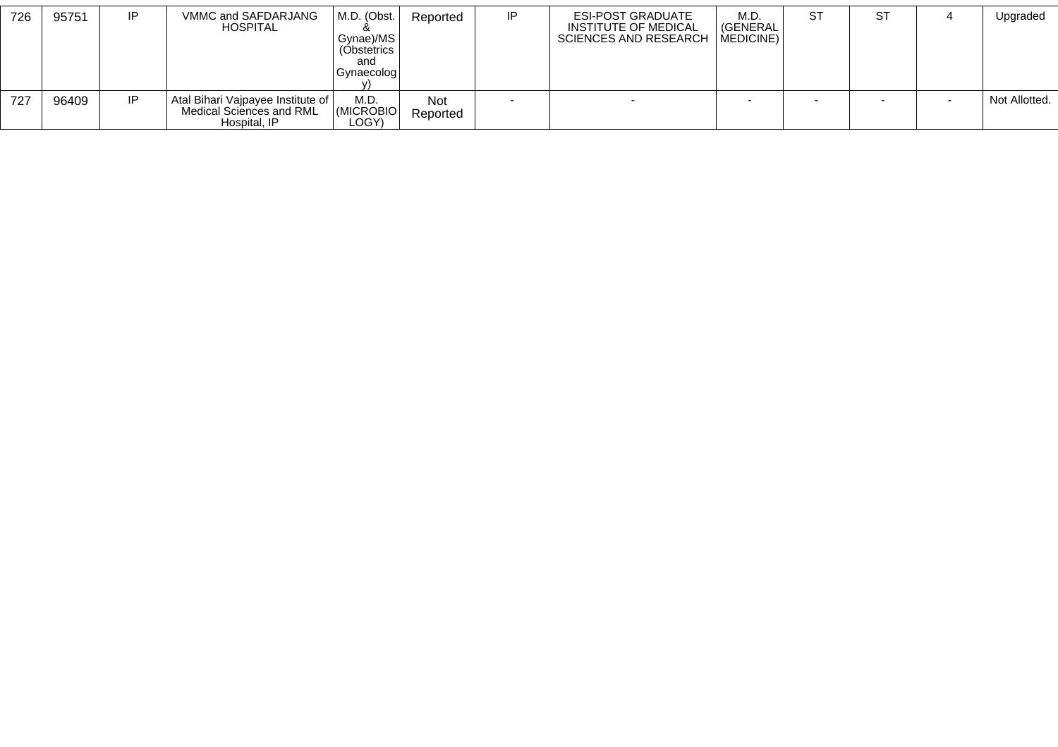| | | | | | | | | | | | | |
|---|---|---|---|---|---|---|---|---|---|---|---|---|
| 726 | 95751 | IP | VMMC and SAFDARJANG HOSPITAL | M.D. (Obst. & Gynae)/MS (Obstetrics and Gynaecology) | Reported | IP | ESI-POST GRADUATE INSTITUTE OF MEDICAL SCIENCES AND RESEARCH | M.D. (GENERAL MEDICINE) | ST | ST | 4 | Upgraded |
| 727 | 96409 | IP | Atal Bihari Vajpayee Institute of Medical Sciences and RML Hospital, IP | M.D. (MICROBIOLOGY) | Not Reported | - | - | - | - | - | - | Not Allotted. |